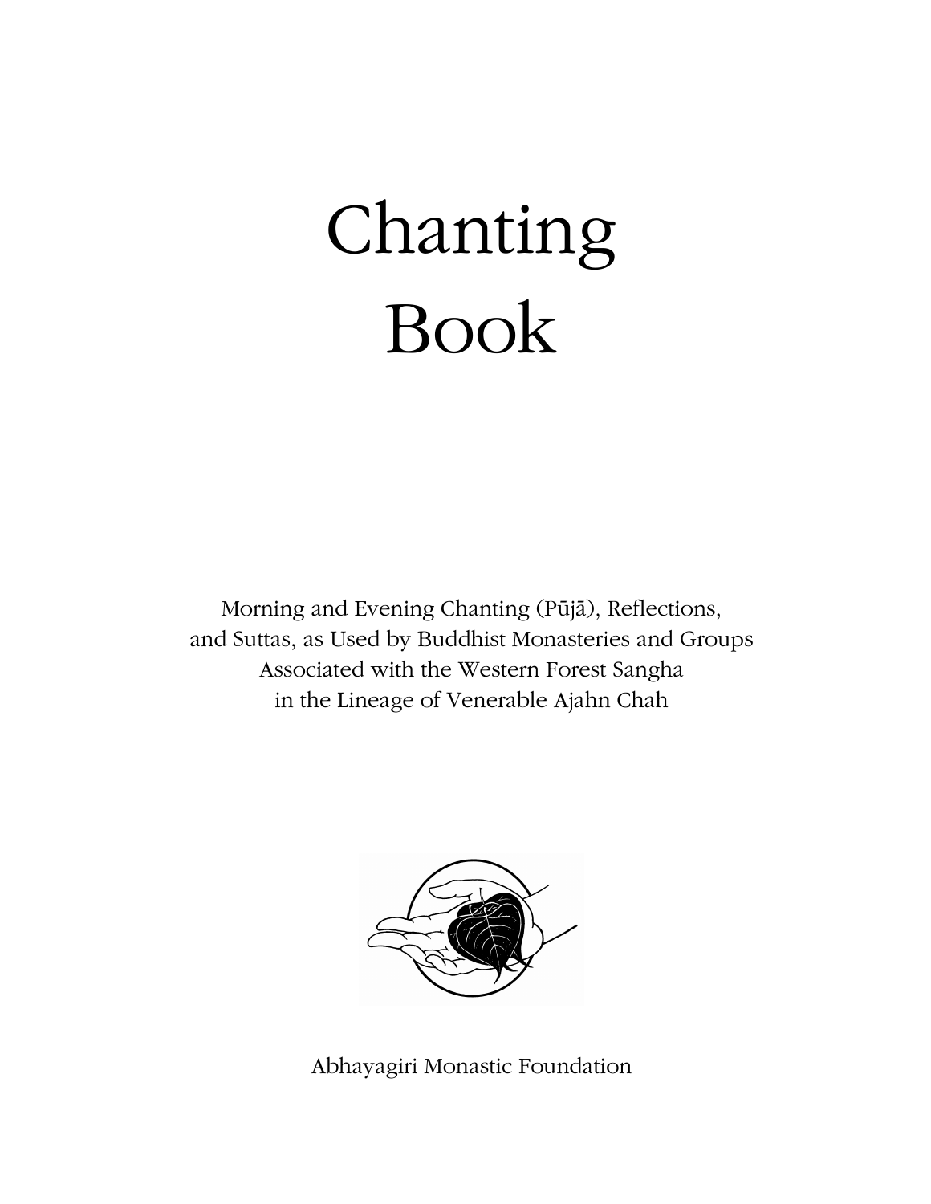# Chanting Book

Morning and Evening Chanting (Pūjā), Reflections, and Suttas, as Used by Buddhist Monasteries and Groups Associated with the Western Forest Sangha in the Lineage of Venerable Ajahn Chah

Abhayagiri Monastic Foundation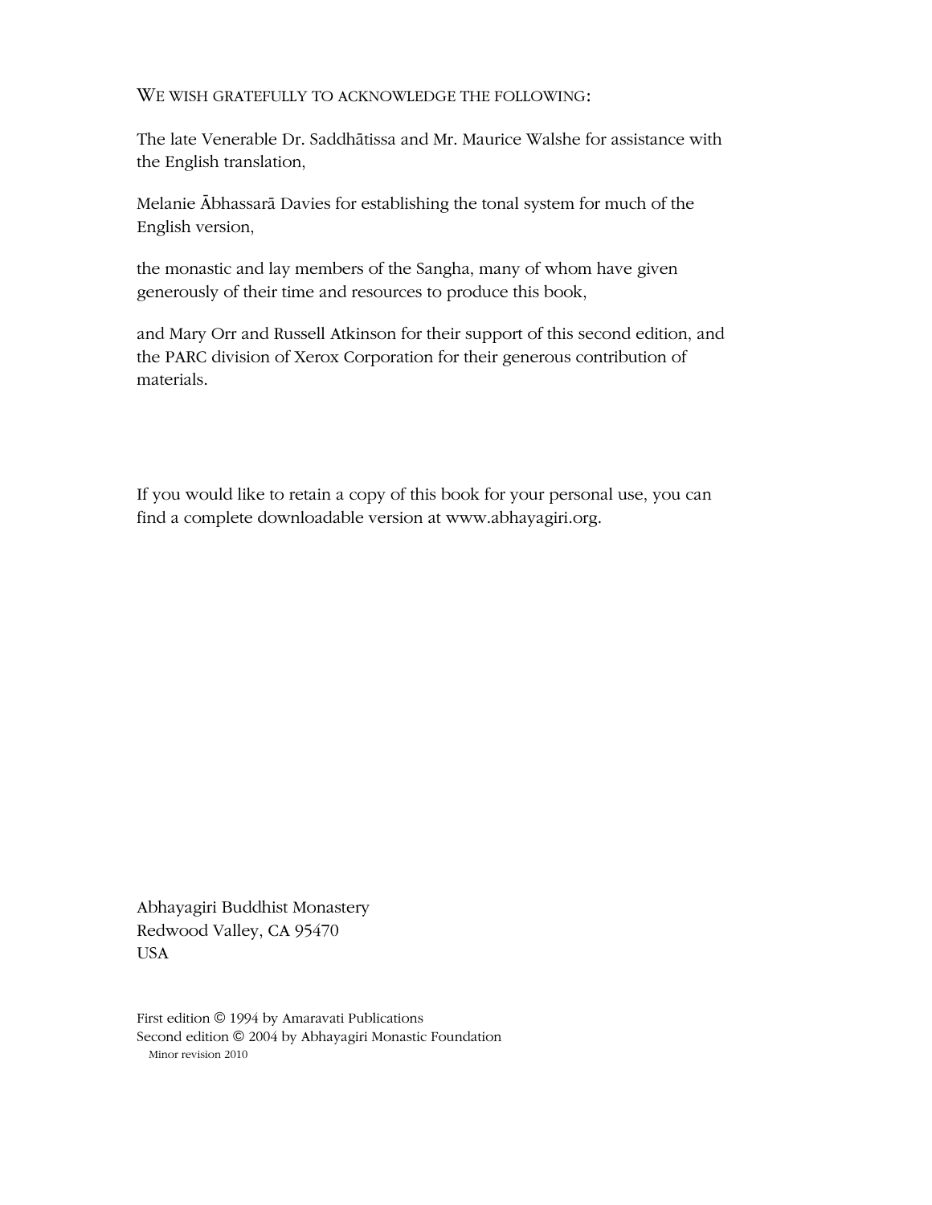WE WISH GRATEFULLY TO ACKNOWLEDGE THE FOLLOWING:

The late Venerable Dr. Saddhātissa and Mr. Maurice Walshe for assistance with the English translation,

Melanie Ābhassarā Davies for establishing the tonal system for much of the English version,

the monastic and lay members of the Sangha, many of whom have given generously of their time and resources to produce this book,

and Mary Orr and Russell Atkinson for their support of this second edition, and the PARC division of Xerox Corporation for their generous contribution of materials.

If you would like to retain a copy of this book for your personal use, you can find a complete downloadable version at www.abhayagiri.org.

Abhayagiri Buddhist Monastery
Redwood Valley, CA 95470
USA

First edition © 1994 by Amaravati Publications
Second edition © 2004 by Abhayagiri Monastic Foundation
Minor revision 2010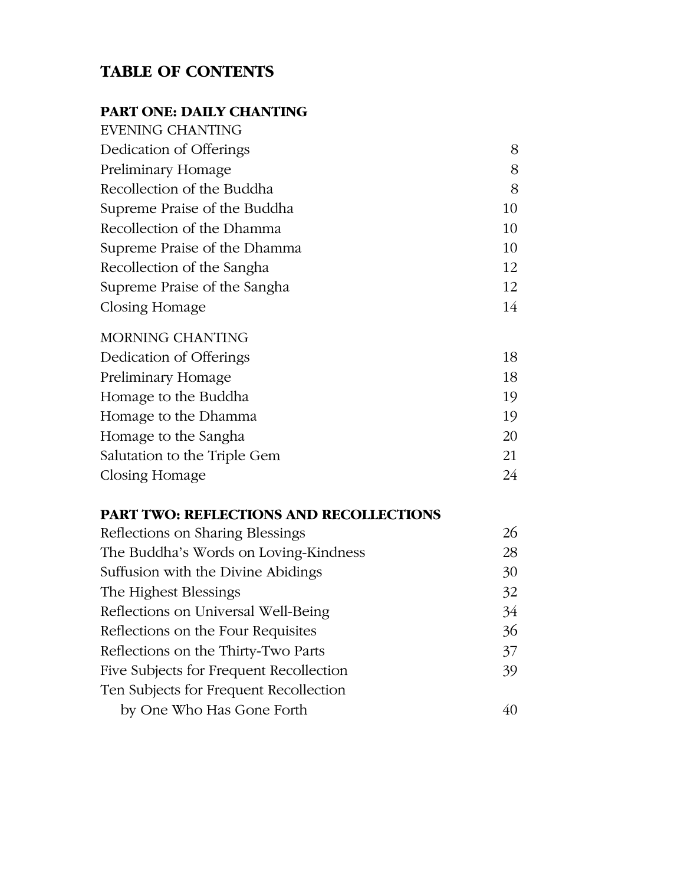# TABLE OF CONTENTS

## PART ONE: DAILY CHANTING

EVENING CHANTING

| | |
|---|---|
| Dedication of Offerings | 8 |
| Preliminary Homage | 8 |
| Recollection of the Buddha | 8 |
| Supreme Praise of the Buddha | 10 |
| Recollection of the Dhamma | 10 |
| Supreme Praise of the Dhamma | 10 |
| Recollection of the Sangha | 12 |
| Supreme Praise of the Sangha | 12 |
| Closing Homage | 14 |

MORNING CHANTING

| | |
|---|---|
| Dedication of Offerings | 18 |
| Preliminary Homage | 18 |
| Homage to the Buddha | 19 |
| Homage to the Dhamma | 19 |
| Homage to the Sangha | 20 |
| Salutation to the Triple Gem | 21 |
| Closing Homage | 24 |

## PART TWO: REFLECTIONS AND RECOLLECTIONS

| | |
|---|---|
| Reflections on Sharing Blessings | 26 |
| The Buddha's Words on Loving-Kindness | 28 |
| Suffusion with the Divine Abidings | 30 |
| The Highest Blessings | 32 |
| Reflections on Universal Well-Being | 34 |
| Reflections on the Four Requisites | 36 |
| Reflections on the Thirty-Two Parts | 37 |
| Five Subjects for Frequent Recollection | 39 |
| Ten Subjects for Frequent Recollection by One Who Has Gone Forth | 40 |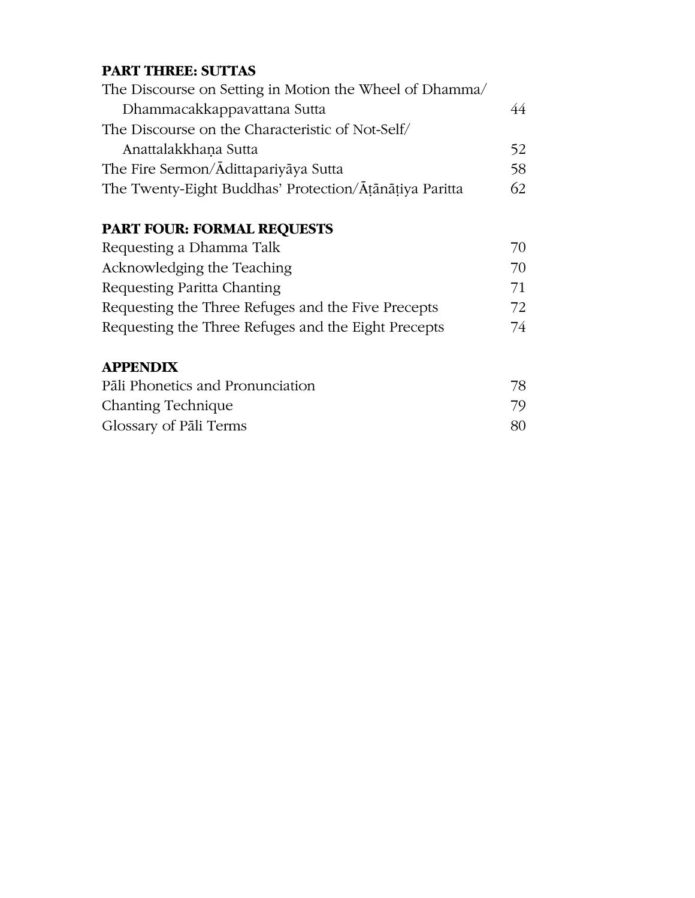**PART THREE: SUTTAS**

The Discourse on Setting in Motion the Wheel of Dhamma/ Dhammacakkappavattana Sutta 44

The Discourse on the Characteristic of Not-Self/ Anattalakkhaṇa Sutta 52

The Fire Sermon/Ādittapariyāya Sutta 58

The Twenty-Eight Buddhas' Protection/Āṭānāṭiya Paritta 62

**PART FOUR: FORMAL REQUESTS**

Requesting a Dhamma Talk 70

Acknowledging the Teaching 70

Requesting Paritta Chanting 71

Requesting the Three Refuges and the Five Precepts 72

Requesting the Three Refuges and the Eight Precepts 74

**APPENDIX**

Pāli Phonetics and Pronunciation 78

Chanting Technique 79

Glossary of Pāli Terms 80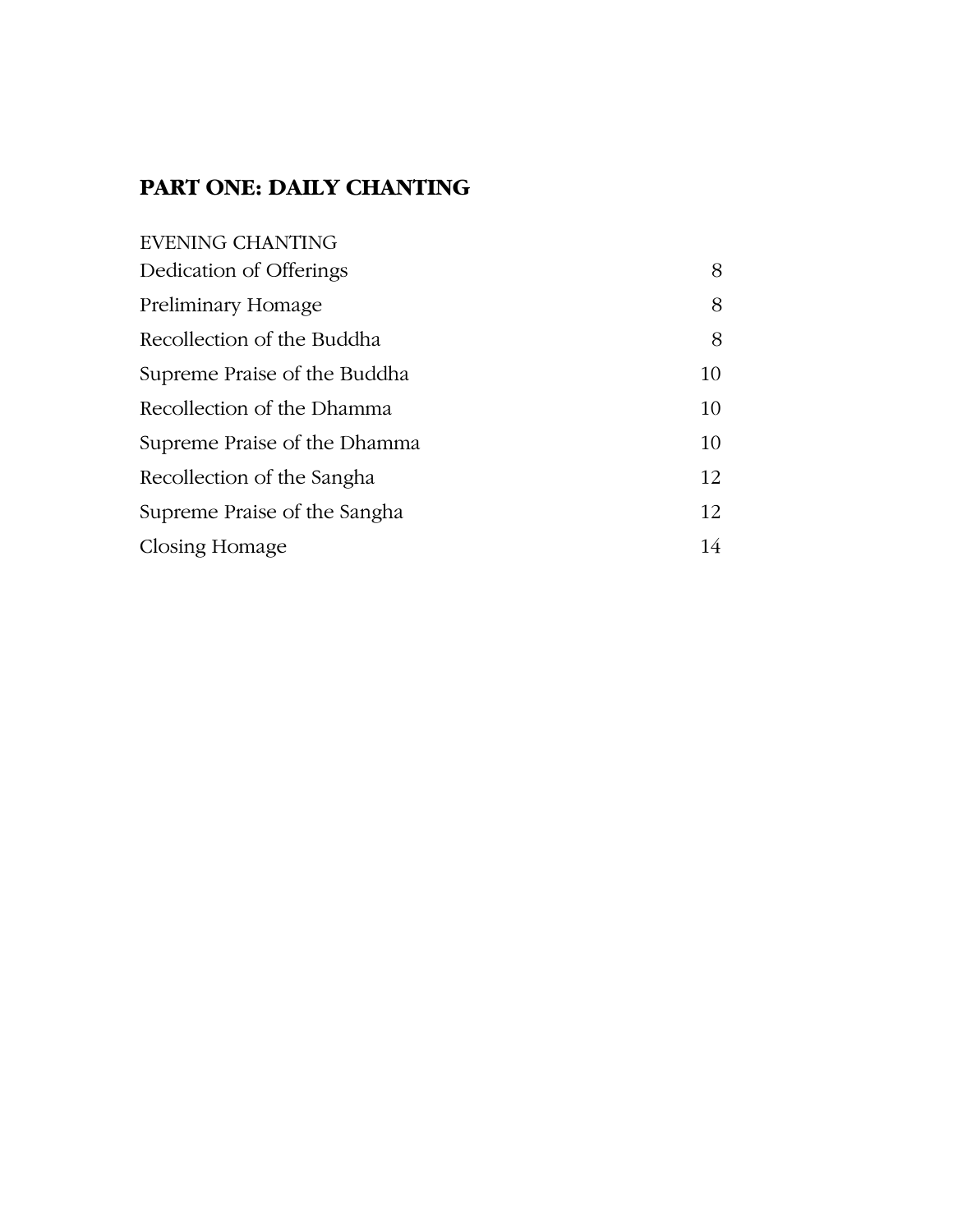## PART ONE: DAILY CHANTING

EVENING CHANTING

| | |
|---|---|
| Dedication of Offerings | 8 |
| Preliminary Homage | 8 |
| Recollection of the Buddha | 8 |
| Supreme Praise of the Buddha | 10 |
| Recollection of the Dhamma | 10 |
| Supreme Praise of the Dhamma | 10 |
| Recollection of the Sangha | 12 |
| Supreme Praise of the Sangha | 12 |
| Closing Homage | 14 |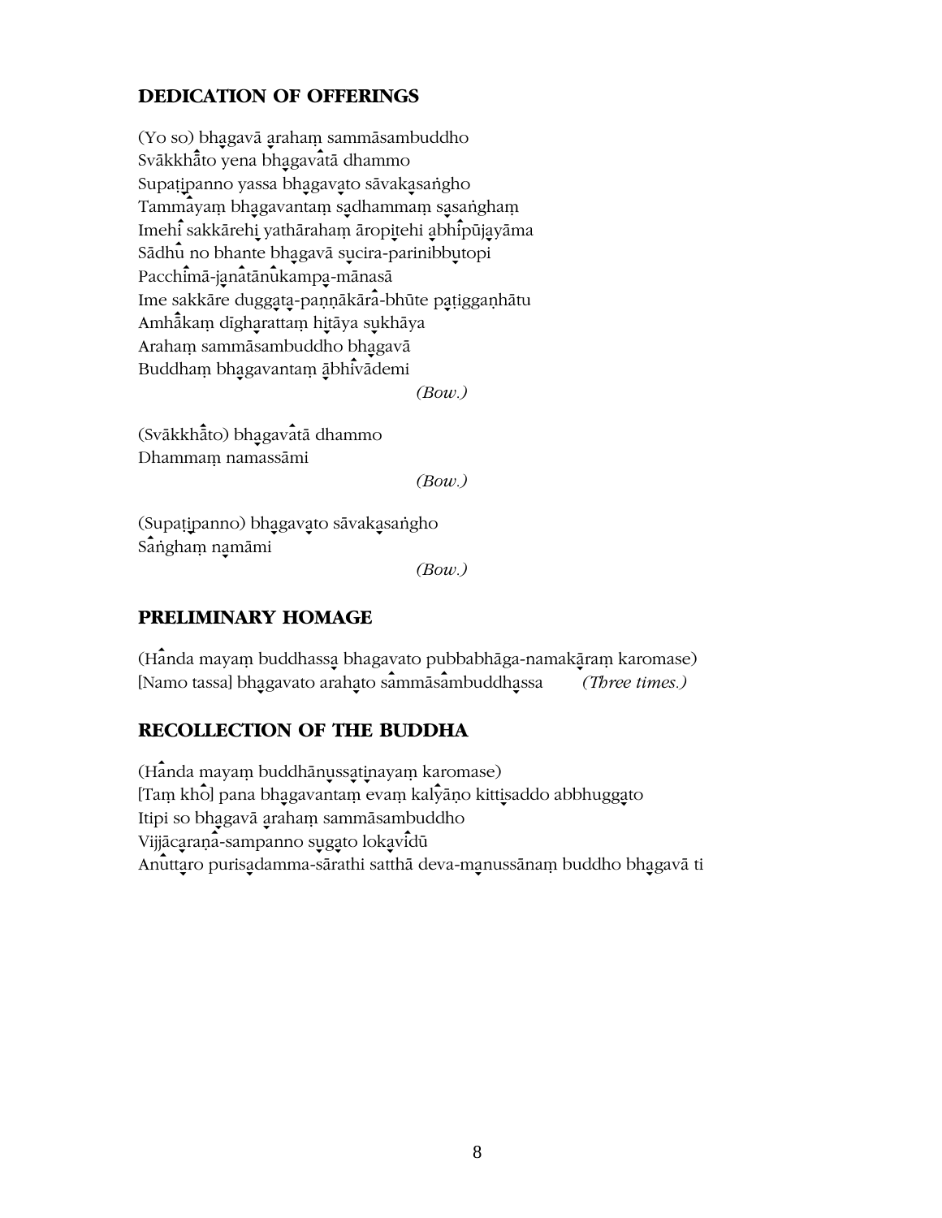## DEDICATION OF OFFERINGS

(Yo so) bhagavā araham sammāsambuddho
Svākkhāto yena bhagavatā dhammo
Supaṭipanno yassa bhagavato sāvakasaṅgho
Tammayaṃ bhagavantaṃ sadhammaṃ sasaṅghaṃ
Imehi sakkārehi yathārahaṃ āropitehi abhipūjayāma
Sādhu no bhante bhagavā sucira-parinibbutopi
Pacchimā-janatānukampa-mānasā
Ime sakkāre duggata-paṇṇākāra-bhūte paṭiggaṇhātu
Amhākaṃ dīgharattaṃ hitāya sukhāya
Arahaṃ sammāsambuddho bhagavā
Buddhaṃ bhagavantaṃ abhivādemi

*(Bow.)*

(Svākkhāto) bhagavatā dhammo
Dhammaṃ namassāmi

*(Bow.)*

(Supaṭipanno) bhagavato sāvakasaṅgho
Saṅghaṃ namāmi

*(Bow.)*

## PRELIMINARY HOMAGE

(Handa mayaṃ buddhassa bhagavato pubbabhāga-namakāraṃ karomase)
[Namo tassa] bhagavato arahato sammāsambuddhassa *(Three times.)*

## RECOLLECTION OF THE BUDDHA

(Handa mayaṃ buddhānussatinayaṃ karomase)
[Taṃ kho] pana bhagavantaṃ evaṃ kalyāṇo kittisaddo abbhuggato
Itipi so bhagavā arahaṃ sammāsambuddho
Vijjācaraṇa-sampanno sugato lokavidū
Anuttaro purisadamma-sārathi satthā deva-manussānaṃ buddho bhagavā ti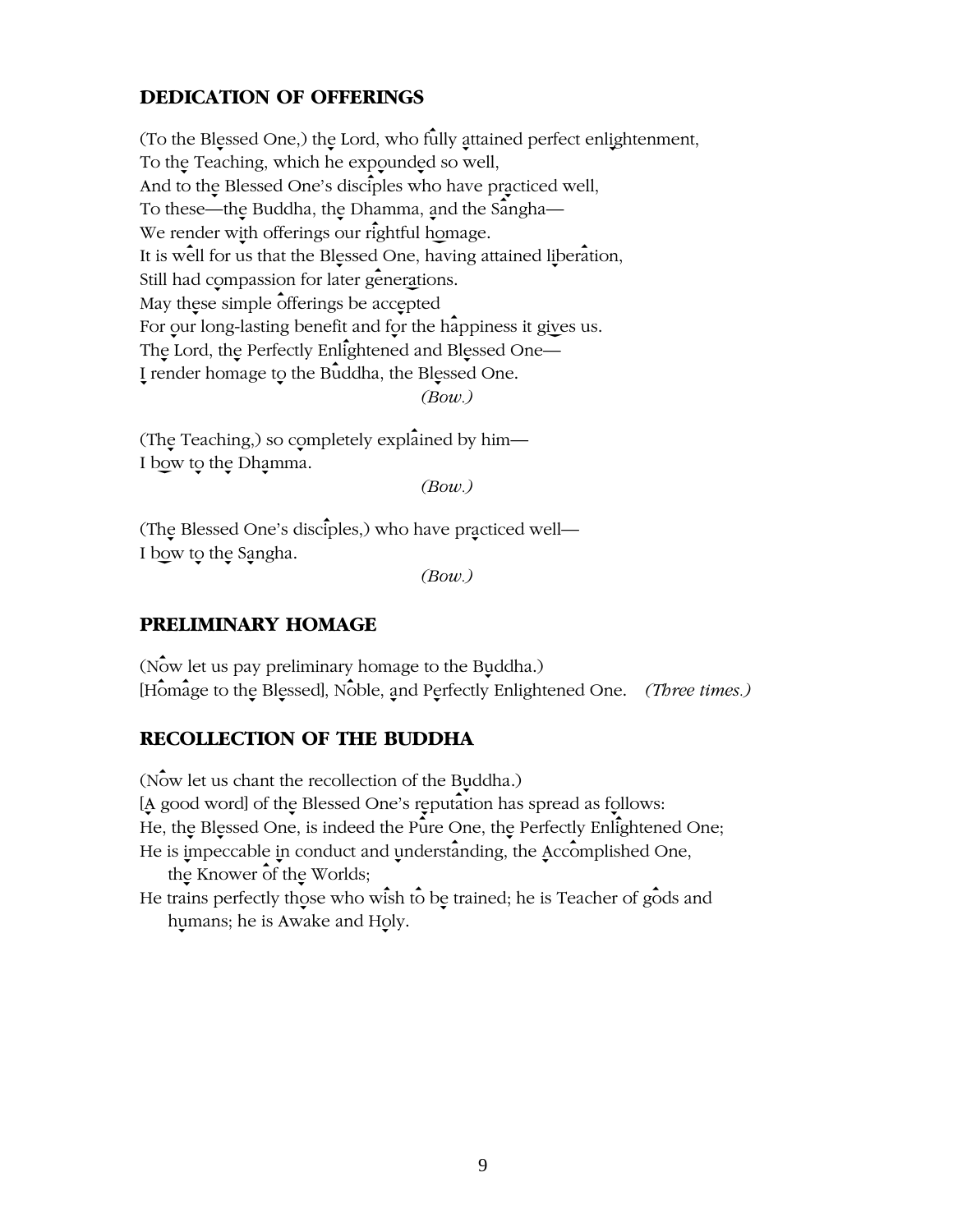## DEDICATION OF OFFERINGS

(To the Blessed One,) the Lord, who fully attained perfect enlightenment,
To the Teaching, which he expounded so well,
And to the Blessed One's disciples who have practiced well,
To these—the Buddha, the Dhamma, and the Sangha—
We render with offerings our rightful homage.
It is well for us that the Blessed One, having attained liberation,
Still had compassion for later generations.
May these simple offerings be accepted
For our long-lasting benefit and for the happiness it gives us.
The Lord, the Perfectly Enlightened and Blessed One—
I render homage to the Buddha, the Blessed One.

*(Bow.)*

(The Teaching,) so completely explained by him—
I bow to the Dhamma.

*(Bow.)*

(The Blessed One's disciples,) who have practiced well—
I bow to the Sangha.

*(Bow.)*

## PRELIMINARY HOMAGE

(Now let us pay preliminary homage to the Buddha.)
[Homage to the Blessed], Noble, and Perfectly Enlightened One. *(Three times.)*

## RECOLLECTION OF THE BUDDHA

(Now let us chant the recollection of the Buddha.)
[A good word] of the Blessed One's reputation has spread as follows:
He, the Blessed One, is indeed the Pure One, the Perfectly Enlightened One;
He is impeccable in conduct and understanding, the Accomplished One, the Knower of the Worlds;
He trains perfectly those who wish to be trained; he is Teacher of gods and humans; he is Awake and Holy.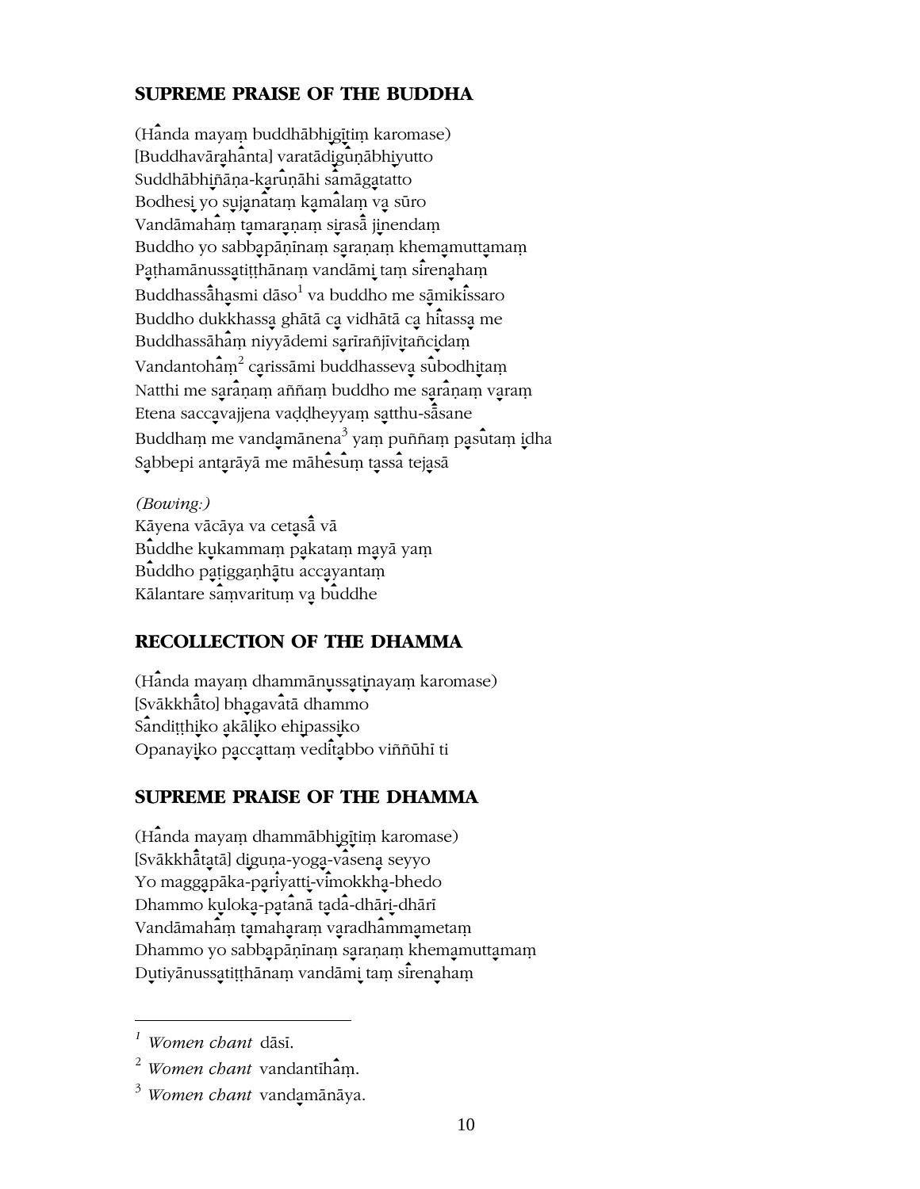## SUPREME PRAISE OF THE BUDDHA

(Handa mayaṃ buddhābhigītiṃ karomase)
[Buddhavārahanta] varatādiguṇābhiyutto
Suddhābhiñāṇa-karuṇāhi samāgatatto
Bodhesi yo sujanataṃ kamalaṃ va sūro
Vandāmahaṃ tamaraṇaṃ sirasā jinendaṃ
Buddho yo sabbapāṇinaṃ saraṇaṃ khemamuttamaṃ
Paṭhamānussatiṭṭhānaṃ vandāmi taṃ sirenahaṃ
Buddhassāhasmi dāso[1] va buddho me sāmikissaro
Buddho dukkhassa ghātā ca vidhātā ca hitassa me
Buddhassāhaṃ niyyādemi sarīrañjīvitañcidaṃ
Vandantohaṃ[2] carissāmi buddhasseva subodhitaṃ
Natthi me saraṇaṃ aññaṃ buddho me saraṇaṃ varaṃ
Etena saccavajjena vaḍḍheyyaṃ satthu-sāsane
Buddhaṃ me vandamānena[3] yaṃ puññaṃ pasutaṃ idha
Sabbepi antarāyā me māhesuṃ tassa tejasā

*(Bowing:)*
Kāyena vācāya va cetasā vā
Buddhe kukammaṃ pakataṃ mayā yaṃ
Buddho paṭigganhātu accayantaṃ
Kālantare saṃvarituṃ va buddhe

## RECOLLECTION OF THE DHAMMA

(Handa mayaṃ dhammānussatinayaṃ karomase)
[Svākkhāto] bhagavatā dhammo
Sandiṭṭhiko akāliko ehipassiko
Opanayiko paccattaṃ veditabbo viññūhī ti

## SUPREME PRAISE OF THE DHAMMA

(Handa mayaṃ dhammābhigītiṃ karomase)
[Svākkhātatā] diguṇa-yoga-vasena seyyo
Yo maggapāka-pariyatti-vimokkha-bhedo
Dhammo kuloka-patanā tada-dhāri-dhārī
Vandāmahaṃ tamaharaṃ varadhammametaṃ
Dhammo yo sabbapāṇīnaṃ saraṇaṃ khemamuttamaṃ
Dutiyānussatiṭṭhānaṃ vandāmi taṃ sirenahaṃ

---

[1] *Women chant* dāsī.

[2] *Women chant* vandantīhaṃ.

[3] *Women chant* vandamānāya.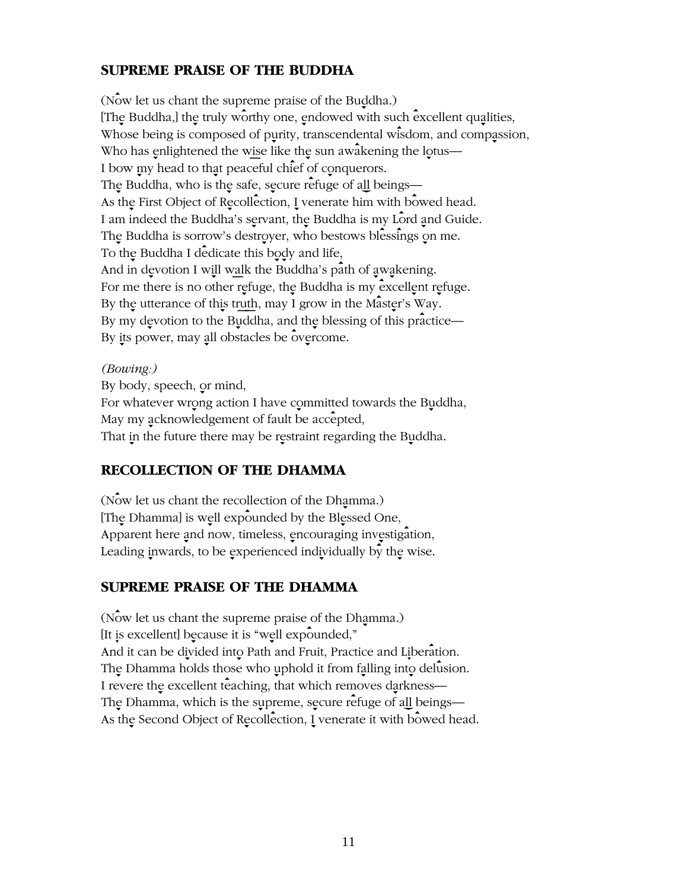## SUPREME PRAISE OF THE BUDDHA

(Now let us chant the supreme praise of the Buddha.)
[The Buddha,] the truly worthy one, endowed with such excellent qualities,
Whose being is composed of purity, transcendental wisdom, and compassion,
Who has enlightened the wise like the sun awakening the lotus—
I bow my head to that peaceful chief of conquerors.
The Buddha, who is the safe, secure refuge of all beings—
As the First Object of Recollection, I venerate him with bowed head.
I am indeed the Buddha's servant, the Buddha is my Lord and Guide.
The Buddha is sorrow's destroyer, who bestows blessings on me.
To the Buddha I dedicate this body and life,
And in devotion I will walk the Buddha's path of awakening.
For me there is no other refuge, the Buddha is my excellent refuge.
By the utterance of this truth, may I grow in the Master's Way.
By my devotion to the Buddha, and the blessing of this practice—
By its power, may all obstacles be overcome.

*(Bowing:)*
By body, speech, or mind,
For whatever wrong action I have committed towards the Buddha,
May my acknowledgement of fault be accepted,
That in the future there may be restraint regarding the Buddha.

## RECOLLECTION OF THE DHAMMA

(Now let us chant the recollection of the Dhamma.)
[The Dhamma] is well expounded by the Blessed One,
Apparent here and now, timeless, encouraging investigation,
Leading inwards, to be experienced individually by the wise.

## SUPREME PRAISE OF THE DHAMMA

(Now let us chant the supreme praise of the Dhamma.)
[It is excellent] because it is "well expounded,"
And it can be divided into Path and Fruit, Practice and Liberation.
The Dhamma holds those who uphold it from falling into delusion.
I revere the excellent teaching, that which removes darkness—
The Dhamma, which is the supreme, secure refuge of all beings—
As the Second Object of Recollection, I venerate it with bowed head.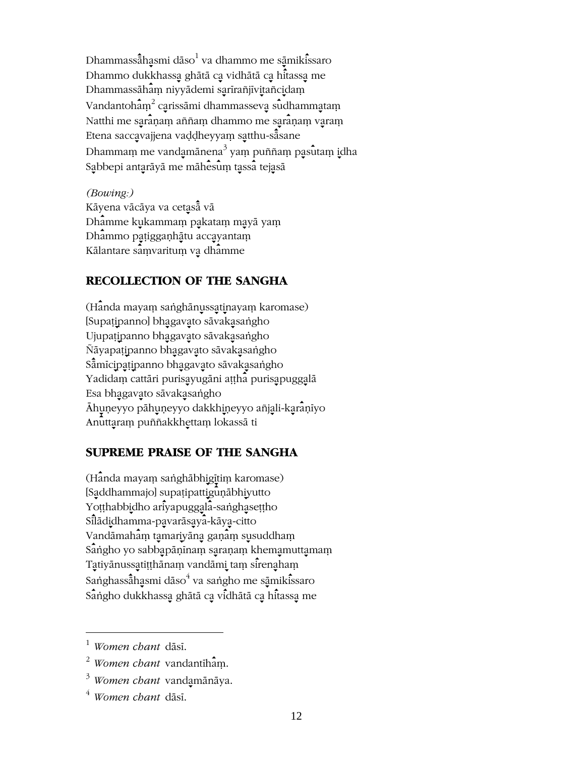Dhammassāhasmi dāso[1] va dhammo me sāmikissaro
Dhammo dukkhassa ghātā ca vidhātā ca hitassa me
Dhammassāhaṃ niyyādemi sarīrañjīvitañcidaṃ
Vandantohaṃ[2] carissāmi dhammasseva sudhammataṃ
Natthi me saraṇaṃ aññaṃ dhammo me saraṇaṃ varaṃ
Etena saccavajjena vaḍḍheyyaṃ satthu-sāsane
Dhammaṃ me vandamānena[3] yaṃ puññaṃ pasutaṃ idha
Sabbepi antarāyā me māhesuṃ tassa tejasā

*(Bowing:)*
Kāyena vācāya va cetasā vā
Dhamme kukammaṃ pakataṃ mayā yaṃ
Dhammo paṭigganhātu accayantaṃ
Kālantare saṃvarituṃ va dhamme

## RECOLLECTION OF THE SANGHA

(Handa mayaṃ saṅghānussatinayaṃ karomase)
[Supaṭipanno] bhagavato sāvakasaṅgho
Ujupaṭipanno bhagavato sāvakasaṅgho
Ñāyapaṭipanno bhagavato sāvakasaṅgho
Sāmīcipaṭipanno bhagavato sāvakasaṅgho
Yadidaṃ cattāri purisayugāni aṭṭha purisapuggalā
Esa bhagavato sāvakasaṅgho
Āhuṇeyyo pāhuṇeyyo dakkhiṇeyyo añjali-karaṇīyo
Anuttaraṃ puññakkhettaṃ lokassā ti

## SUPREME PRAISE OF THE SANGHA

(Handa mayaṃ saṅghābhigītiṃ karomase)
[Saddhammajo] supaṭipattiguṇābhiyutto
Yoṭṭhabbidho ariyapuggala-saṅghaseṭṭho
Sīlādidhamma-pavarāsaya-kāya-citto
Vandāmahaṃ tamariyāna gaṇaṃ susuddhaṃ
Saṅgho yo sabbapāṇīnaṃ saraṇaṃ khemamuttamaṃ
Tatiyānussatiṭṭhānaṃ vandāmi taṃ sirenahaṃ
Saṅghassāhasmi dāso[4] va saṅgho me sāmikissaro
Saṅgho dukkhassa ghātā ca vidhātā ca hitassa me

---

[1] *Women chant* dāsī.

[2] *Women chant* vandantīhaṃ.

[3] *Women chant* vandamānāya.

[4] *Women chant* dāsī.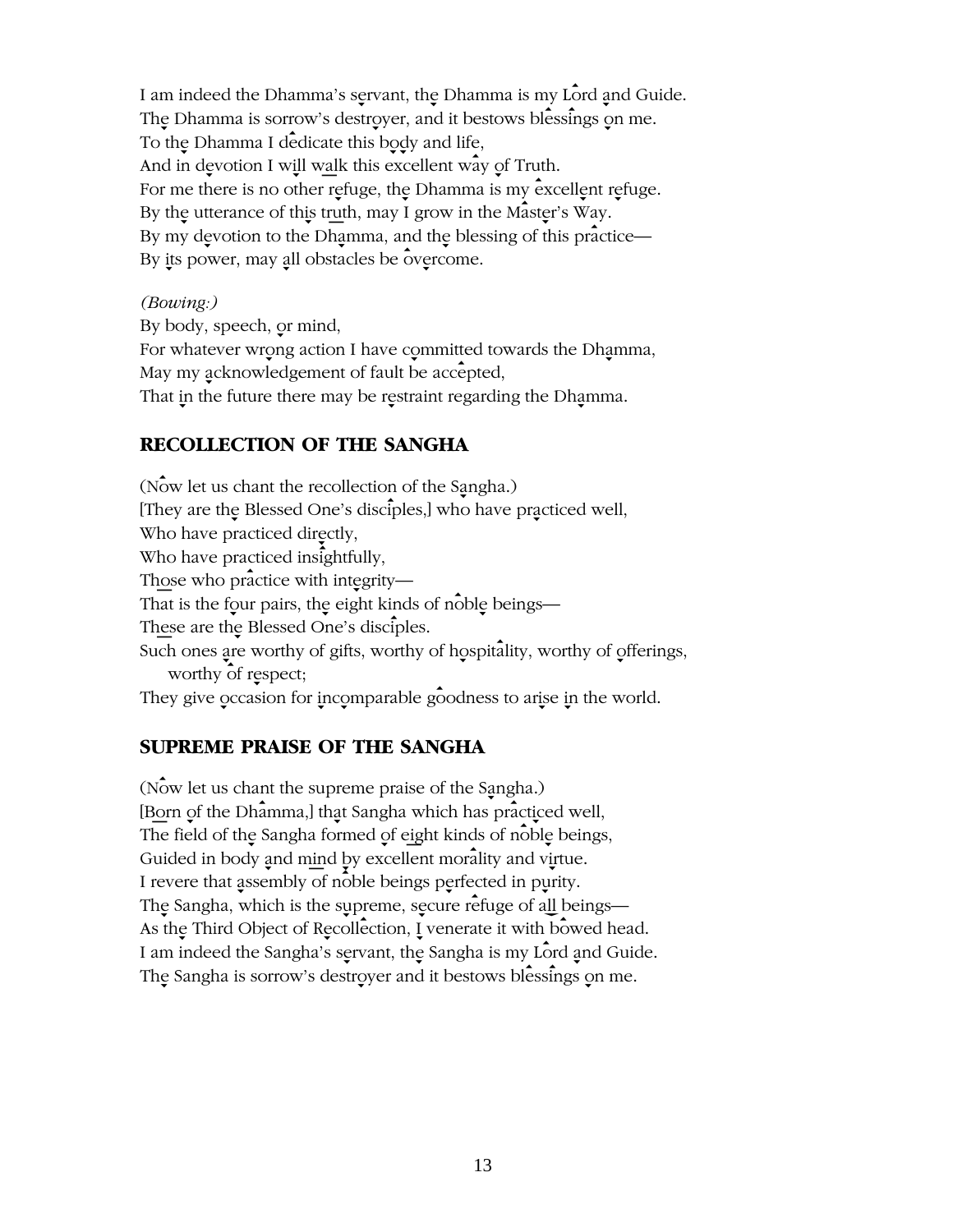I am indeed the Dhamma's servant, the Dhamma is my Lord and Guide.
The Dhamma is sorrow's destroyer, and it bestows blessings on me.
To the Dhamma I dedicate this body and life,
And in devotion I will walk this excellent way of Truth.
For me there is no other refuge, the Dhamma is my excellent refuge.
By the utterance of this truth, may I grow in the Master's Way.
By my devotion to the Dhamma, and the blessing of this practice—
By its power, may all obstacles be overcome.

*(Bowing:)*
By body, speech, or mind,
For whatever wrong action I have committed towards the Dhamma,
May my acknowledgement of fault be accepted,
That in the future there may be restraint regarding the Dhamma.

## RECOLLECTION OF THE SANGHA

(Now let us chant the recollection of the Sangha.)
[They are the Blessed One's disciples,] who have practiced well,
Who have practiced directly,
Who have practiced insightfully,
Those who practice with integrity—
That is the four pairs, the eight kinds of noble beings—
These are the Blessed One's disciples.
Such ones are worthy of gifts, worthy of hospitality, worthy of offerings, worthy of respect;
They give occasion for incomparable goodness to arise in the world.

## SUPREME PRAISE OF THE SANGHA

(Now let us chant the supreme praise of the Sangha.)
[Born of the Dhamma,] that Sangha which has practiced well,
The field of the Sangha formed of eight kinds of noble beings,
Guided in body and mind by excellent morality and virtue.
I revere that assembly of noble beings perfected in purity.
The Sangha, which is the supreme, secure refuge of all beings—
As the Third Object of Recollection, I venerate it with bowed head.
I am indeed the Sangha's servant, the Sangha is my Lord and Guide.
The Sangha is sorrow's destroyer and it bestows blessings on me.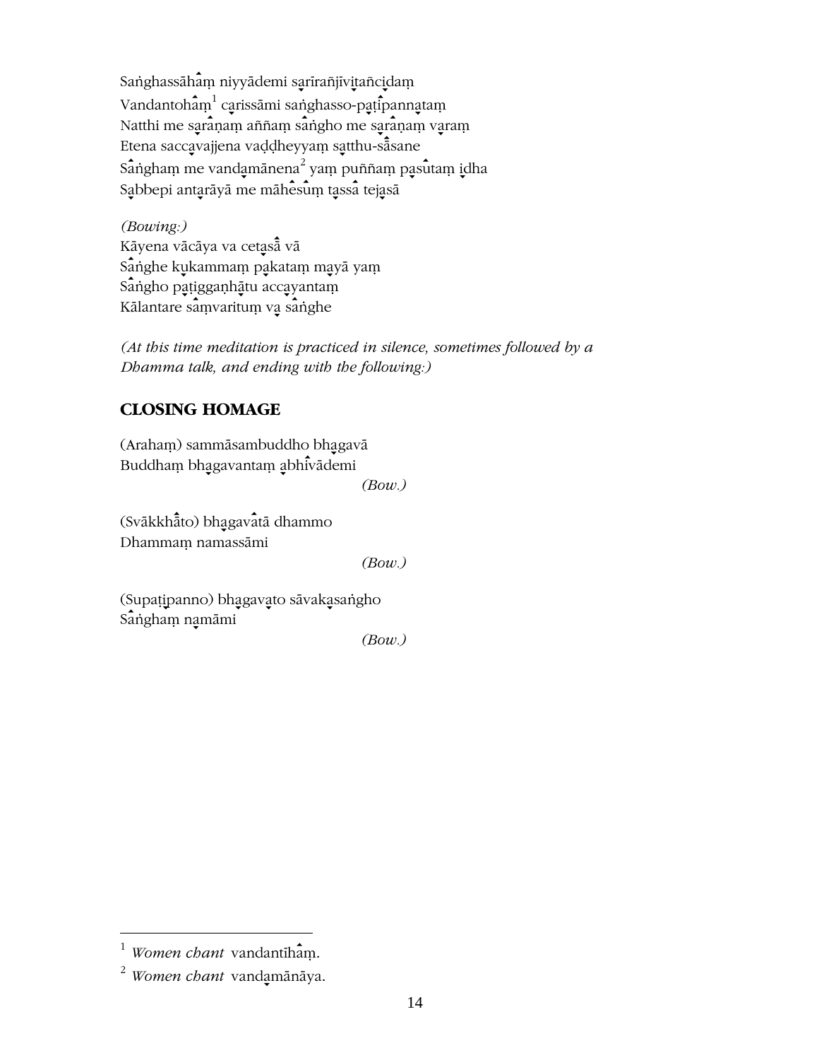Saṅghassāhaṃ niyyādemi sarīrañjīvitañcidaṃ  
Vandantohaṃ[1] carissāmi saṅghasso-paṭipannataṃ  
Natthi me saraṇaṃ aññaṃ saṅgho me saraṇaṃ varaṃ  
Etena saccavajjena vaḍḍheyyaṃ satthu-sāsane  
Saṅghaṃ me vandamānena[2] yaṃ puññaṃ pasutaṃ idha  
Sabbepi antarāyā me māhesuṃ tassa tejasā

*(Bowing:)*  
Kāyena vācāya va cetasā vā  
Saṅghe kukammaṃ pakataṃ mayā yaṃ  
Saṅgho paṭigganhātu accayantaṃ  
Kālantare saṃvarituṃ va saṅghe

*(At this time meditation is practiced in silence, sometimes followed by a Dhamma talk, and ending with the following:)*

## CLOSING HOMAGE

(Arahaṃ) sammāsambuddho bhagavā  
Buddhaṃ bhagavantaṃ abhivādemi  
*(Bow.)*

(Svākkhāto) bhagavatā dhammo  
Dhammaṃ namassāmi  
*(Bow.)*

(Supaṭipanno) bhagavato sāvakasaṅgho  
Saṅghaṃ namāmi  
*(Bow.)*

---

[1] *Women chant* vandantīhaṃ.

[2] *Women chant* vandamānāya.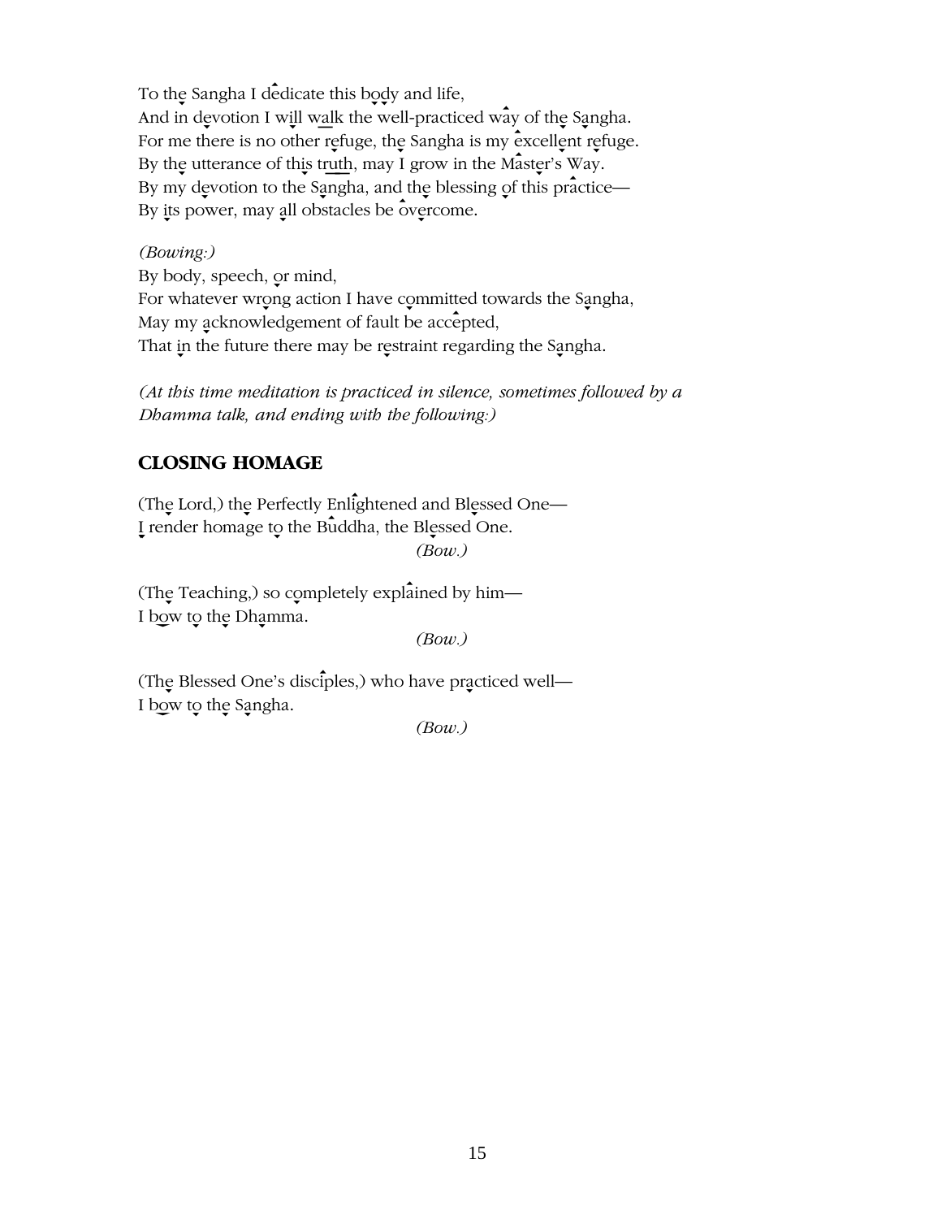To the Sangha I dedicate this body and life,
And in devotion I will walk the well-practiced way of the Sangha.
For me there is no other refuge, the Sangha is my excellent refuge.
By the utterance of this truth, may I grow in the Master's Way.
By my devotion to the Sangha, and the blessing of this practice—
By its power, may all obstacles be overcome.

*(Bowing:)*
By body, speech, or mind,
For whatever wrong action I have committed towards the Sangha,
May my acknowledgement of fault be accepted,
That in the future there may be restraint regarding the Sangha.

*(At this time meditation is practiced in silence, sometimes followed by a Dhamma talk, and ending with the following:)*

## CLOSING HOMAGE

(The Lord,) the Perfectly Enlightened and Blessed One—
I render homage to the Buddha, the Blessed One.
*(Bow.)*

(The Teaching,) so completely explained by him—
I bow to the Dhamma.
*(Bow.)*

(The Blessed One's disciples,) who have practiced well—
I bow to the Sangha.
*(Bow.)*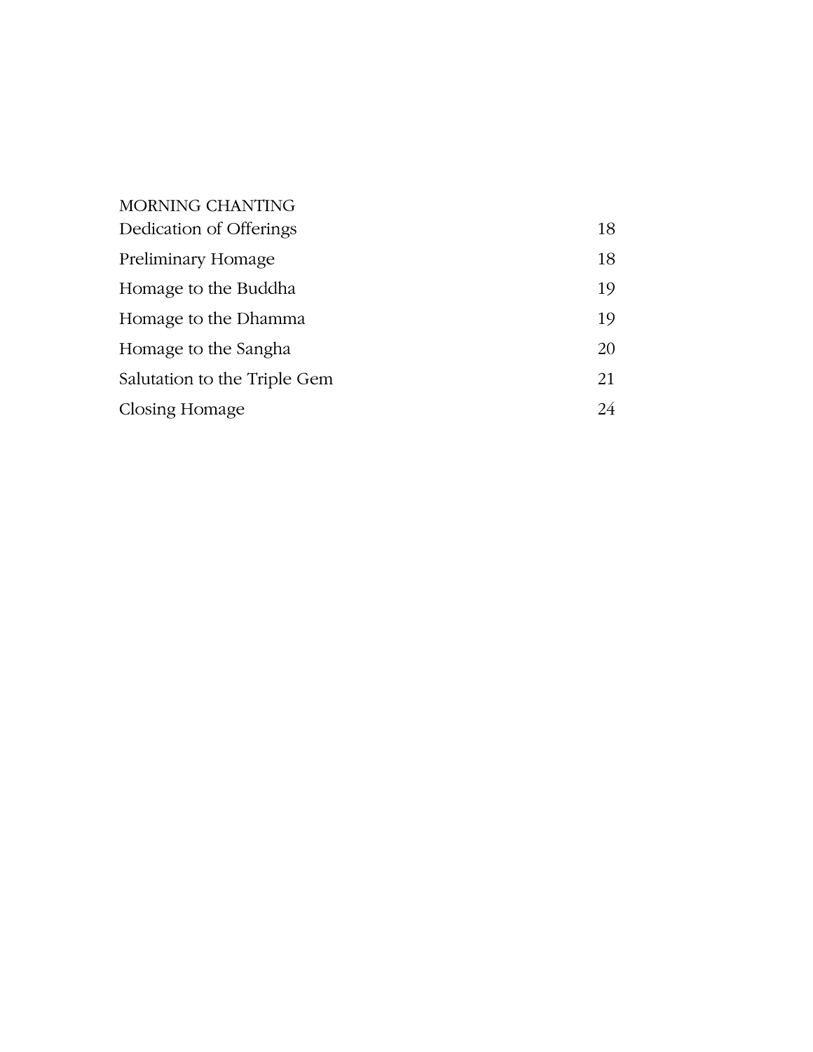MORNING CHANTING

| | |
|---|---|
| Dedication of Offerings | 18 |
| Preliminary Homage | 18 |
| Homage to the Buddha | 19 |
| Homage to the Dhamma | 19 |
| Homage to the Sangha | 20 |
| Salutation to the Triple Gem | 21 |
| Closing Homage | 24 |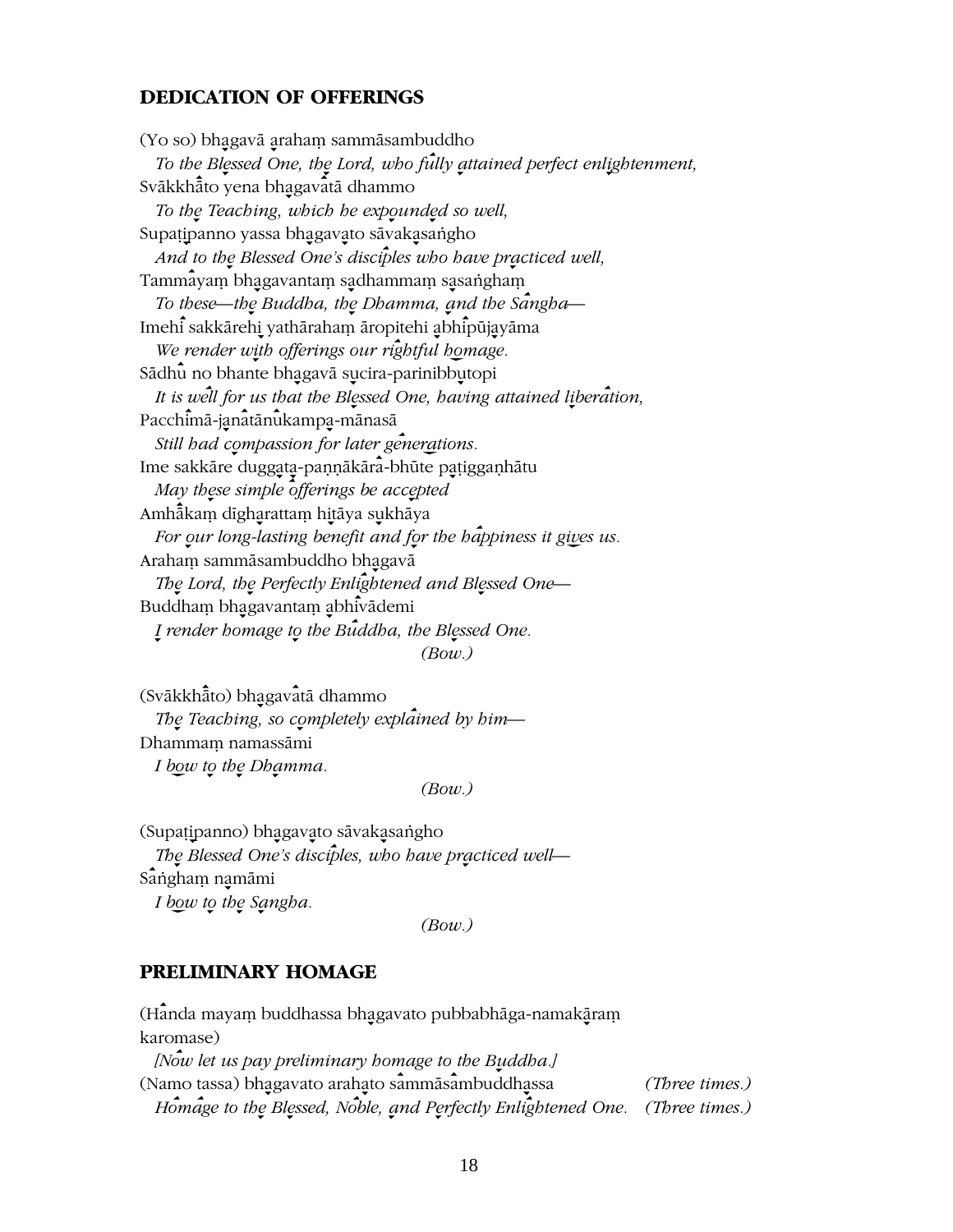## DEDICATION OF OFFERINGS

(Yo so) bhagavā araham sammāsambuddho
*To the Blessed One, the Lord, who fully attained perfect enlightenment,*
Svākkhāto yena bhagavatā dhammo
*To the Teaching, which he expounded so well,*
Supaṭipanno yassa bhagavato sāvakasaṅgho
*And to the Blessed One's disciples who have practiced well,*
Tammayaṃ bhagavantaṃ sadhammaṃ sasaṅghaṃ
*To these—the Buddha, the Dhamma, and the Sangha—*
Imehi sakkārehi yathārahaṃ āropitehi abhipūjayāma
*We render with offerings our rightful homage.*
Sādhu no bhante bhagavā sucira-parinibbutopi
*It is well for us that the Blessed One, having attained liberation,*
Pacchimā-janatānukampa-mānasā
*Still had compassion for later generations.*
Ime sakkāre duggata-paṇṇākāra-bhūte paṭiggaṇhātu
*May these simple offerings be accepted*
Amhākaṃ dīgharattaṃ hitāya sukhāya
*For our long-lasting benefit and for the happiness it gives us.*
Arahaṃ sammāsambuddho bhagavā
*The Lord, the Perfectly Enlightened and Blessed One—*
Buddhaṃ bhagavantaṃ abhivādemi
*I render homage to the Buddha, the Blessed One.*
*(Bow.)*

(Svākkhāto) bhagavatā dhammo
*The Teaching, so completely explained by him—*
Dhammaṃ namassāmi
*I bow to the Dhamma.*
*(Bow.)*

(Supaṭipanno) bhagavato sāvakasaṅgho
*The Blessed One's disciples, who have practiced well—*
Saṅghaṃ namāmi
*I bow to the Sangha.*
*(Bow.)*

## PRELIMINARY HOMAGE

(Handa mayaṃ buddhassa bhagavato pubbabhāga-namakāraṃ karomase)
*[Now let us pay preliminary homage to the Buddha.]*
(Namo tassa) bhagavato arahato sammāsambuddhassa *(Three times.)*
*Homage to the Blessed, Noble, and Perfectly Enlightened One. (Three times.)*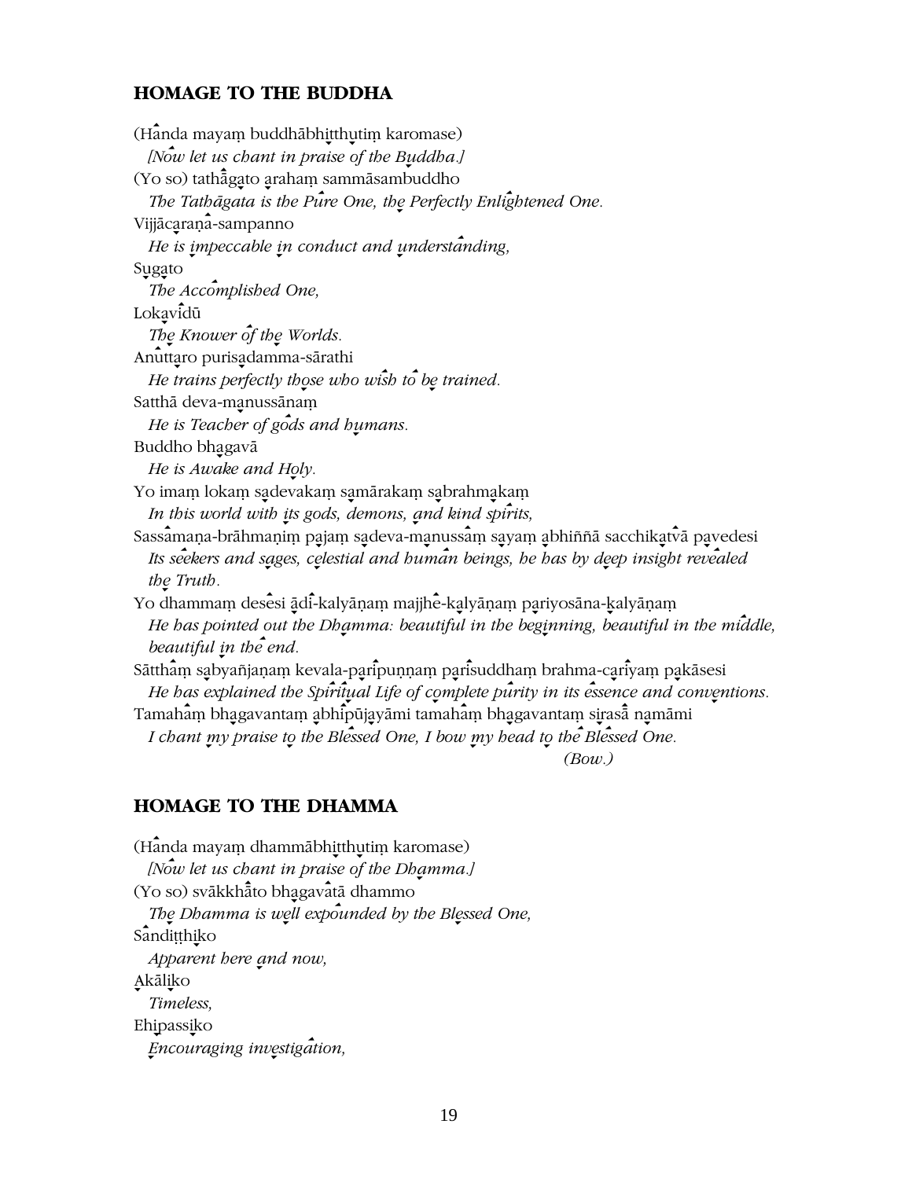## HOMAGE TO THE BUDDHA

(Handa mayaṃ buddhābhitthutiṃ karomase)
*[Now let us chant in praise of the Buddha.]*
(Yo so) tathāgato arahaṃ sammāsambuddho
*The Tathāgata is the Pure One, the Perfectly Enlightened One.*
Vijjācaraṇa-sampanno
*He is impeccable in conduct and understanding,*
Sugato
*The Accomplished One,*
Lokavidū
*The Knower of the Worlds.*
Anuttaro purisadamma-sārathi
*He trains perfectly those who wish to be trained.*
Satthā deva-manussānaṃ
*He is Teacher of gods and humans.*
Buddho bhagavā
*He is Awake and Holy.*
Yo imaṃ lokaṃ sadevakaṃ samārakaṃ sabrahmakaṃ
*In this world with its gods, demons, and kind spirits,*
Sassamaṇa-brāhmaṇiṃ pajaṃ sadeva-manussaṃ sayaṃ abhiññā sacchikatvā pavedesi
*Its seekers and sages, celestial and human beings, he has by deep insight revealed the Truth.*
Yo dhammaṃ desesi ādi-kalyāṇaṃ majjhe-kalyāṇaṃ pariyosāna-kalyāṇaṃ
*He has pointed out the Dhamma: beautiful in the beginning, beautiful in the middle, beautiful in the end.*
Sātthaṃ sabyañjanaṃ kevala-paripuṇṇaṃ parisuddhaṃ brahma-cariyaṃ pakāsesi
*He has explained the Spiritual Life of complete purity in its essence and conventions.*
Tamahaṃ bhagavantaṃ abhipūjayāmi tamahaṃ bhagavantaṃ sirasā namāmi
*I chant my praise to the Blessed One, I bow my head to the Blessed One.*
*(Bow.)*

## HOMAGE TO THE DHAMMA

(Handa mayaṃ dhammābhitthutiṃ karomase)
*[Now let us chant in praise of the Dhamma.]*
(Yo so) svākkhāto bhagavatā dhammo
*The Dhamma is well expounded by the Blessed One,*
Sandiṭṭhiko
*Apparent here and now,*
Akāliko
*Timeless,*
Ehipassiko
*Encouraging investigation,*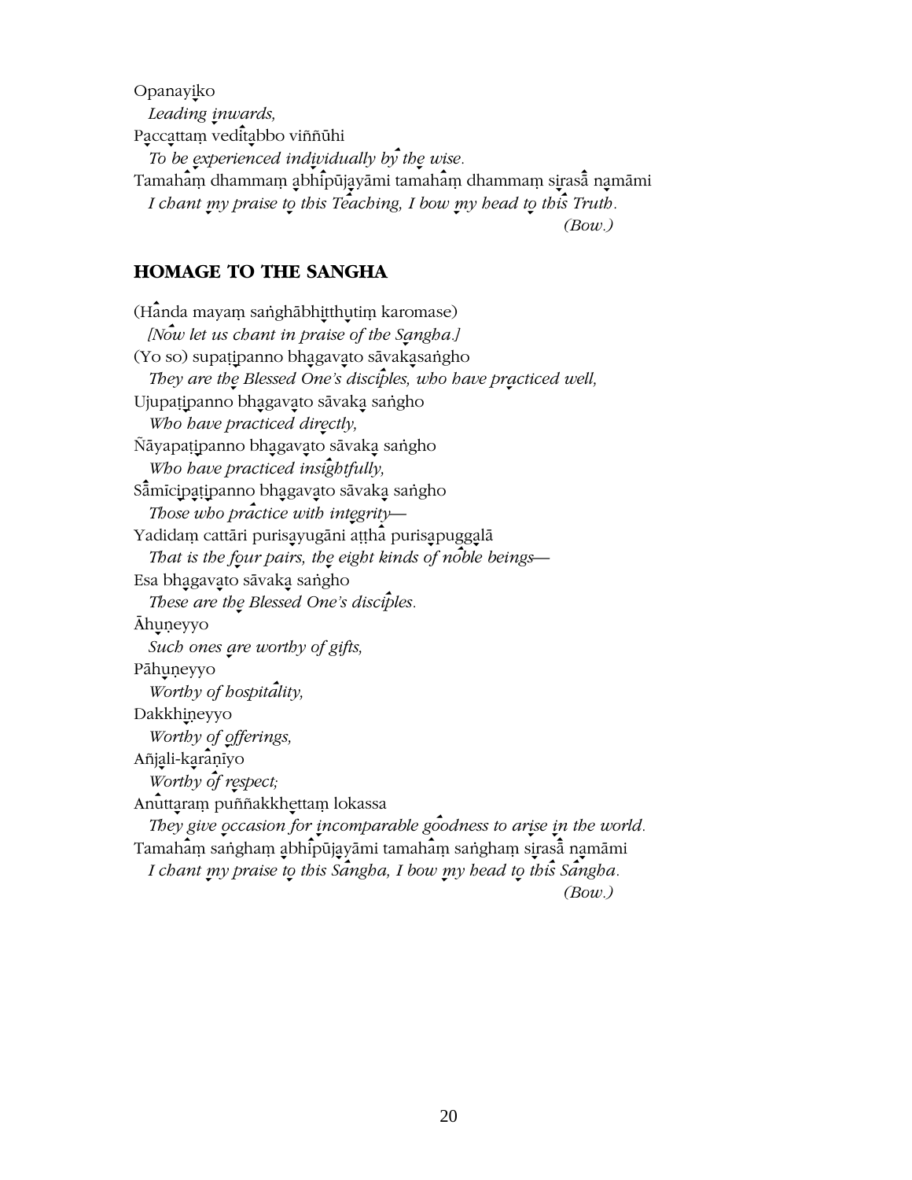Opanayiko

*Leading inwards,*

Paccattaṃ veditabbo viññūhi

*To be experienced individually by the wise.*

Tamahaṃ dhammaṃ abhipūjayāmi tamahaṃ dhammaṃ sirasā namāmi

*I chant my praise to this Teaching, I bow my head to this Truth.*

*(Bow.)*

## HOMAGE TO THE SANGHA

(Handa mayaṃ saṅghābhitthutiṃ karomase)

*[Now let us chant in praise of the Sangha.]*

(Yo so) supaṭipanno bhagavato sāvakasaṅgho

*They are the Blessed One's disciples, who have practiced well,*

Ujupaṭipanno bhagavato sāvaka saṅgho

*Who have practiced directly,*

Ñāyapaṭipanno bhagavato sāvaka saṅgho

*Who have practiced insightfully,*

Sāmīcipaṭipanno bhagavato sāvaka saṅgho

*Those who practice with integrity—*

Yadidaṃ cattāri purisayugāni aṭṭha purisapuggalā

*That is the four pairs, the eight kinds of noble beings—*

Esa bhagavato sāvaka saṅgho

*These are the Blessed One's disciples.*

Āhuṇeyyo

*Such ones are worthy of gifts,*

Pāhuṇeyyo

*Worthy of hospitality,*

Dakkhiṇeyyo

*Worthy of offerings,*

Añjali-karaṇīyo

*Worthy of respect;*

Anuttaraṃ puññakkhettaṃ lokassa

*They give occasion for incomparable goodness to arise in the world.*

Tamahaṃ saṅghaṃ abhipūjayāmi tamahaṃ saṅghaṃ sirasā namāmi

*I chant my praise to this Sangha, I bow my head to this Sangha.*

*(Bow.)*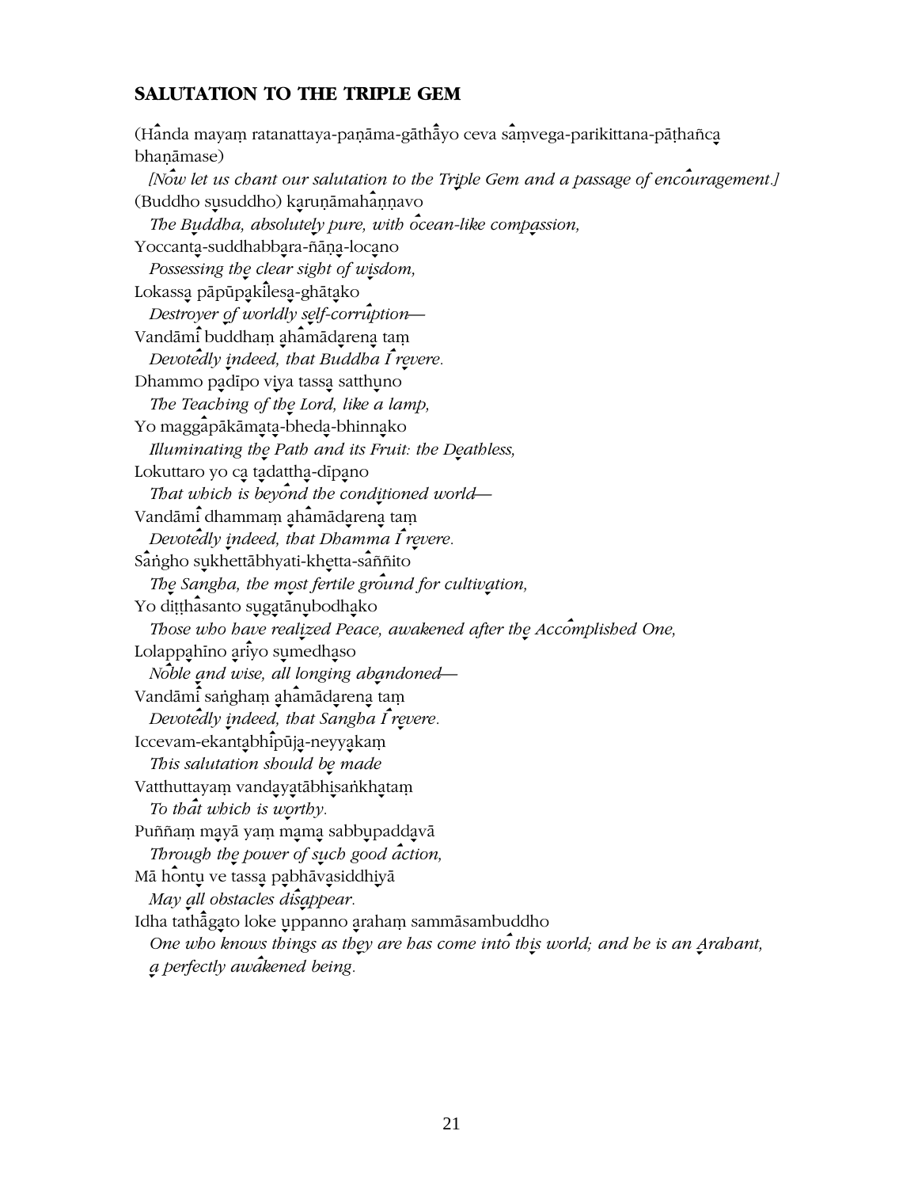## SALUTATION TO THE TRIPLE GEM

(Handa mayaṃ ratanattaya-paṇāma-gāthāyo ceva saṃvega-parikittana-pāṭhañca bhaṇāmase)

*[Now let us chant our salutation to the Triple Gem and a passage of encouragement.]*

(Buddho susuddho) karuṇāmahaṇṇavo
*The Buddha, absolutely pure, with ocean-like compassion,*

Yoccanta-suddhabbara-ñāṇa-locano
*Possessing the clear sight of wisdom,*

Lokassa pāpūpakilesa-ghātako
*Destroyer of worldly self-corruption—*

Vandāmi buddhaṃ ahamādarena taṃ
*Devotedly indeed, that Buddha I revere.*

Dhammo padīpo viya tassa satthuno
*The Teaching of the Lord, like a lamp,*

Yo maggapākāmata-bheda-bhinnako
*Illuminating the Path and its Fruit: the Deathless,*

Lokuttaro yo ca tadattha-dīpano
*That which is beyond the conditioned world—*

Vandāmi dhammaṃ ahamādarena taṃ
*Devotedly indeed, that Dhamma I revere.*

Saṅgho sukhettābhyati-khetta-saññito
*The Sangha, the most fertile ground for cultivation,*

Yo diṭṭhasanto sugatānubodhako
*Those who have realized Peace, awakened after the Accomplished One,*

Lolappahīno ariyo sumedhaso
*Noble and wise, all longing abandoned—*

Vandāmi saṅghaṃ ahamādarena taṃ
*Devotedly indeed, that Sangha I revere.*

Iccevam-ekantabhipūja-neyyakaṃ
*This salutation should be made*

Vatthuttayaṃ vandayatābhisaṅkhataṃ
*To that which is worthy.*

Puññaṃ mayā yaṃ mama sabbupaddavā
*Through the power of such good action,*

Mā hontu ve tassa pabhāvasiddhiyā
*May all obstacles disappear.*

Idha tathāgato loke uppanno arahaṃ sammāsambuddho
*One who knows things as they are has come into this world; and he is an Arahant, a perfectly awakened being.*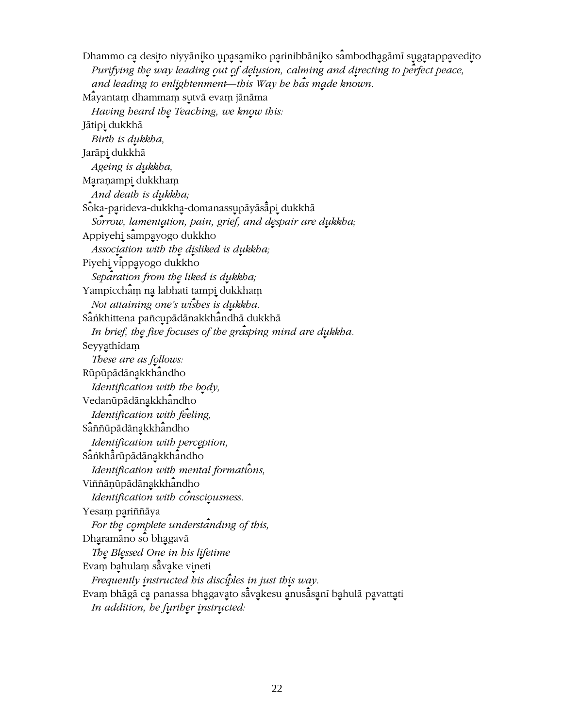Dhammo ca desito niyyāniko upasamiko parinibbāniko sambodhagāmī sugatappavedito

*Purifying the way leading out of delusion, calming and directing to perfect peace, and leading to enlightenment—this Way he has made known.*

Mayantaṃ dhammaṃ sutvā evaṃ jānāma

*Having heard the Teaching, we know this:*

Jātipi dukkhā

*Birth is dukkha,*

Jarāpi dukkhā

*Ageing is dukkha,*

Maraṇampi dukkhaṃ

*And death is dukkha;*

Soka-parideva-dukkha-domanassupāyāsāpi dukkhā

*Sorrow, lamentation, pain, grief, and despair are dukkha;*

Appiyehi sampayogo dukkho

*Association with the disliked is dukkha;*

Piyehi vippayogo dukkho

*Separation from the liked is dukkha;*

Yampicchaṃ na labhati tampi dukkhaṃ

*Not attaining one's wishes is dukkha.*

Saṅkhittena pañcupādānakkhandhā dukkhā

*In brief, the five focuses of the grasping mind are dukkha.*

Seyyathīdaṃ

*These are as follows:*

Rūpūpādānakkhandho

*Identification with the body,*

Vedanūpādānakkhandho

*Identification with feeling,*

Saññūpādānakkhandho

*Identification with perception,*

Saṅkhārūpādānakkhandho

*Identification with mental formations,*

Viññāṇūpādānakkhandho

*Identification with consciousness.*

Yesaṃ pariññāya

*For the complete understanding of this,*

Dharamāno so bhagavā

*The Blessed One in his lifetime*

Evaṃ bahulaṃ sāvake vineti

*Frequently instructed his disciples in just this way.*

Evaṃ bhāgā ca panassa bhagavato sāvakesu anusāsanī bahulā pavattati

*In addition, he further instructed:*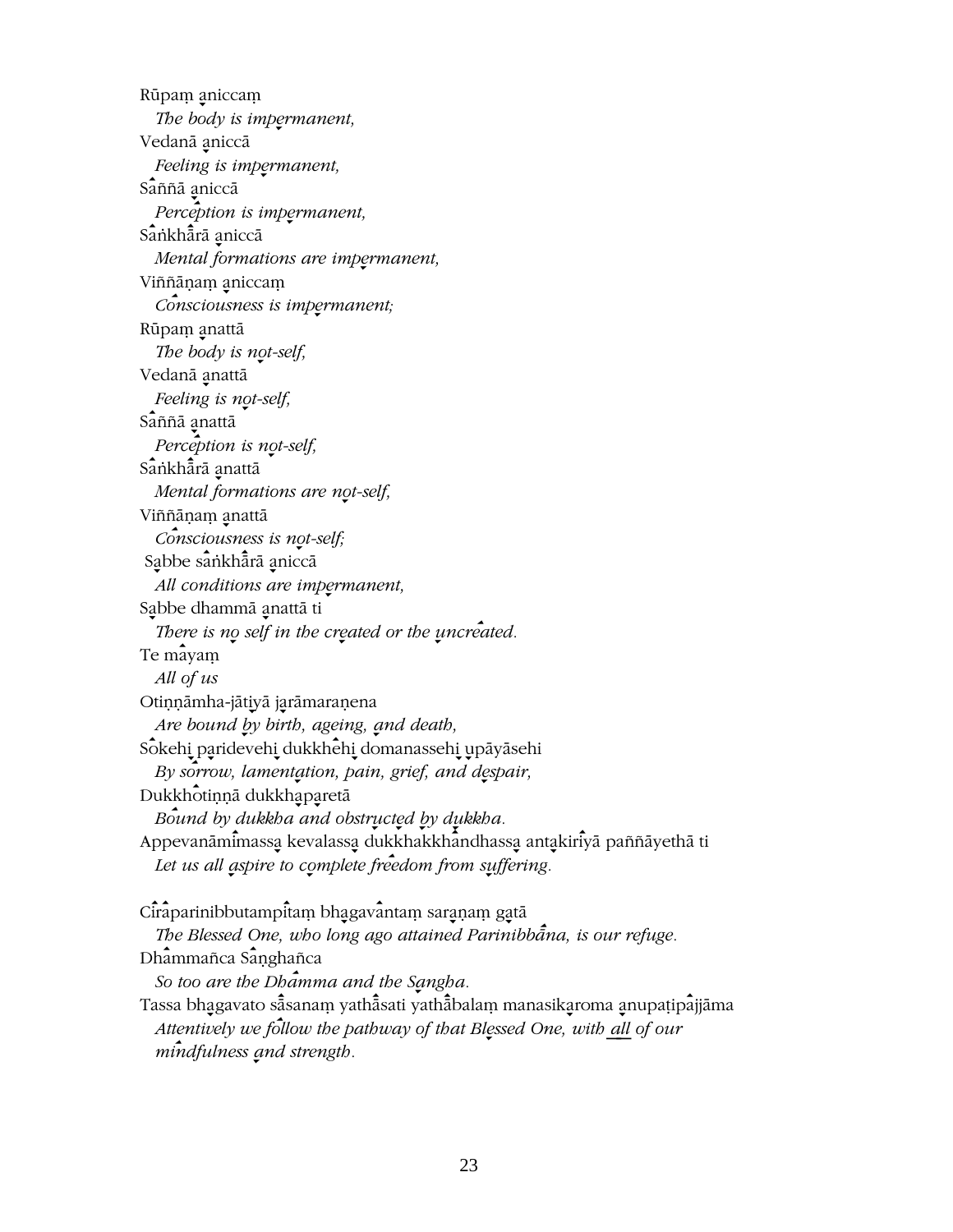Rūpaṃ aniccaṃ
*The body is impermanent,*
Vedanā aniccā
*Feeling is impermanent,*
Saññā aniccā
*Perception is impermanent,*
Saṅkhārā aniccā
*Mental formations are impermanent,*
Viññāṇaṃ aniccaṃ
*Consciousness is impermanent;*
Rūpaṃ anattā
*The body is not-self,*
Vedanā anattā
*Feeling is not-self,*
Saññā anattā
*Perception is not-self,*
Saṅkhārā anattā
*Mental formations are not-self,*
Viññāṇaṃ anattā
*Consciousness is not-self;*
Sabbe saṅkhārā aniccā
*All conditions are impermanent,*
Sabbe dhammā anattā ti
*There is no self in the created or the uncreated.*
Te mayaṃ
*All of us*
Otiṇṇāmha-jātiyā jarāmaraṇena
*Are bound by birth, ageing, and death,*
Sokehi paridevehi dukkhehi domanassehi upāyāsehi
*By sorrow, lamentation, pain, grief, and despair,*
Dukkhotiṇṇā dukkhaparetā
*Bound by dukkha and obstructed by dukkha.*
Appevanāmimassa kevalassa dukkhakkhandhassa antakiriyā paññāyethā ti
*Let us all aspire to complete freedom from suffering.*

Ciraparinibbutampitaṃ bhagavantaṃ saraṇaṃ gatā
*The Blessed One, who long ago attained Parinibbāna, is our refuge.*
Dhammañca Saṅghañca
*So too are the Dhamma and the Sangha.*
Tassa bhagavato sāsanaṃ yathāsati yathābalaṃ manasikaroma anupaṭipajjāma
*Attentively we follow the pathway of that Blessed One, with all of our mindfulness and strength.*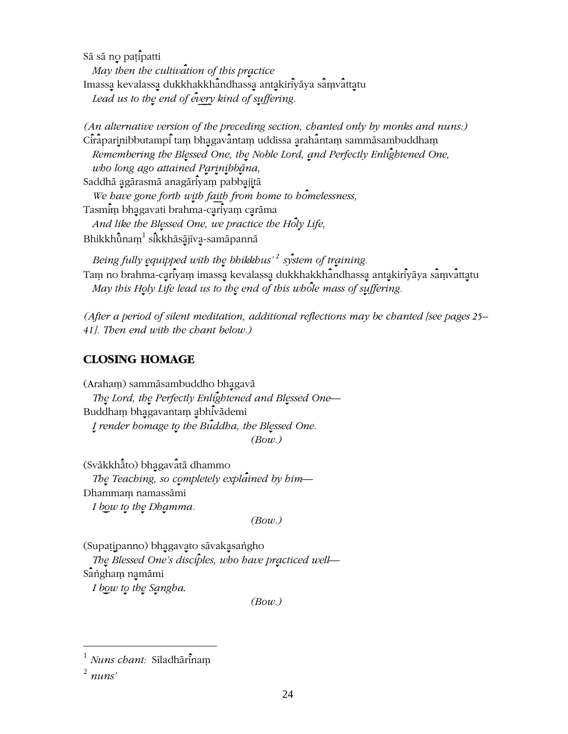Sā sā no paṭipatti

*May then the cultivation of this practice*

Imassa kevalassa dukkhakkhandhassa antakiriyāya saṃvattatu

*Lead us to the end of every kind of suffering.*

*(An alternative version of the preceding section, chanted only by monks and nuns:)*

Ciraparinibbutampi taṃ bhagavantaṃ uddissa arahantaṃ sammāsambuddhaṃ

*Remembering the Blessed One, the Noble Lord, and Perfectly Enlightened One, who long ago attained Parinibbāna,*

Saddhā agārasmā anagāriyaṃ pabbajitā

*We have gone forth with faith from home to homelessness,*

Tasmiṃ bhagavati brahma-cariyaṃ carāma

*And like the Blessed One, we practice the Holy Life,*

Bhikkhūnaṃ[1] sikkhāsājīva-samāpannā

*Being fully equipped with the bhikkhus'*[2] *system of training.*

Taṃ no brahma-cariyaṃ imassa kevalassa dukkhakkhandhassa antakiriyāya saṃvattatu

*May this Holy Life lead us to the end of this whole mass of suffering.*

*(After a period of silent meditation, additional reflections may be chanted [see pages 25–41]. Then end with the chant below.)*

## CLOSING HOMAGE

(Arahaṃ) sammāsambuddho bhagavā

*The Lord, the Perfectly Enlightened and Blessed One—*

Buddhaṃ bhagavantaṃ abhivādemi

*I render homage to the Buddha, the Blessed One.*

*(Bow.)*

(Svākkhāto) bhagavatā dhammo

*The Teaching, so completely explained by him—*

Dhammaṃ namassāmi

*I bow to the Dhamma.*

*(Bow.)*

(Supaṭipanno) bhagavato sāvakasaṅgho

*The Blessed One's disciples, who have practiced well—*

Saṅghaṃ namāmi

*I bow to the Sangha.*

*(Bow.)*

---

[1] *Nuns chant:* Sīladhārīnaṃ

[2] *nuns'*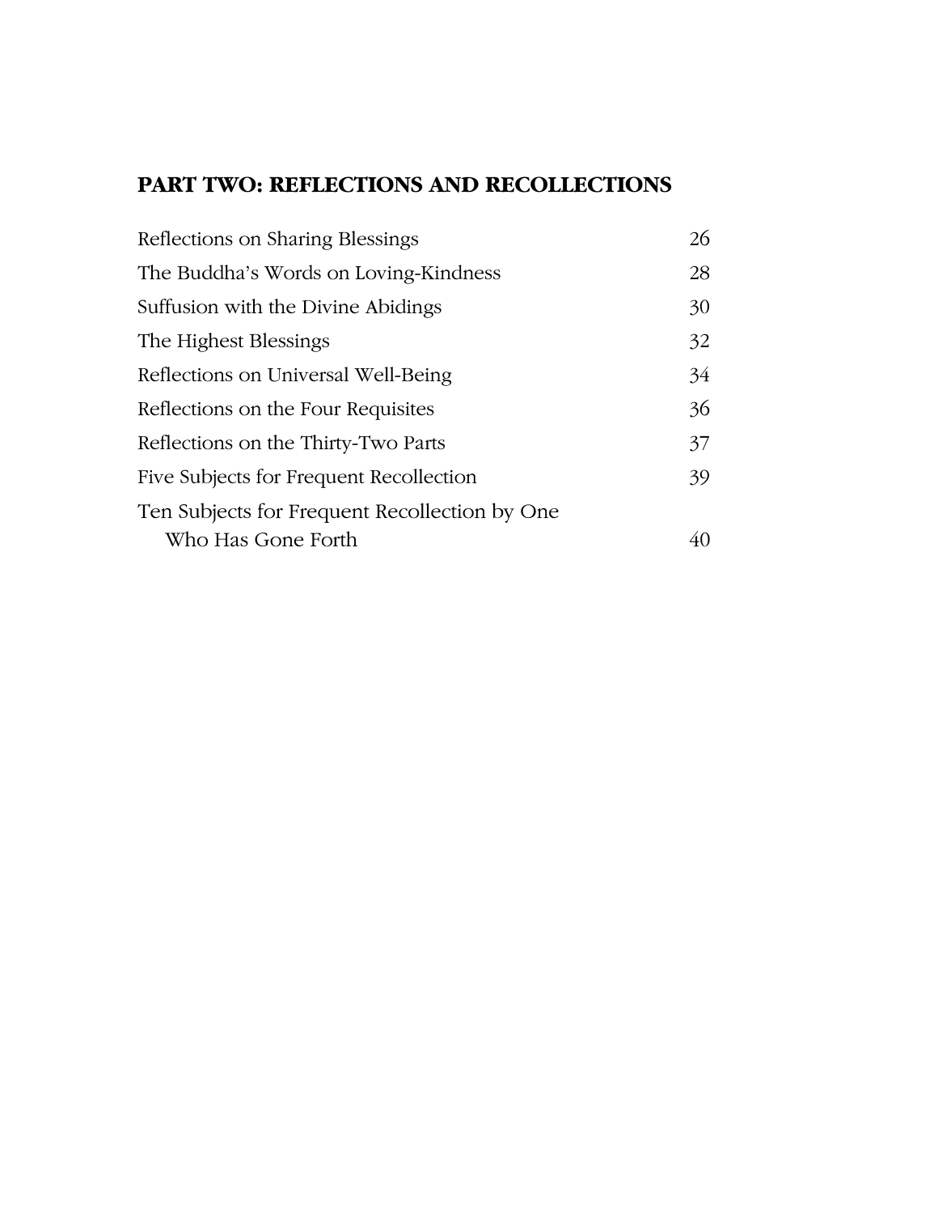## PART TWO: REFLECTIONS AND RECOLLECTIONS

| | |
|---|---|
| Reflections on Sharing Blessings | 26 |
| The Buddha's Words on Loving-Kindness | 28 |
| Suffusion with the Divine Abidings | 30 |
| The Highest Blessings | 32 |
| Reflections on Universal Well-Being | 34 |
| Reflections on the Four Requisites | 36 |
| Reflections on the Thirty-Two Parts | 37 |
| Five Subjects for Frequent Recollection | 39 |
| Ten Subjects for Frequent Recollection by One Who Has Gone Forth | 40 |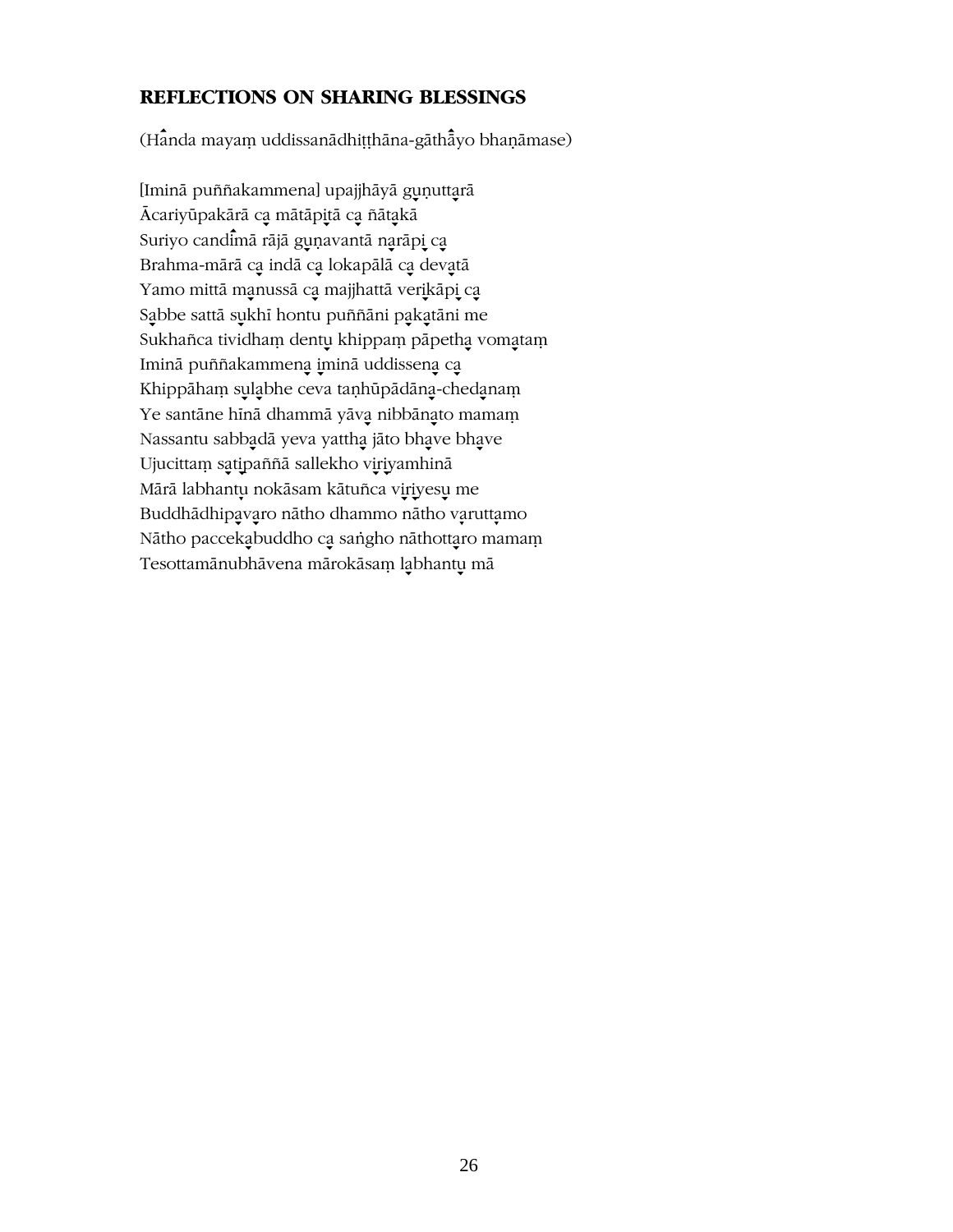## REFLECTIONS ON SHARING BLESSINGS

(Handa mayaṃ uddissanādhiṭṭhāna-gāthāyo bhaṇāmase)

[Iminā puññakammena] upajjhāyā guṇuttarā
Ācariyūpakārā ca mātāpitā ca ñātakā
Suriyo candimā rājā guṇavantā narāpi ca
Brahma-mārā ca indā ca lokapālā ca devatā
Yamo mittā manussā ca majjhattā verikāpi ca
Sabbe sattā sukhī hontu puññāni pakatāni me
Sukhañca tividhaṃ dentu khippaṃ pāpetha vomataṃ
Iminā puññakammena iminā uddissena ca
Khippāhaṃ sulabhe ceva taṇhūpādāna-chedanaṃ
Ye santāne hīnā dhammā yāva nibbānato mamaṃ
Nassantu sabbadā yeva yattha jāto bhave bhave
Ujucittaṃ satipaññā sallekho viriyamhinā
Mārā labhantu nokāsam kātuñca viriyesu me
Buddhādhipavaro nātho dhammo nātho varuttamo
Nātho paccekabuddho ca saṅgho nāthottaro mamaṃ
Tesottamānubhāvena mārokāsaṃ labhantu mā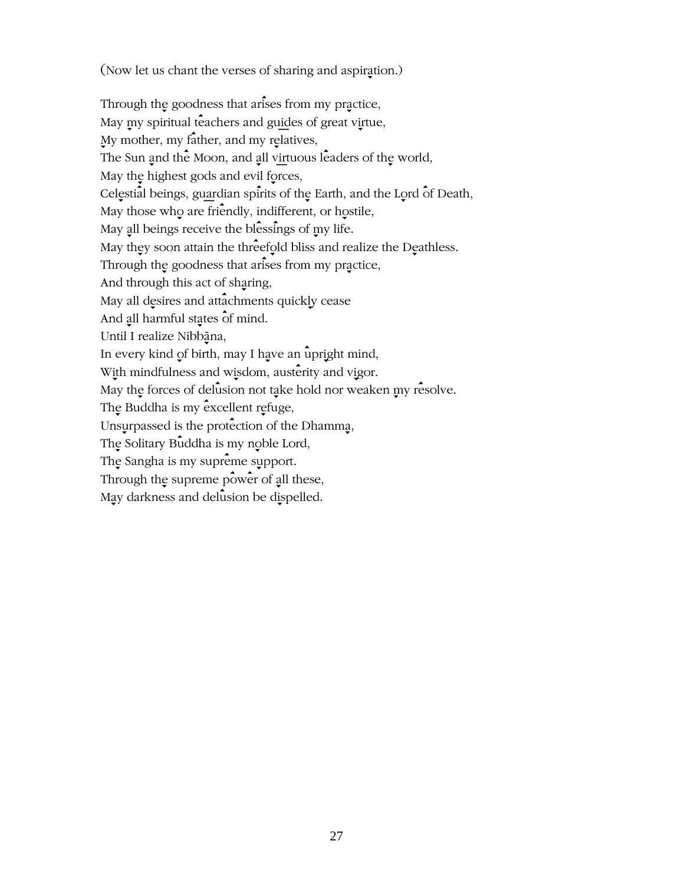(Now let us chant the verses of sharing and aspiration.)

Through the goodness that arises from my practice,  
May my spiritual teachers and guides of great virtue,  
My mother, my father, and my relatives,  
The Sun and the Moon, and all virtuous leaders of the world,  
May the highest gods and evil forces,  
Celestial beings, guardian spirits of the Earth, and the Lord of Death,  
May those who are friendly, indifferent, or hostile,  
May all beings receive the blessings of my life.  
May they soon attain the threefold bliss and realize the Deathless.  
Through the goodness that arises from my practice,  
And through this act of sharing,  
May all desires and attachments quickly cease  
And all harmful states of mind.  
Until I realize Nibbāna,  
In every kind of birth, may I have an upright mind,  
With mindfulness and wisdom, austerity and vigor.  
May the forces of delusion not take hold nor weaken my resolve.  
The Buddha is my excellent refuge,  
Unsurpassed is the protection of the Dhamma,  
The Solitary Buddha is my noble Lord,  
The Sangha is my supreme support.  
Through the supreme power of all these,  
May darkness and delusion be dispelled.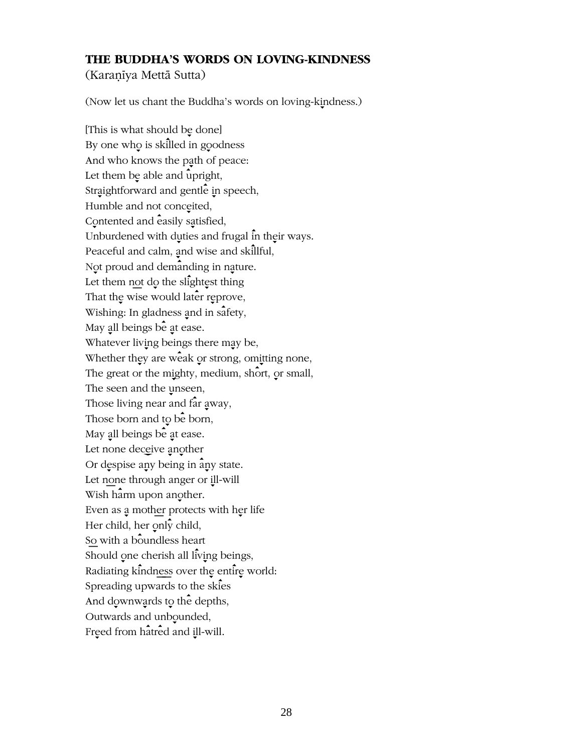### THE BUDDHA'S WORDS ON LOVING-KINDNESS

(Karaṇīya Mettā Sutta)

(Now let us chant the Buddha's words on loving-kindness.)

[This is what should be done]  
By one who is skilled in goodness  
And who knows the path of peace:  
Let them be able and upright,  
Straightforward and gentle in speech,  
Humble and not conceited,  
Contented and easily satisfied,  
Unburdened with duties and frugal in their ways.  
Peaceful and calm, and wise and skillful,  
Not proud and demanding in nature.  
Let them not do the slightest thing  
That the wise would later reprove,  
Wishing: In gladness and in safety,  
May all beings be at ease.  
Whatever living beings there may be,  
Whether they are weak or strong, omitting none,  
The great or the mighty, medium, short, or small,  
The seen and the unseen,  
Those living near and far away,  
Those born and to be born,  
May all beings be at ease.  
Let none deceive another  
Or despise any being in any state.  
Let none through anger or ill-will  
Wish harm upon another.  
Even as a mother protects with her life  
Her child, her only child,  
So with a boundless heart  
Should one cherish all living beings,  
Radiating kindness over the entire world:  
Spreading upwards to the skies  
And downwards to the depths,  
Outwards and unbounded,  
Freed from hatred and ill-will.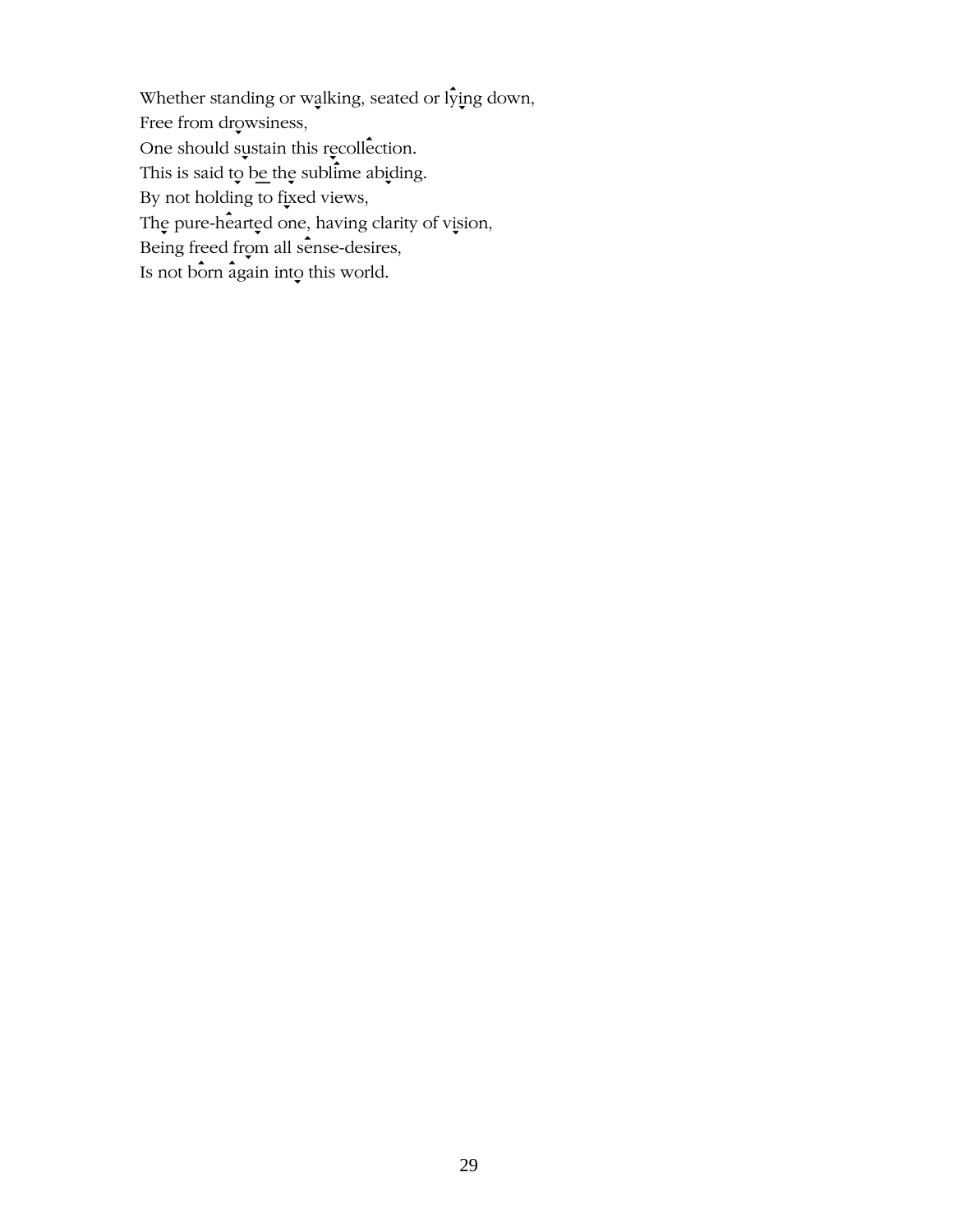Whether standing or walking, seated or lying down,  
Free from drowsiness,  
One should sustain this recollection.  
This is said to be the sublime abiding.  
By not holding to fixed views,  
The pure-hearted one, having clarity of vision,  
Being freed from all sense-desires,  
Is not born again into this world.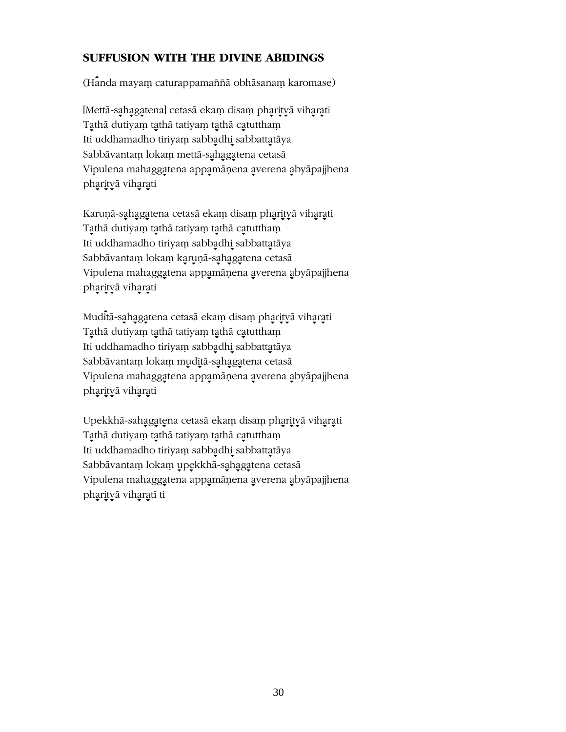## SUFFUSION WITH THE DIVINE ABIDINGS

(Handa mayaṃ caturappamaññā obhāsanaṃ karomase)

[Mettā-sahagatena] cetasā ekaṃ disaṃ pharitvā viharati
Tathā dutiyaṃ tathā tatiyaṃ tathā catutthaṃ
Iti uddhamadho tiriyaṃ sabbadhi sabbattatāya
Sabbāvantaṃ lokaṃ mettā-sahagatena cetasā
Vipulena mahaggatena appamāṇena averena abyāpajjhena
pharitvā viharati

Karuṇā-sahagatena cetasā ekaṃ disaṃ pharitvā viharati
Tathā dutiyaṃ tathā tatiyaṃ tathā catutthaṃ
Iti uddhamadho tiriyaṃ sabbadhi sabbattatāya
Sabbāvantaṃ lokaṃ karuṇā-sahagatena cetasā
Vipulena mahaggatena appamāṇena averena abyāpajjhena
pharitvā viharati

Muditā-sahagatena cetasā ekaṃ disaṃ pharitvā viharati
Tathā dutiyaṃ tathā tatiyaṃ tathā catutthaṃ
Iti uddhamadho tiriyaṃ sabbadhi sabbattatāya
Sabbāvantaṃ lokaṃ muditā-sahagatena cetasā
Vipulena mahaggatena appamāṇena averena abyāpajjhena
pharitvā viharati

Upekkhā-sahagatena cetasā ekaṃ disaṃ pharitvā viharati
Tathā dutiyaṃ tathā tatiyaṃ tathā catutthaṃ
Iti uddhamadho tiriyaṃ sabbadhi sabbattatāya
Sabbāvantaṃ lokaṃ upekkhā-sahagatena cetasā
Vipulena mahaggatena appamāṇena averena abyāpajjhena
pharitvā viharatī ti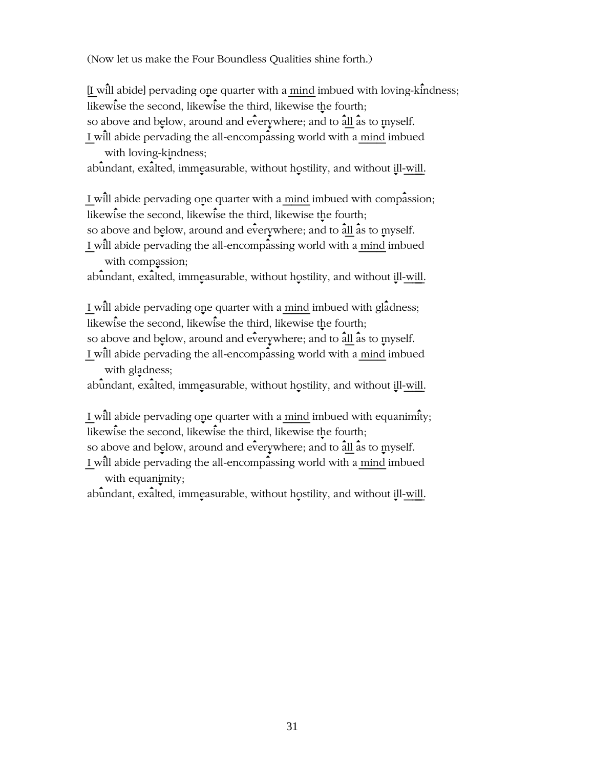(Now let us make the Four Boundless Qualities shine forth.)

[I will abide] pervading one quarter with a mind imbued with loving-kindness;
likewise the second, likewise the third, likewise the fourth;
so above and below, around and everywhere; and to all as to myself.
I will abide pervading the all-encompassing world with a mind imbued
with loving-kindness;
abundant, exalted, immeasurable, without hostility, and without ill-will.

I will abide pervading one quarter with a mind imbued with compassion;
likewise the second, likewise the third, likewise the fourth;
so above and below, around and everywhere; and to all as to myself.
I will abide pervading the all-encompassing world with a mind imbued
with compassion;
abundant, exalted, immeasurable, without hostility, and without ill-will.

I will abide pervading one quarter with a mind imbued with gladness;
likewise the second, likewise the third, likewise the fourth;
so above and below, around and everywhere; and to all as to myself.
I will abide pervading the all-encompassing world with a mind imbued
with gladness;
abundant, exalted, immeasurable, without hostility, and without ill-will.

I will abide pervading one quarter with a mind imbued with equanimity;
likewise the second, likewise the third, likewise the fourth;
so above and below, around and everywhere; and to all as to myself.
I will abide pervading the all-encompassing world with a mind imbued
with equanimity;
abundant, exalted, immeasurable, without hostility, and without ill-will.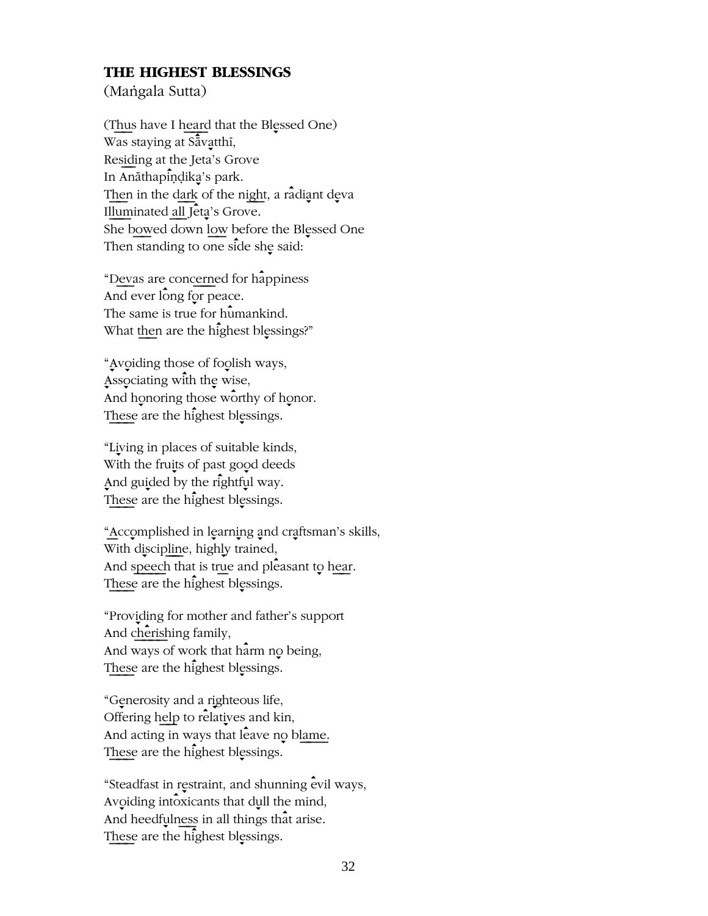## THE HIGHEST BLESSINGS

(Maṅgala Sutta)

(Thus have I heard that the Blessed One)
Was staying at Sāvatthī,
Residing at the Jeta's Grove
In Anāthapiṇḍika's park.
Then in the dark of the night, a radiant deva
Illuminated all Jeta's Grove.
She bowed down low before the Blessed One
Then standing to one side she said:

"Devas are concerned for happiness
And ever long for peace.
The same is true for humankind.
What then are the highest blessings?"

"Avoiding those of foolish ways,
Associating with the wise,
And honoring those worthy of honor.
These are the highest blessings.

"Living in places of suitable kinds,
With the fruits of past good deeds
And guided by the rightful way.
These are the highest blessings.

"Accomplished in learning and craftsman's skills,
With discipline, highly trained,
And speech that is true and pleasant to hear.
These are the highest blessings.

"Providing for mother and father's support
And cherishing family,
And ways of work that harm no being,
These are the highest blessings.

"Generosity and a righteous life,
Offering help to relatives and kin,
And acting in ways that leave no blame.
These are the highest blessings.

"Steadfast in restraint, and shunning evil ways,
Avoiding intoxicants that dull the mind,
And heedfulness in all things that arise.
These are the highest blessings.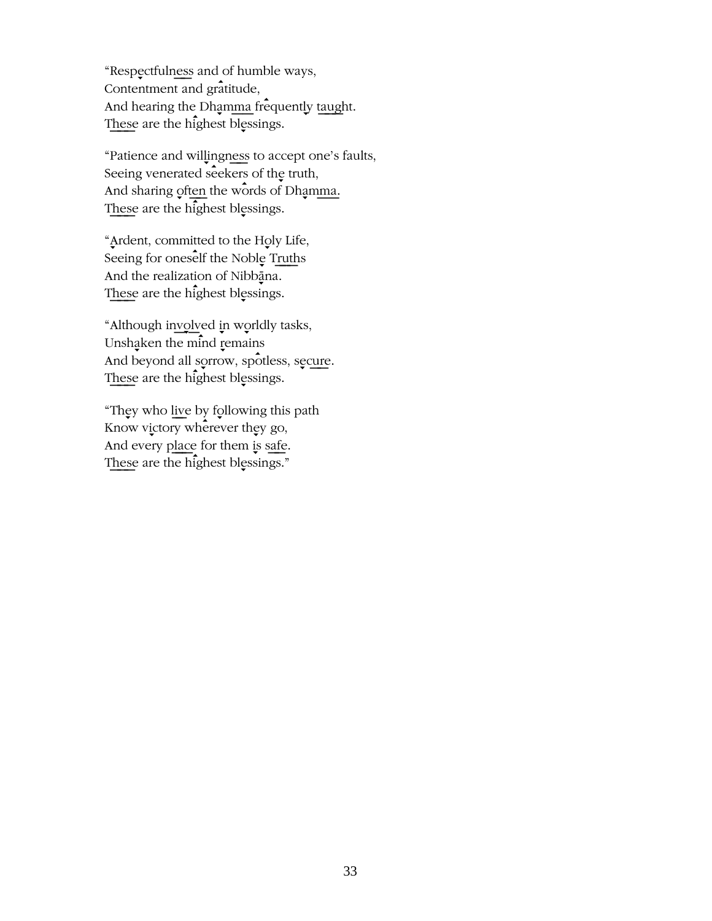"Respectfulness and of humble ways,
Contentment and gratitude,
And hearing the Dhamma frequently taught.
These are the highest blessings.

"Patience and willingness to accept one's faults,
Seeing venerated seekers of the truth,
And sharing often the words of Dhamma.
These are the highest blessings.

"Ardent, committed to the Holy Life,
Seeing for oneself the Noble Truths
And the realization of Nibbāna.
These are the highest blessings.

"Although involved in worldly tasks,
Unshaken the mind remains
And beyond all sorrow, spotless, secure.
These are the highest blessings.

"They who live by following this path
Know victory wherever they go,
And every place for them is safe.
These are the highest blessings."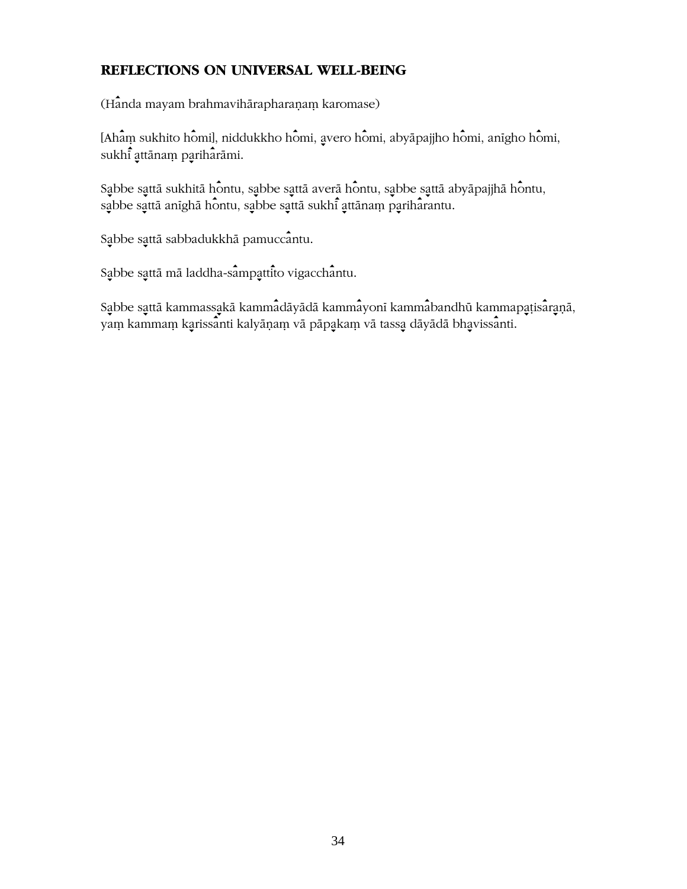## REFLECTIONS ON UNIVERSAL WELL-BEING

(Handa mayam brahmavihārapharaṇaṃ karomase)

[Ahaṃ sukhito homi], niddukkho homi, avero homi, abyāpajjho homi, anīgho homi, sukhī attānaṃ pariharāmi.

Sabbe sattā sukhitā hontu, sabbe sattā averā hontu, sabbe sattā abyāpajjhā hontu, sabbe sattā anīghā hontu, sabbe sattā sukhī attānaṃ pariharantu.

Sabbe sattā sabbadukkhā pamuccantu.

Sabbe sattā mā laddha-sampattito vigacchantu.

Sabbe sattā kammassakā kammadāyādā kammayonī kammabandhū kammapaṭisaraṇā, yaṃ kammaṃ karissanti kalyāṇaṃ vā pāpakaṃ vā tassa dāyādā bhavissanti.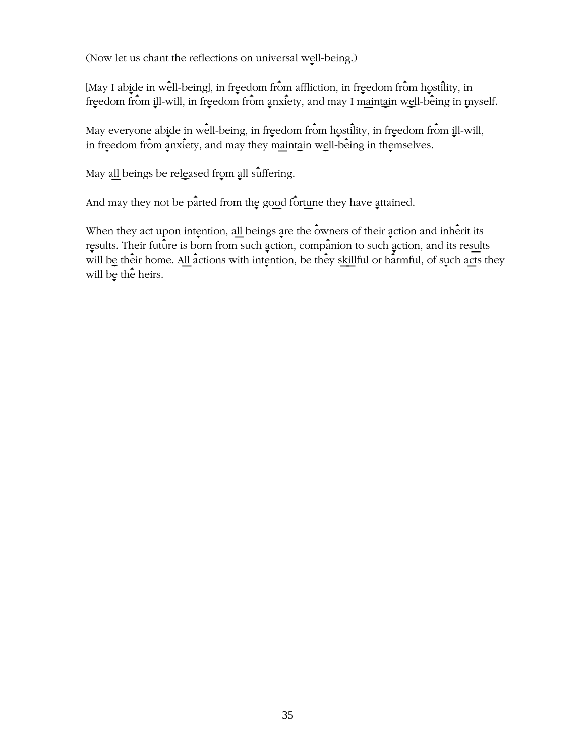(Now let us chant the reflections on universal well-being.)

[May I abide in well-being], in freedom from affliction, in freedom from hostility, in freedom from ill-will, in freedom from anxiety, and may I maintain well-being in myself.

May everyone abide in well-being, in freedom from hostility, in freedom from ill-will, in freedom from anxiety, and may they maintain well-being in themselves.

May all beings be released from all suffering.

And may they not be parted from the good fortune they have attained.

When they act upon intention, all beings are the owners of their action and inherit its results. Their future is born from such action, companion to such action, and its results will be their home. All actions with intention, be they skillful or harmful, of such acts they will be the heirs.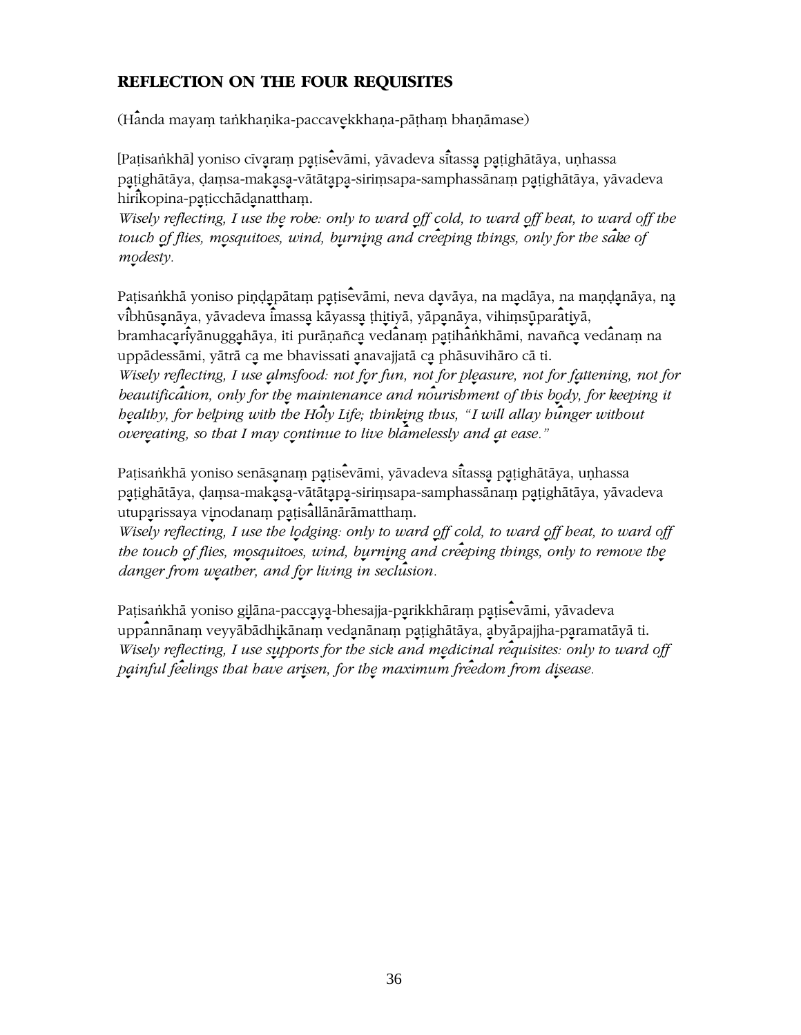## REFLECTION ON THE FOUR REQUISITES

(Handa mayaṃ taṅkhaṇika-paccavekkhaṇa-pāṭhaṃ bhaṇāmase)

[Paṭisaṅkhā] yoniso cīvaraṃ paṭisevāmi, yāvadeva sītassa paṭighātāya, uṇhassa paṭighātāya, ḍaṃsa-makasa-vātātapa-siriṃsapa-samphassānaṃ paṭighātāya, yāvadeva hirikopina-paṭicchādanatthaṃ.
*Wisely reflecting, I use the robe: only to ward off cold, to ward off heat, to ward off the touch of flies, mosquitoes, wind, burning and creeping things, only for the sake of modesty.*

Paṭisaṅkhā yoniso piṇḍapātaṃ paṭisevāmi, neva davāya, na madāya, na maṇḍanāya, na vibhūsanāya, yāvadeva imassa kāyassa ṭhitiyā, yāpanāya, vihiṃsūparatiyā, bramhacariyānuggahāya, iti purāṇañca vedanaṃ paṭihaṅkhāmi, navañca vedanaṃ na uppādessāmi, yātrā ca me bhavissati anavajjatā ca phāsuvihāro cā ti.
*Wisely reflecting, I use almsfood: not for fun, not for pleasure, not for fattening, not for beautification, only for the maintenance and nourishment of this body, for keeping it healthy, for helping with the Holy Life; thinking thus, "I will allay hunger without overeating, so that I may continue to live blamelessly and at ease."*

Paṭisaṅkhā yoniso senāsanaṃ paṭisevāmi, yāvadeva sītassa paṭighātāya, uṇhassa paṭighātāya, ḍaṃsa-makasa-vātātapa-siriṃsapa-samphassānaṃ paṭighātāya, yāvadeva utuparissaya vinodanaṃ paṭisallānārāmatthaṃ.
*Wisely reflecting, I use the lodging: only to ward off cold, to ward off heat, to ward off the touch of flies, mosquitoes, wind, burning and creeping things, only to remove the danger from weather, and for living in seclusion.*

Paṭisaṅkhā yoniso gilāna-paccaya-bhesajja-parikkhāraṃ paṭisevāmi, yāvadeva uppannānaṃ veyyābādhikānaṃ vedanānaṃ paṭighātāya, abyāpajjha-paramatāyā ti.
*Wisely reflecting, I use supports for the sick and medicinal requisites: only to ward off painful feelings that have arisen, for the maximum freedom from disease.*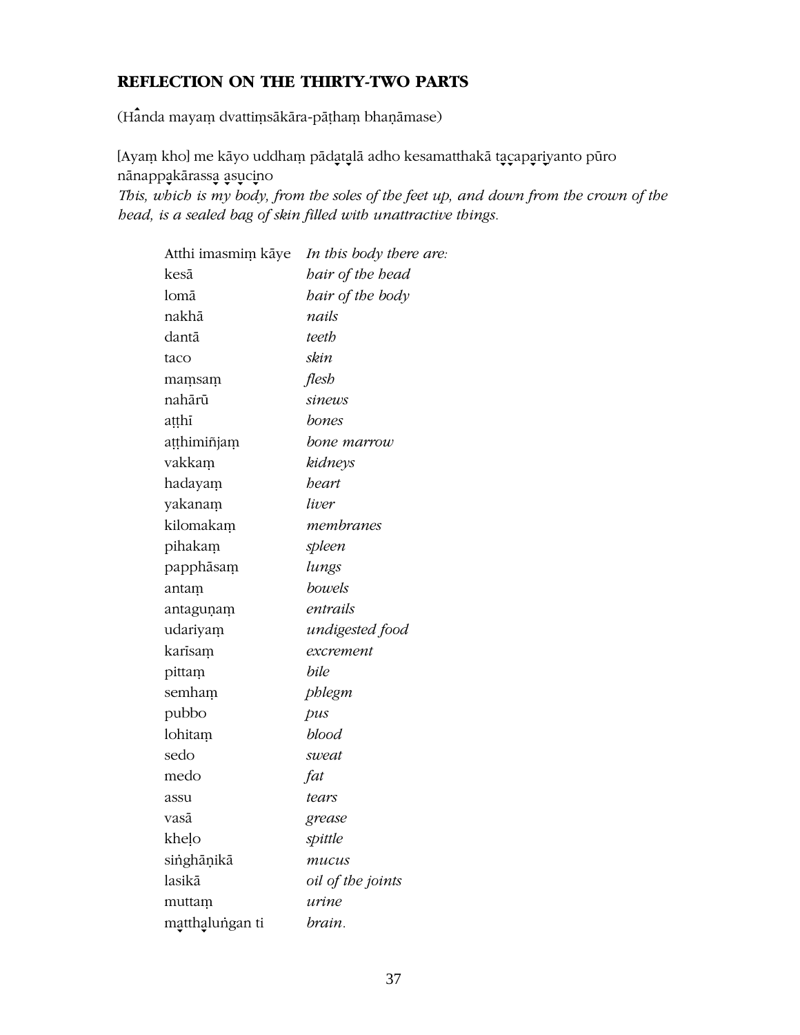## REFLECTION ON THE THIRTY-TWO PARTS

(Handa mayaṃ dvattiṃsākāra-pāṭhaṃ bhaṇāmase)

[Ayaṃ kho] me kāyo uddhaṃ pādatalā adho kesamatthakā tacapariyanto pūro nānappakārassa asucino
*This, which is my body, from the soles of the feet up, and down from the crown of the head, is a sealed bag of skin filled with unattractive things.*

| | |
|---|---|
| Atthi imasmiṃ kāye | *In this body there are:* |
| kesā | *hair of the head* |
| lomā | *hair of the body* |
| nakhā | *nails* |
| dantā | *teeth* |
| taco | *skin* |
| maṃsaṃ | *flesh* |
| nahārū | *sinews* |
| aṭṭhī | *bones* |
| aṭṭhimiñjaṃ | *bone marrow* |
| vakkaṃ | *kidneys* |
| hadayaṃ | *heart* |
| yakanaṃ | *liver* |
| kilomakaṃ | *membranes* |
| pihakaṃ | *spleen* |
| papphāsaṃ | *lungs* |
| antaṃ | *bowels* |
| antaguṇaṃ | *entrails* |
| udariyaṃ | *undigested food* |
| karīsaṃ | *excrement* |
| pittaṃ | *bile* |
| semhaṃ | *phlegm* |
| pubbo | *pus* |
| lohitaṃ | *blood* |
| sedo | *sweat* |
| medo | *fat* |
| assu | *tears* |
| vasā | *grease* |
| kheḷo | *spittle* |
| siṅghāṇikā | *mucus* |
| lasikā | *oil of the joints* |
| muttaṃ | *urine* |
| matthaluṅgan ti | *brain.* |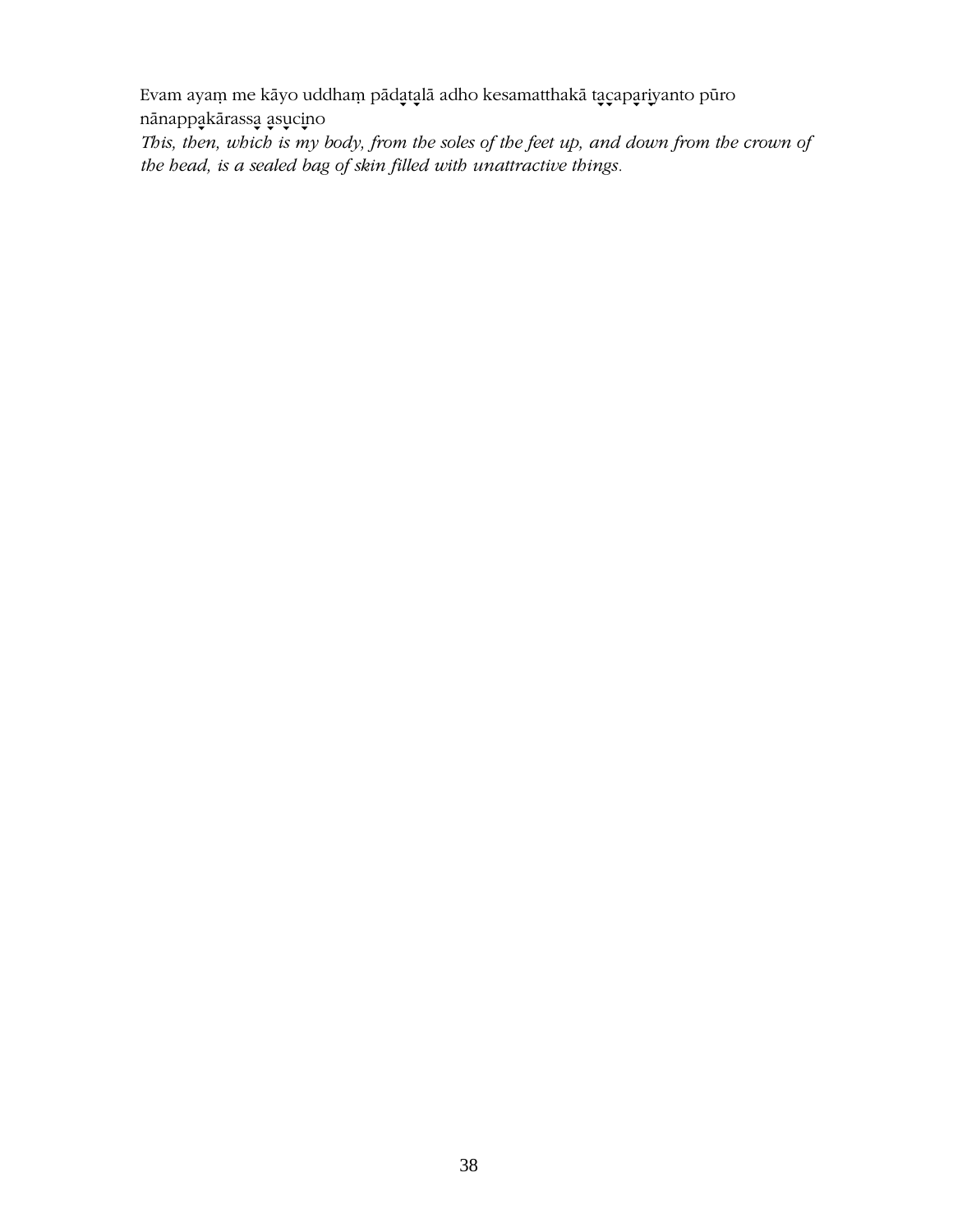Evam ayaṃ me kāyo uddhaṃ pādatalā adho kesamatthakā tacapariyanto pūro nānappakārassa asucino

*This, then, which is my body, from the soles of the feet up, and down from the crown of the head, is a sealed bag of skin filled with unattractive things.*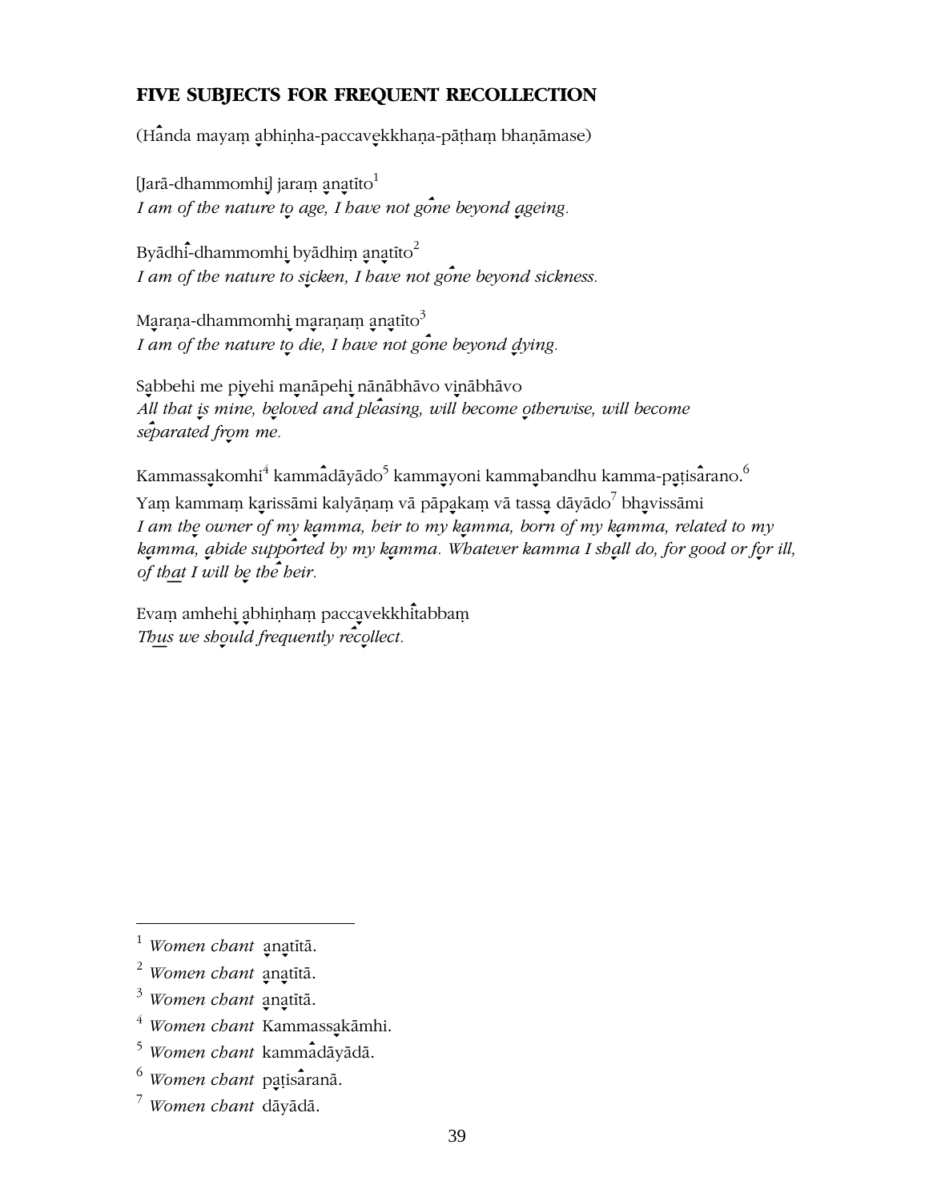## FIVE SUBJECTS FOR FREQUENT RECOLLECTION

(Handa mayaṃ abhiṇha-paccavekkhaṇa-pāṭhaṃ bhaṇāmase)

[Jarā-dhammomhi] jaraṃ anatīto[1]
*I am of the nature to age, I have not gone beyond ageing.*

Byādhi-dhammomhi byādhiṃ anatīto[2]
*I am of the nature to sicken, I have not gone beyond sickness.*

Maraṇa-dhammomhi maraṇaṃ anatīto[3]
*I am of the nature to die, I have not gone beyond dying.*

Sabbehi me piyehi manāpehi nānābhāvo vinābhāvo
*All that is mine, beloved and pleasing, will become otherwise, will become separated from me.*

Kammassakomhi[4] kammadāyādo[5] kammayoni kammabandhu kamma-paṭisarano.[6]
Yaṃ kammaṃ karissāmi kalyāṇaṃ vā pāpakaṃ vā tassa dāyādo[7] bhavissāmi
*I am the owner of my kamma, heir to my kamma, born of my kamma, related to my kamma, abide supported by my kamma. Whatever kamma I shall do, for good or for ill, of that I will be the heir.*

Evaṃ amhehi abhiṇhaṃ paccavekkhitabbaṃ
*Thus we should frequently recollect.*

---

[1] *Women chant* anatītā.

[2] *Women chant* anatītā.

[3] *Women chant* anatītā.

[4] *Women chant* Kammassakāmhi.

[5] *Women chant* kammadāyādā.

[6] *Women chant* paṭisaranā.

[7] *Women chant* dāyādā.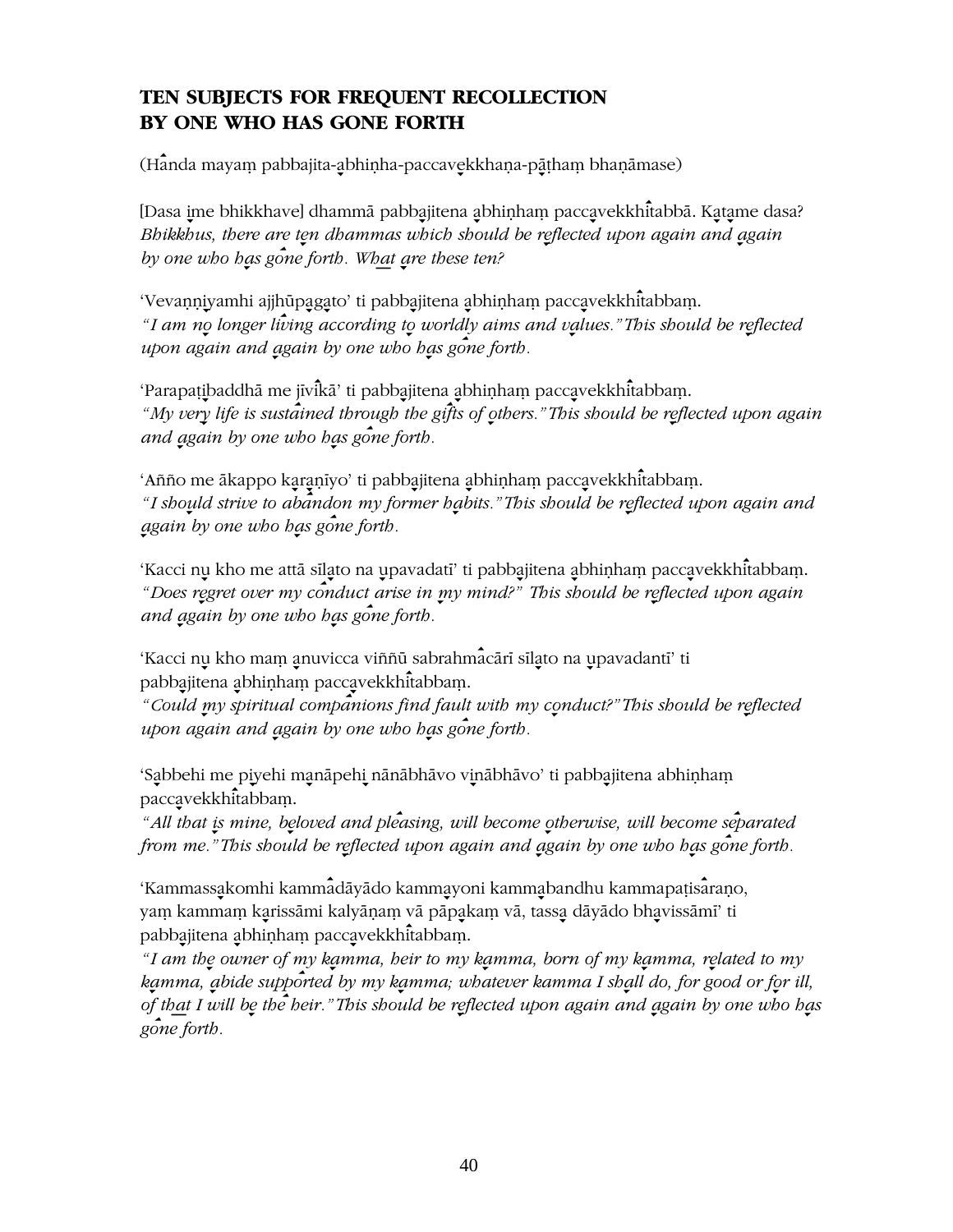## TEN SUBJECTS FOR FREQUENT RECOLLECTION BY ONE WHO HAS GONE FORTH

(Handa mayaṃ pabbajita-abhiṇha-paccavekkhaṇa-pāṭhaṃ bhaṇāmase)

[Dasa ime bhikkhave] dhammā pabbajitena abhiṇhaṃ paccavekkhitabbā. Katame dasa?
*Bhikkhus, there are ten dhammas which should be reflected upon again and again by one who has gone forth. What are these ten?*

'Vevaṇṇiyamhi ajjhūpagato' ti pabbajitena abhiṇhaṃ paccavekkhitabbaṃ.
*"I am no longer living according to worldly aims and values." This should be reflected upon again and again by one who has gone forth.*

'Parapaṭibaddhā me jīvikā' ti pabbajitena abhiṇhaṃ paccavekkhitabbaṃ.
*"My very life is sustained through the gifts of others." This should be reflected upon again and again by one who has gone forth.*

'Añño me ākappo karaṇīyo' ti pabbajitena abhiṇhaṃ paccavekkhitabbaṃ.
*"I should strive to abandon my former habits." This should be reflected upon again and again by one who has gone forth.*

'Kacci nu kho me attā sīlato na upavadatī' ti pabbajitena abhiṇhaṃ paccavekkhitabbaṃ.
*"Does regret over my conduct arise in my mind?" This should be reflected upon again and again by one who has gone forth.*

'Kacci nu kho maṃ anuvicca viññū sabrahmacārī sīlato na upavadantī' ti pabbajitena abhiṇhaṃ paccavekkhitabbaṃ.
*"Could my spiritual companions find fault with my conduct?" This should be reflected upon again and again by one who has gone forth.*

'Sabbehi me piyehi manāpehi nānābhāvo vinābhāvo' ti pabbajitena abhiṇhaṃ paccavekkhitabbaṃ.
*"All that is mine, beloved and pleasing, will become otherwise, will become separated from me." This should be reflected upon again and again by one who has gone forth.*

'Kammassakomhi kammadāyādo kammayoni kammabandhu kammapaṭisaraṇo, yaṃ kammaṃ karissāmi kalyāṇaṃ vā pāpakaṃ vā, tassa dāyādo bhavissāmī' ti pabbajitena abhiṇhaṃ paccavekkhitabbaṃ.
*"I am the owner of my kamma, heir to my kamma, born of my kamma, related to my kamma, abide supported by my kamma; whatever kamma I shall do, for good or for ill, of that I will be the heir." This should be reflected upon again and again by one who has gone forth.*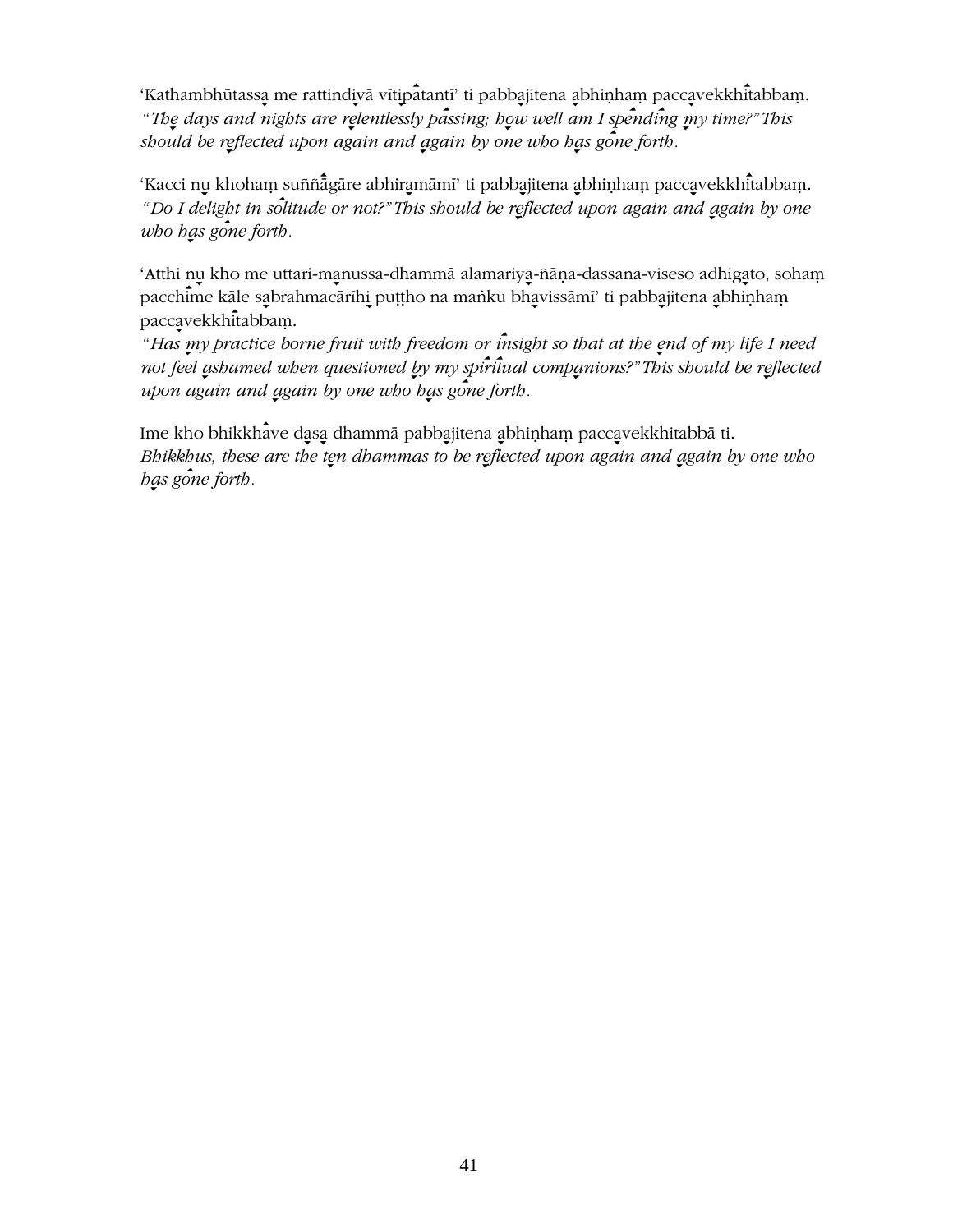‘Kathambhūtassa me rattindivā vītipatantī’ ti pabbajitena abhiṇhaṃ paccavekkhitabbaṃ.
*“The days and nights are relentlessly passing; how well am I spending my time?” This should be reflected upon again and again by one who has gone forth.*

‘Kacci nu khohaṃ suññāgāre abhiramāmī’ ti pabbajitena abhiṇhaṃ paccavekkhitabbaṃ.
*“Do I delight in solitude or not?” This should be reflected upon again and again by one who has gone forth.*

‘Atthi nu kho me uttari-manussa-dhammā alamariya-ñāṇa-dassana-viseso adhigato, sohaṃ pacchime kāle sabrahmacārīhi puṭṭho na maṅku bhavissāmī’ ti pabbajitena abhiṇhaṃ paccavekkhitabbaṃ.
*“Has my practice borne fruit with freedom or insight so that at the end of my life I need not feel ashamed when questioned by my spiritual companions?” This should be reflected upon again and again by one who has gone forth.*

Ime kho bhikkhave dasa dhammā pabbajitena abhiṇhaṃ paccavekkhitabbā ti.
*Bhikkhus, these are the ten dhammas to be reflected upon again and again by one who has gone forth.*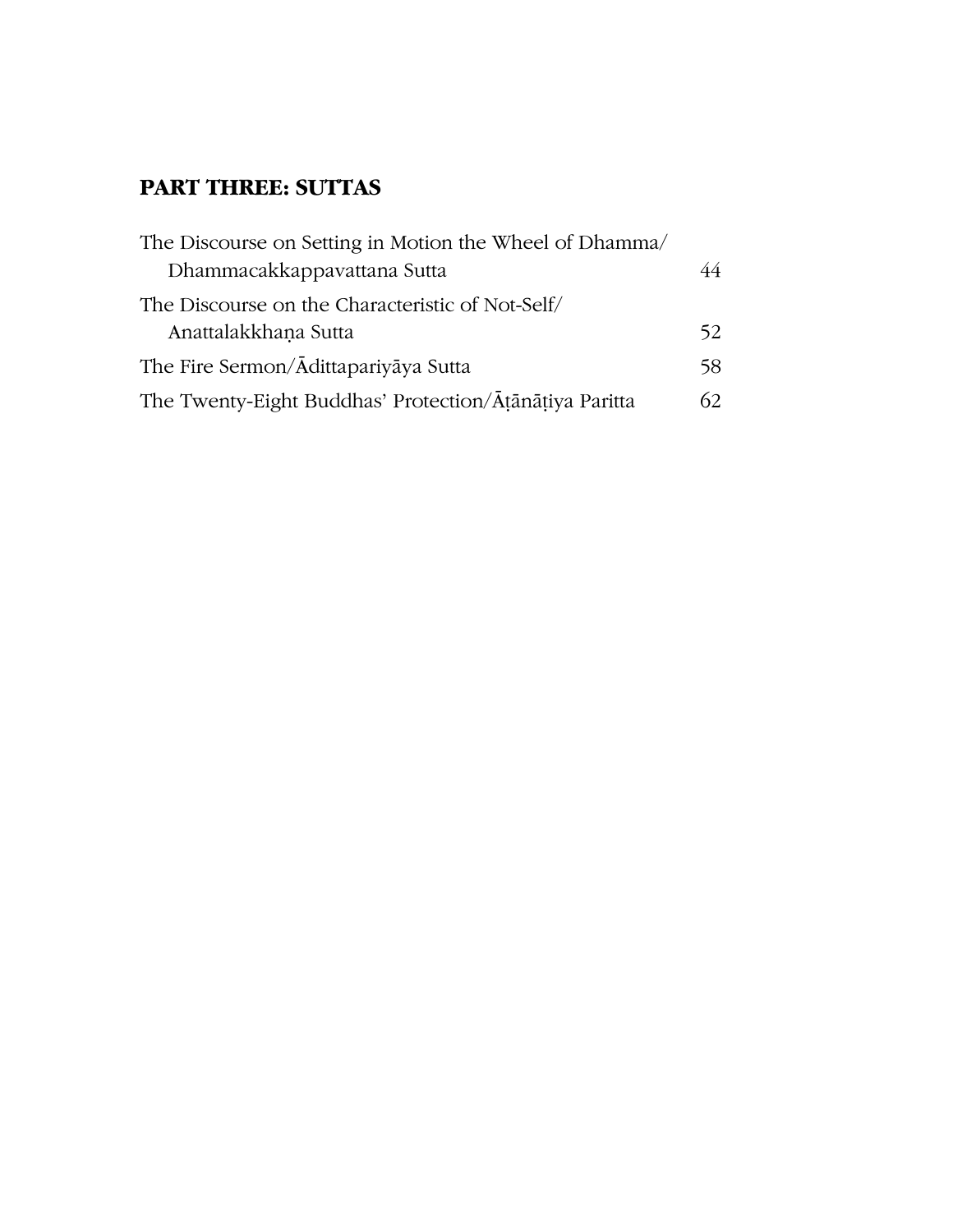## PART THREE: SUTTAS

| | |
|---|---|
| The Discourse on Setting in Motion the Wheel of Dhamma/ Dhammacakkappavattana Sutta | 44 |
| The Discourse on the Characteristic of Not-Self/ Anattalakkhaṇa Sutta | 52 |
| The Fire Sermon/Ādittapariyāya Sutta | 58 |
| The Twenty-Eight Buddhas' Protection/Āṭānāṭiya Paritta | 62 |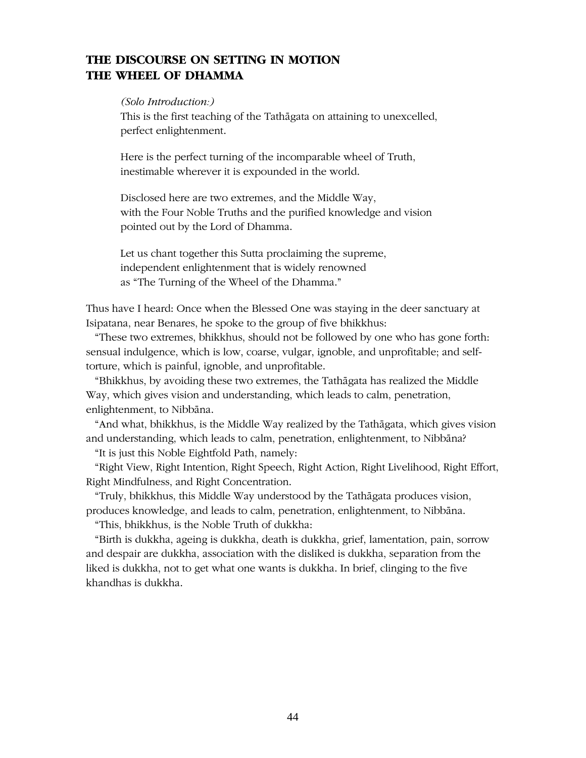## THE DISCOURSE ON SETTING IN MOTION THE WHEEL OF DHAMMA

*(Solo Introduction:)*

This is the first teaching of the Tathāgata on attaining to unexcelled, perfect enlightenment.

Here is the perfect turning of the incomparable wheel of Truth, inestimable wherever it is expounded in the world.

Disclosed here are two extremes, and the Middle Way, with the Four Noble Truths and the purified knowledge and vision pointed out by the Lord of Dhamma.

Let us chant together this Sutta proclaiming the supreme, independent enlightenment that is widely renowned as "The Turning of the Wheel of the Dhamma."

Thus have I heard: Once when the Blessed One was staying in the deer sanctuary at Isipatana, near Benares, he spoke to the group of five bhikkhus:

"These two extremes, bhikkhus, should not be followed by one who has gone forth: sensual indulgence, which is low, coarse, vulgar, ignoble, and unprofitable; and self-torture, which is painful, ignoble, and unprofitable.

"Bhikkhus, by avoiding these two extremes, the Tathāgata has realized the Middle Way, which gives vision and understanding, which leads to calm, penetration, enlightenment, to Nibbāna.

"And what, bhikkhus, is the Middle Way realized by the Tathāgata, which gives vision and understanding, which leads to calm, penetration, enlightenment, to Nibbāna?

"It is just this Noble Eightfold Path, namely:

"Right View, Right Intention, Right Speech, Right Action, Right Livelihood, Right Effort, Right Mindfulness, and Right Concentration.

"Truly, bhikkhus, this Middle Way understood by the Tathāgata produces vision, produces knowledge, and leads to calm, penetration, enlightenment, to Nibbāna.

"This, bhikkhus, is the Noble Truth of dukkha:

"Birth is dukkha, ageing is dukkha, death is dukkha, grief, lamentation, pain, sorrow and despair are dukkha, association with the disliked is dukkha, separation from the liked is dukkha, not to get what one wants is dukkha. In brief, clinging to the five khandhas is dukkha.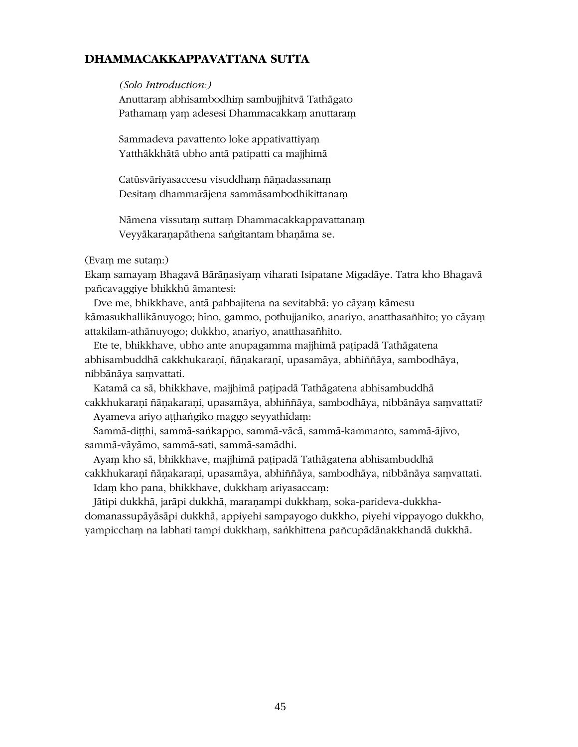## DHAMMACAKKAPPAVATTANA SUTTA

*(Solo Introduction:)*
Anuttaraṃ abhisambodhiṃ sambujjhitvā Tathāgato
Pathamaṃ yaṃ adesesi Dhammacakkaṃ anuttaraṃ

Sammadeva pavattento loke appativattiyaṃ
Yatthākkhātā ubho antā patipatti ca majjhimā

Catūsvāriyasaccesu visuddhaṃ ñāṇadassanaṃ
Desitaṃ dhammarājena sammāsambodhikittanaṃ

Nāmena vissutaṃ suttaṃ Dhammacakkappavattanaṃ
Veyyākaraṇapāthena saṅgītantam bhaṇāma se.

(Evaṃ me sutaṃ:)
Ekaṃ samayaṃ Bhagavā Bārāṇasiyaṃ viharati Isipatane Migadāye. Tatra kho Bhagavā pañcavaggiye bhikkhū āmantesi:

Dve me, bhikkhave, antā pabbajitena na sevitabbā: yo cāyaṃ kāmesu kāmasukhallikānuyogo; hīno, gammo, pothujjaniko, anariyo, anatthasañhito; yo cāyaṃ attakilam-athānuyogo; dukkho, anariyo, anatthasañhito.

Ete te, bhikkhave, ubho ante anupagamma majjhimā paṭipadā Tathāgatena abhisambuddhā cakkhukaraṇī, ñāṇakaraṇī, upasamāya, abhiññāya, sambodhāya, nibbānāya saṃvattati.

Katamā ca sā, bhikkhave, majjhimā paṭipadā Tathāgatena abhisambuddhā cakkhukaraṇī ñāṇakaraṇi, upasamāya, abhiññāya, sambodhāya, nibbānāya saṃvattati?

Ayameva ariyo aṭṭhaṅgiko maggo seyyathīdaṃ:

Sammā-diṭṭhi, sammā-saṅkappo, sammā-vācā, sammā-kammanto, sammā-ājīvo, sammā-vāyāmo, sammā-sati, sammā-samādhi.

Ayaṃ kho sā, bhikkhave, majjhimā paṭipadā Tathāgatena abhisambuddhā cakkhukaraṇī ñāṇakaraṇi, upasamāya, abhiññāya, sambodhāya, nibbānāya saṃvattati.

Idaṃ kho pana, bhikkhave, dukkhaṃ ariyasaccaṃ:

Jātipi dukkhā, jarāpi dukkhā, maraṇampi dukkhaṃ, soka-parideva-dukkha-domanassupāyāsāpi dukkhā, appiyehi sampayogo dukkho, piyehi vippayogo dukkho, yampicchaṃ na labhati tampi dukkhaṃ, saṅkhittena pañcupādānakkhandā dukkhā.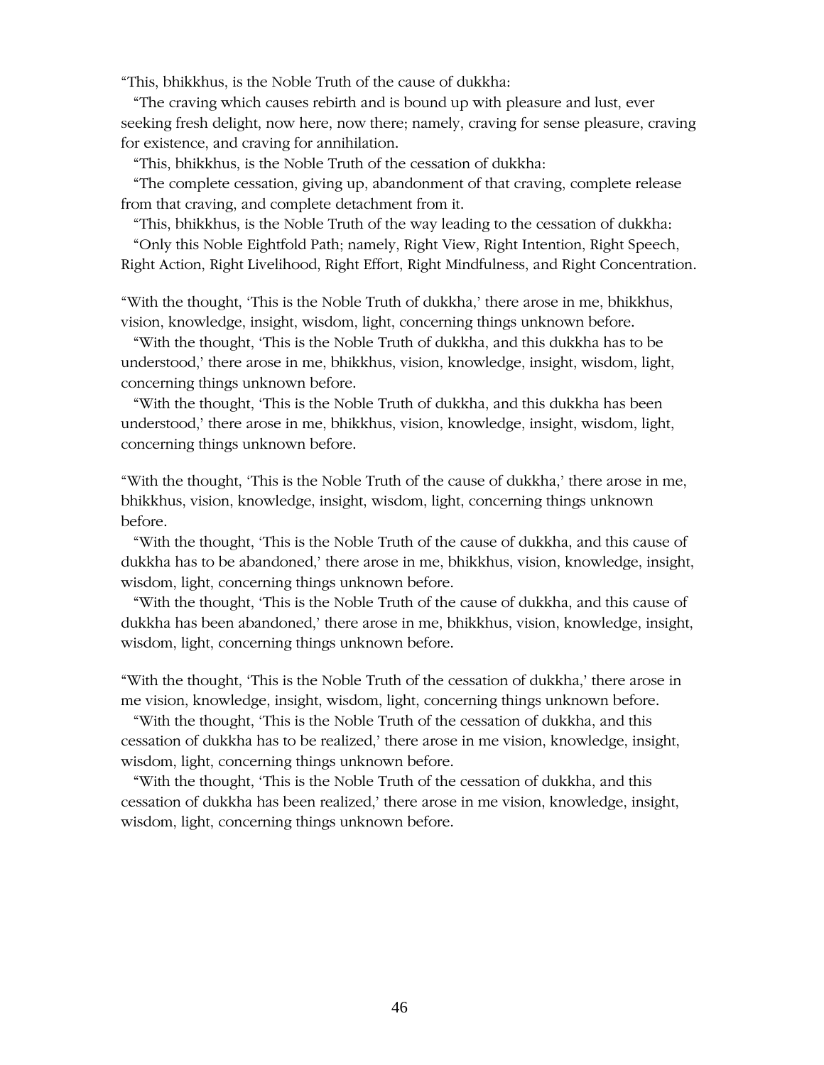"This, bhikkhus, is the Noble Truth of the cause of dukkha:

"The craving which causes rebirth and is bound up with pleasure and lust, ever seeking fresh delight, now here, now there; namely, craving for sense pleasure, craving for existence, and craving for annihilation.

"This, bhikkhus, is the Noble Truth of the cessation of dukkha:

"The complete cessation, giving up, abandonment of that craving, complete release from that craving, and complete detachment from it.

"This, bhikkhus, is the Noble Truth of the way leading to the cessation of dukkha:

"Only this Noble Eightfold Path; namely, Right View, Right Intention, Right Speech, Right Action, Right Livelihood, Right Effort, Right Mindfulness, and Right Concentration.

"With the thought, 'This is the Noble Truth of dukkha,' there arose in me, bhikkhus, vision, knowledge, insight, wisdom, light, concerning things unknown before.

"With the thought, 'This is the Noble Truth of dukkha, and this dukkha has to be understood,' there arose in me, bhikkhus, vision, knowledge, insight, wisdom, light, concerning things unknown before.

"With the thought, 'This is the Noble Truth of dukkha, and this dukkha has been understood,' there arose in me, bhikkhus, vision, knowledge, insight, wisdom, light, concerning things unknown before.

"With the thought, 'This is the Noble Truth of the cause of dukkha,' there arose in me, bhikkhus, vision, knowledge, insight, wisdom, light, concerning things unknown before.

"With the thought, 'This is the Noble Truth of the cause of dukkha, and this cause of dukkha has to be abandoned,' there arose in me, bhikkhus, vision, knowledge, insight, wisdom, light, concerning things unknown before.

"With the thought, 'This is the Noble Truth of the cause of dukkha, and this cause of dukkha has been abandoned,' there arose in me, bhikkhus, vision, knowledge, insight, wisdom, light, concerning things unknown before.

"With the thought, 'This is the Noble Truth of the cessation of dukkha,' there arose in me vision, knowledge, insight, wisdom, light, concerning things unknown before.

"With the thought, 'This is the Noble Truth of the cessation of dukkha, and this cessation of dukkha has to be realized,' there arose in me vision, knowledge, insight, wisdom, light, concerning things unknown before.

"With the thought, 'This is the Noble Truth of the cessation of dukkha, and this cessation of dukkha has been realized,' there arose in me vision, knowledge, insight, wisdom, light, concerning things unknown before.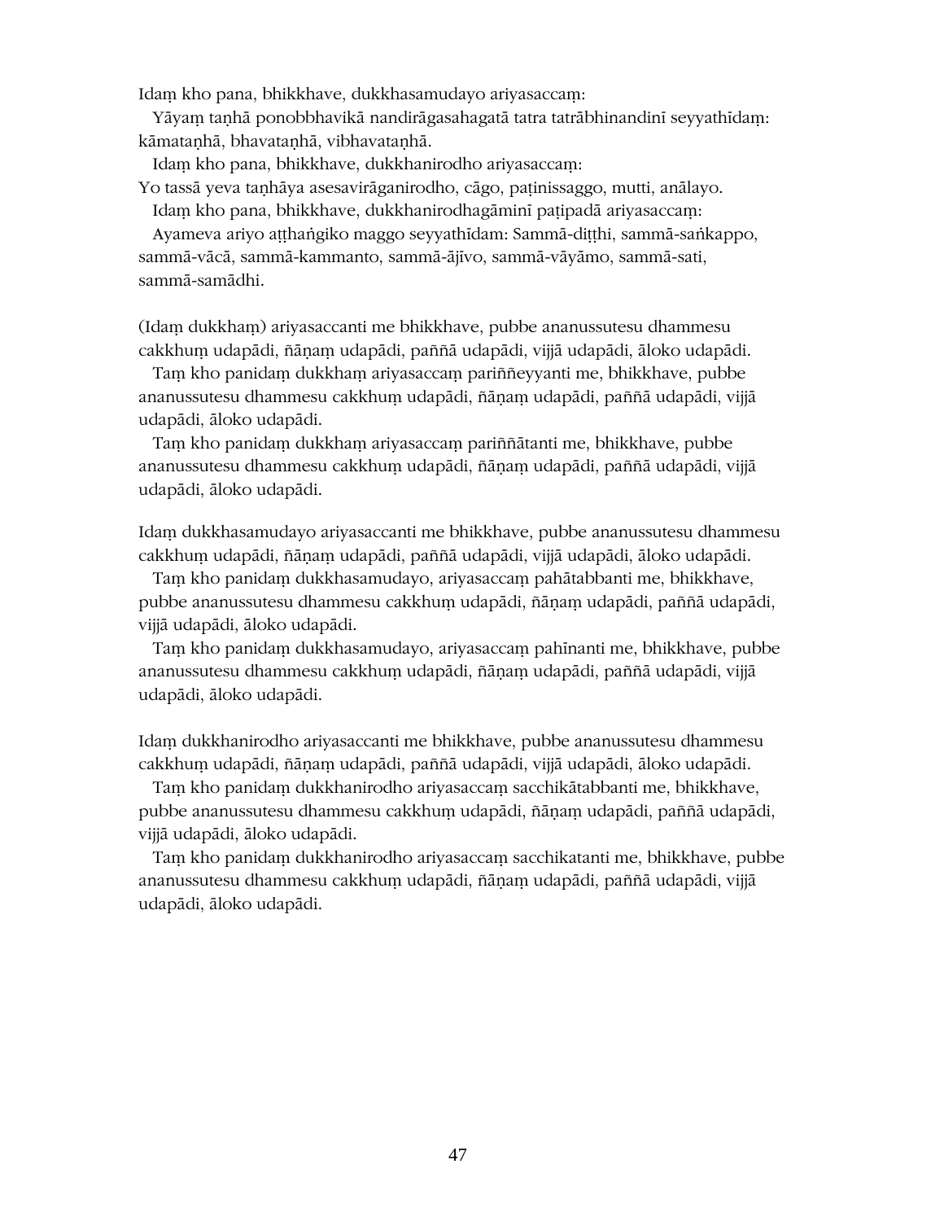Idaṃ kho pana, bhikkhave, dukkhasamudayo ariyasaccaṃ:

Yāyaṃ taṇhā ponobbhavikā nandirāgasahagatā tatra tatrābhinandinī seyyathīdaṃ: kāmataṇhā, bhavataṇhā, vibhavataṇhā.

Idaṃ kho pana, bhikkhave, dukkhanirodho ariyasaccaṃ:

Yo tassā yeva taṇhāya asesavirāganirodho, cāgo, paṭinissaggo, mutti, anālayo.

Idaṃ kho pana, bhikkhave, dukkhanirodhagāminī paṭipadā ariyasaccaṃ:

Ayameva ariyo aṭṭhaṅgiko maggo seyyathīdam: Sammā-diṭṭhi, sammā-saṅkappo, sammā-vācā, sammā-kammanto, sammā-ājīvo, sammā-vāyāmo, sammā-sati, sammā-samādhi.

(Idaṃ dukkhaṃ) ariyasaccanti me bhikkhave, pubbe ananussutesu dhammesu cakkhuṃ udapādi, ñāṇaṃ udapādi, paññā udapādi, vijjā udapādi, āloko udapādi.

Taṃ kho panidaṃ dukkhaṃ ariyasaccaṃ pariññeyyanti me, bhikkhave, pubbe ananussutesu dhammesu cakkhuṃ udapādi, ñāṇaṃ udapādi, paññā udapādi, vijjā udapādi, āloko udapādi.

Taṃ kho panidaṃ dukkhaṃ ariyasaccaṃ pariññātanti me, bhikkhave, pubbe ananussutesu dhammesu cakkhuṃ udapādi, ñāṇaṃ udapādi, paññā udapādi, vijjā udapādi, āloko udapādi.

Idaṃ dukkhasamudayo ariyasaccanti me bhikkhave, pubbe ananussutesu dhammesu cakkhuṃ udapādi, ñāṇaṃ udapādi, paññā udapādi, vijjā udapādi, āloko udapādi.

Taṃ kho panidaṃ dukkhasamudayo, ariyasaccaṃ pahātabbanti me, bhikkhave, pubbe ananussutesu dhammesu cakkhuṃ udapādi, ñāṇaṃ udapādi, paññā udapādi, vijjā udapādi, āloko udapādi.

Taṃ kho panidaṃ dukkhasamudayo, ariyasaccaṃ pahīnanti me, bhikkhave, pubbe ananussutesu dhammesu cakkhuṃ udapādi, ñāṇaṃ udapādi, paññā udapādi, vijjā udapādi, āloko udapādi.

Idaṃ dukkhanirodho ariyasaccanti me bhikkhave, pubbe ananussutesu dhammesu cakkhuṃ udapādi, ñāṇaṃ udapādi, paññā udapādi, vijjā udapādi, āloko udapādi.

Taṃ kho panidaṃ dukkhanirodho ariyasaccaṃ sacchikātabbanti me, bhikkhave, pubbe ananussutesu dhammesu cakkhuṃ udapādi, ñāṇaṃ udapādi, paññā udapādi, vijjā udapādi, āloko udapādi.

Taṃ kho panidaṃ dukkhanirodho ariyasaccaṃ sacchikatanti me, bhikkhave, pubbe ananussutesu dhammesu cakkhuṃ udapādi, ñāṇaṃ udapādi, paññā udapādi, vijjā udapādi, āloko udapādi.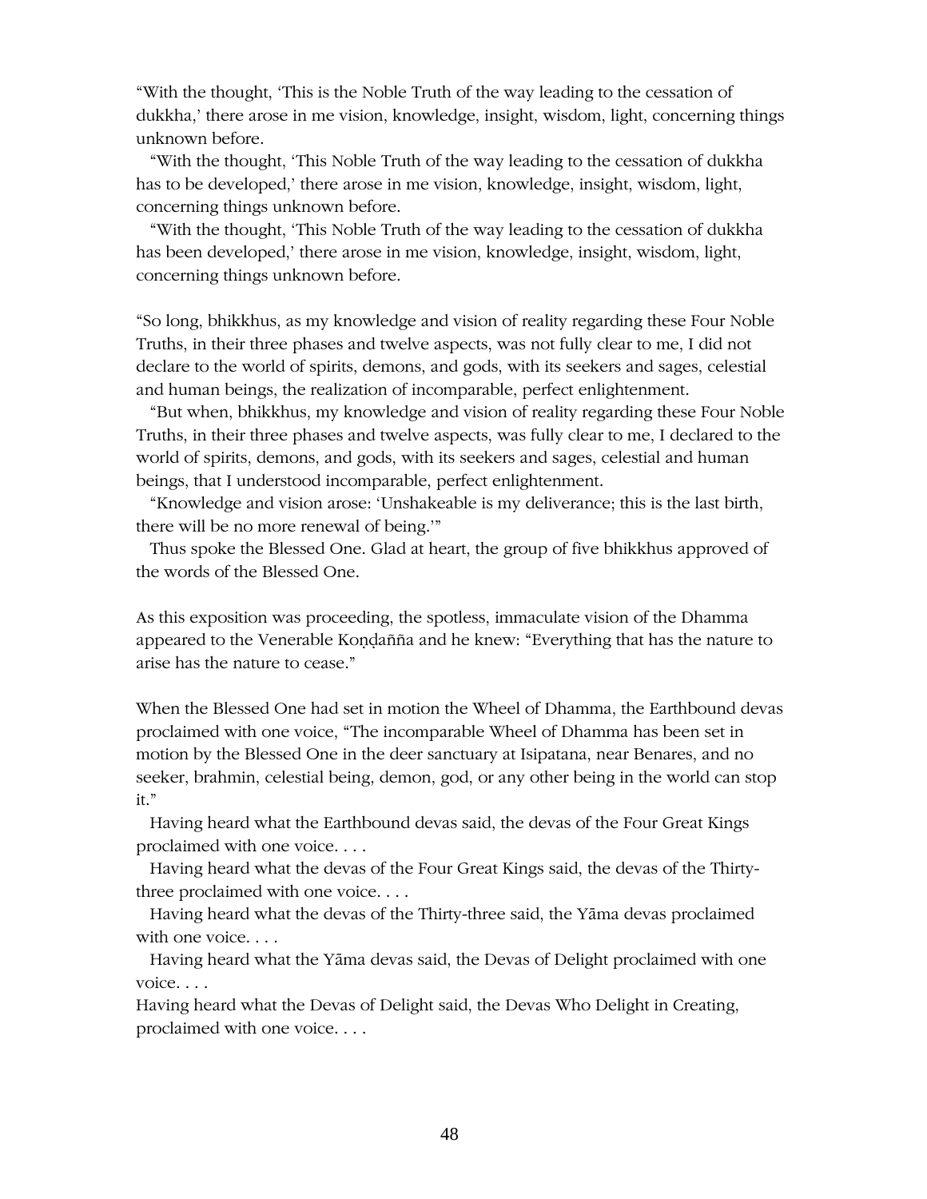"With the thought, 'This is the Noble Truth of the way leading to the cessation of dukkha,' there arose in me vision, knowledge, insight, wisdom, light, concerning things unknown before.

"With the thought, 'This Noble Truth of the way leading to the cessation of dukkha has to be developed,' there arose in me vision, knowledge, insight, wisdom, light, concerning things unknown before.

"With the thought, 'This Noble Truth of the way leading to the cessation of dukkha has been developed,' there arose in me vision, knowledge, insight, wisdom, light, concerning things unknown before.

"So long, bhikkhus, as my knowledge and vision of reality regarding these Four Noble Truths, in their three phases and twelve aspects, was not fully clear to me, I did not declare to the world of spirits, demons, and gods, with its seekers and sages, celestial and human beings, the realization of incomparable, perfect enlightenment.

"But when, bhikkhus, my knowledge and vision of reality regarding these Four Noble Truths, in their three phases and twelve aspects, was fully clear to me, I declared to the world of spirits, demons, and gods, with its seekers and sages, celestial and human beings, that I understood incomparable, perfect enlightenment.

"Knowledge and vision arose: 'Unshakeable is my deliverance; this is the last birth, there will be no more renewal of being.'"

Thus spoke the Blessed One. Glad at heart, the group of five bhikkhus approved of the words of the Blessed One.

As this exposition was proceeding, the spotless, immaculate vision of the Dhamma appeared to the Venerable Koṇḍañña and he knew: "Everything that has the nature to arise has the nature to cease."

When the Blessed One had set in motion the Wheel of Dhamma, the Earthbound devas proclaimed with one voice, "The incomparable Wheel of Dhamma has been set in motion by the Blessed One in the deer sanctuary at Isipatana, near Benares, and no seeker, brahmin, celestial being, demon, god, or any other being in the world can stop it."

Having heard what the Earthbound devas said, the devas of the Four Great Kings proclaimed with one voice. . . .

Having heard what the devas of the Four Great Kings said, the devas of the Thirty-three proclaimed with one voice. . . .

Having heard what the devas of the Thirty-three said, the Yāma devas proclaimed with one voice. . . .

Having heard what the Yāma devas said, the Devas of Delight proclaimed with one voice. . . .

Having heard what the Devas of Delight said, the Devas Who Delight in Creating, proclaimed with one voice. . . .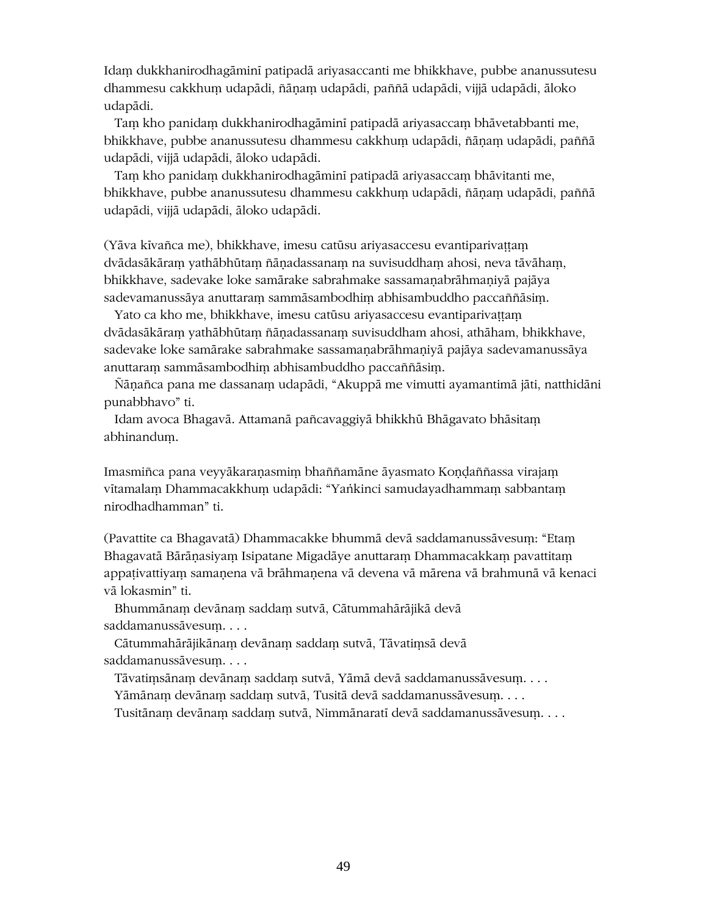Idaṃ dukkhanirodhagāminī patipadā ariyasaccanti me bhikkhave, pubbe ananussutesu dhammesu cakkhuṃ udapādi, ñāṇaṃ udapādi, paññā udapādi, vijjā udapādi, āloko udapādi.

Taṃ kho panidaṃ dukkhanirodhagāminī patipadā ariyasaccaṃ bhāvetabbanti me, bhikkhave, pubbe ananussutesu dhammesu cakkhuṃ udapādi, ñāṇaṃ udapādi, paññā udapādi, vijjā udapādi, āloko udapādi.

Taṃ kho panidaṃ dukkhanirodhagāminī patipadā ariyasaccaṃ bhāvitanti me, bhikkhave, pubbe ananussutesu dhammesu cakkhuṃ udapādi, ñāṇaṃ udapādi, paññā udapādi, vijjā udapādi, āloko udapādi.

(Yāva kīvañca me), bhikkhave, imesu catūsu ariyasaccesu evantiparivaṭṭaṃ dvādasākāraṃ yathābhūtaṃ ñāṇadassanaṃ na suvisuddhaṃ ahosi, neva tāvāhaṃ, bhikkhave, sadevake loke samārake sabrahmake sassamaṇabrāhmaṇiyā pajāya sadevamanussāya anuttaraṃ sammāsambodhiṃ abhisambuddho paccaññāsiṃ.

Yato ca kho me, bhikkhave, imesu catūsu ariyasaccesu evantiparivaṭṭaṃ dvādasākāraṃ yathābhūtaṃ ñāṇadassanaṃ suvisuddham ahosi, athāham, bhikkhave, sadevake loke samārake sabrahmake sassamaṇabrāhmaṇiyā pajāya sadevamanussāya anuttaraṃ sammāsambodhiṃ abhisambuddho paccaññāsiṃ.

Ñāṇañca pana me dassanaṃ udapādi, "Akuppā me vimutti ayamantimā jāti, natthidāni punabbhavo" ti.

Idam avoca Bhagavā. Attamanā pañcavaggiyā bhikkhū Bhāgavato bhāsitaṃ abhinanduṃ.

Imasmiñca pana veyyākaraṇasmiṃ bhaññamāne āyasmato Koṇḍaññassa virajaṃ vītamalaṃ Dhammacakkhuṃ udapādi: "Yaṅkinci samudayadhammaṃ sabbantaṃ nirodhadhamman" ti.

(Pavattite ca Bhagavatā) Dhammacakke bhummā devā saddamanussāvesuṃ: "Etaṃ Bhagavatā Bārāṇasiyaṃ Isipatane Migadāye anuttaraṃ Dhammacakkaṃ pavattitaṃ appaṭivattiyaṃ samaṇena vā brāhmaṇena vā devena vā mārena vā brahmunā vā kenaci vā lokasmin" ti.

Bhummānaṃ devānaṃ saddaṃ sutvā, Cātummahārājikā devā saddamanussāvesuṃ. . . .

Cātummahārājikānaṃ devānaṃ saddaṃ sutvā, Tāvatiṃsā devā saddamanussāvesuṃ. . . .

Tāvatiṃsānaṃ devānaṃ saddaṃ sutvā, Yāmā devā saddamanussāvesuṃ. . . .

Yāmānaṃ devānaṃ saddaṃ sutvā, Tusitā devā saddamanussāvesuṃ. . . .

Tusitānaṃ devānaṃ saddaṃ sutvā, Nimmānaratī devā saddamanussāvesuṃ. . . .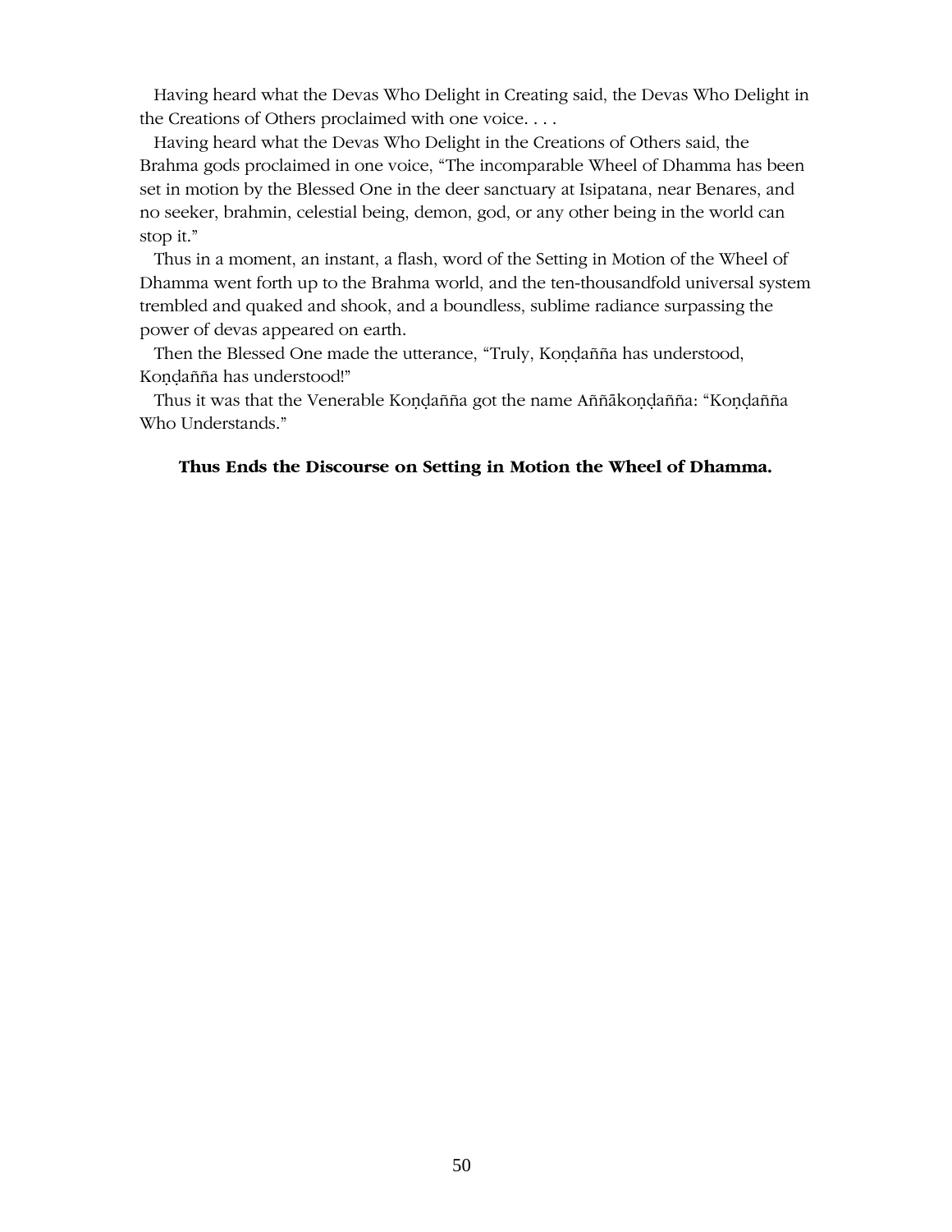Having heard what the Devas Who Delight in Creating said, the Devas Who Delight in the Creations of Others proclaimed with one voice. . . .

Having heard what the Devas Who Delight in the Creations of Others said, the Brahma gods proclaimed in one voice, “The incomparable Wheel of Dhamma has been set in motion by the Blessed One in the deer sanctuary at Isipatana, near Benares, and no seeker, brahmin, celestial being, demon, god, or any other being in the world can stop it.”

Thus in a moment, an instant, a flash, word of the Setting in Motion of the Wheel of Dhamma went forth up to the Brahma world, and the ten-thousandfold universal system trembled and quaked and shook, and a boundless, sublime radiance surpassing the power of devas appeared on earth.

Then the Blessed One made the utterance, “Truly, Koṇḍañña has understood, Koṇḍañña has understood!”

Thus it was that the Venerable Koṇḍañña got the name Aññākoṇḍañña: “Koṇḍañña Who Understands.”

**Thus Ends the Discourse on Setting in Motion the Wheel of Dhamma.**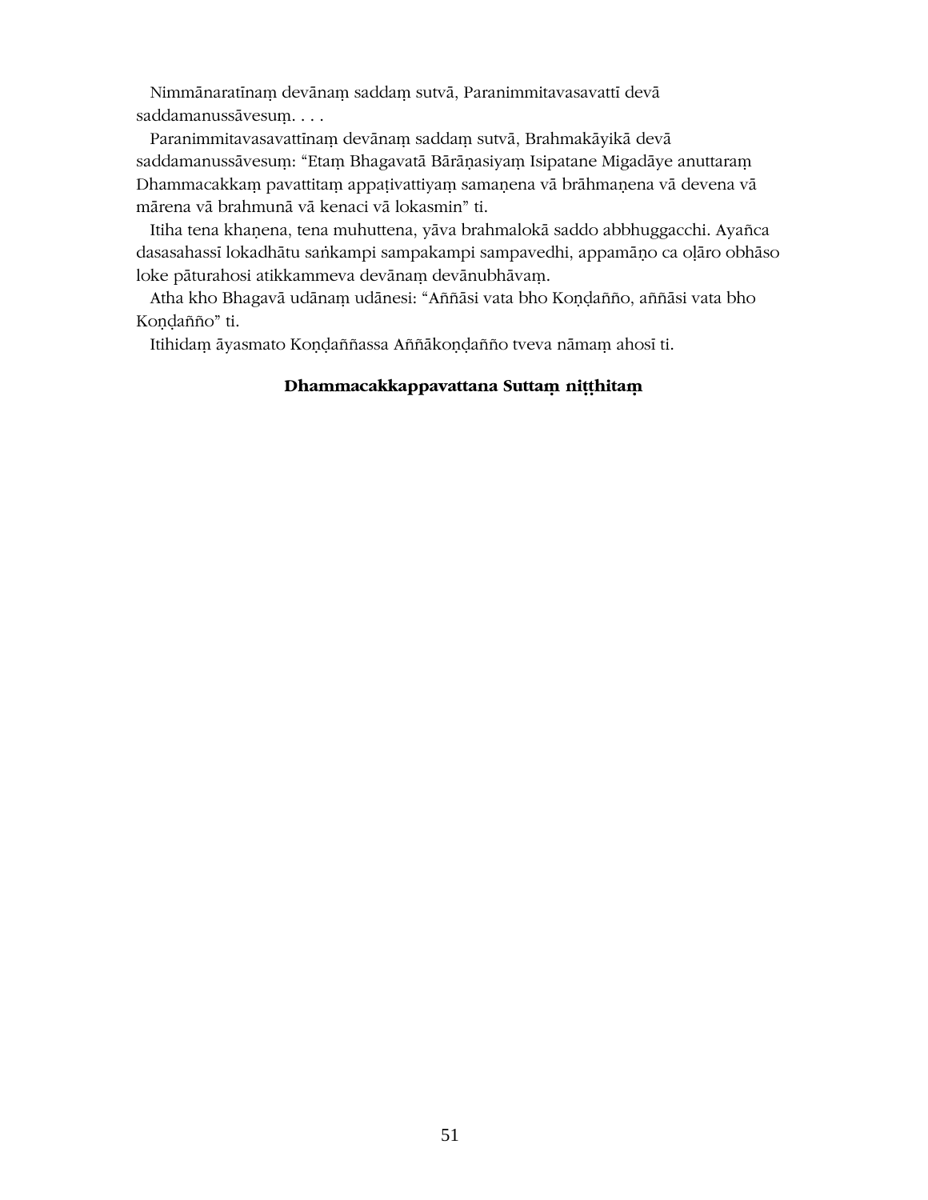Nimmānaratīnaṃ devānaṃ saddaṃ sutvā, Paranimmitavasavattī devā saddamanussāvesuṃ. . . .

Paranimmitavasavattīnaṃ devānaṃ saddaṃ sutvā, Brahmakāyikā devā saddamanussāvesuṃ: "Etaṃ Bhagavatā Bārāṇasiyaṃ Isipatane Migadāye anuttaraṃ Dhammacakkaṃ pavattitaṃ appaṭivattiyaṃ samaṇena vā brāhmaṇena vā devena vā mārena vā brahmunā vā kenaci vā lokasmin" ti.

Itiha tena khaṇena, tena muhuttena, yāva brahmalokā saddo abbhuggacchi. Ayañca dasasahassī lokadhātu saṅkampi sampakampi sampavedhi, appamāṇo ca oḷāro obhāso loke pāturahosi atikkammeva devānaṃ devānubhāvaṃ.

Atha kho Bhagavā udānaṃ udānesi: "Aññāsi vata bho Koṇḍañño, aññāsi vata bho Koṇḍañño" ti.

Itihidaṃ āyasmato Koṇḍaññassa Aññākoṇḍañño tveva nāmaṃ ahosī ti.

**Dhammacakkappavattana Suttaṃ niṭṭhitaṃ**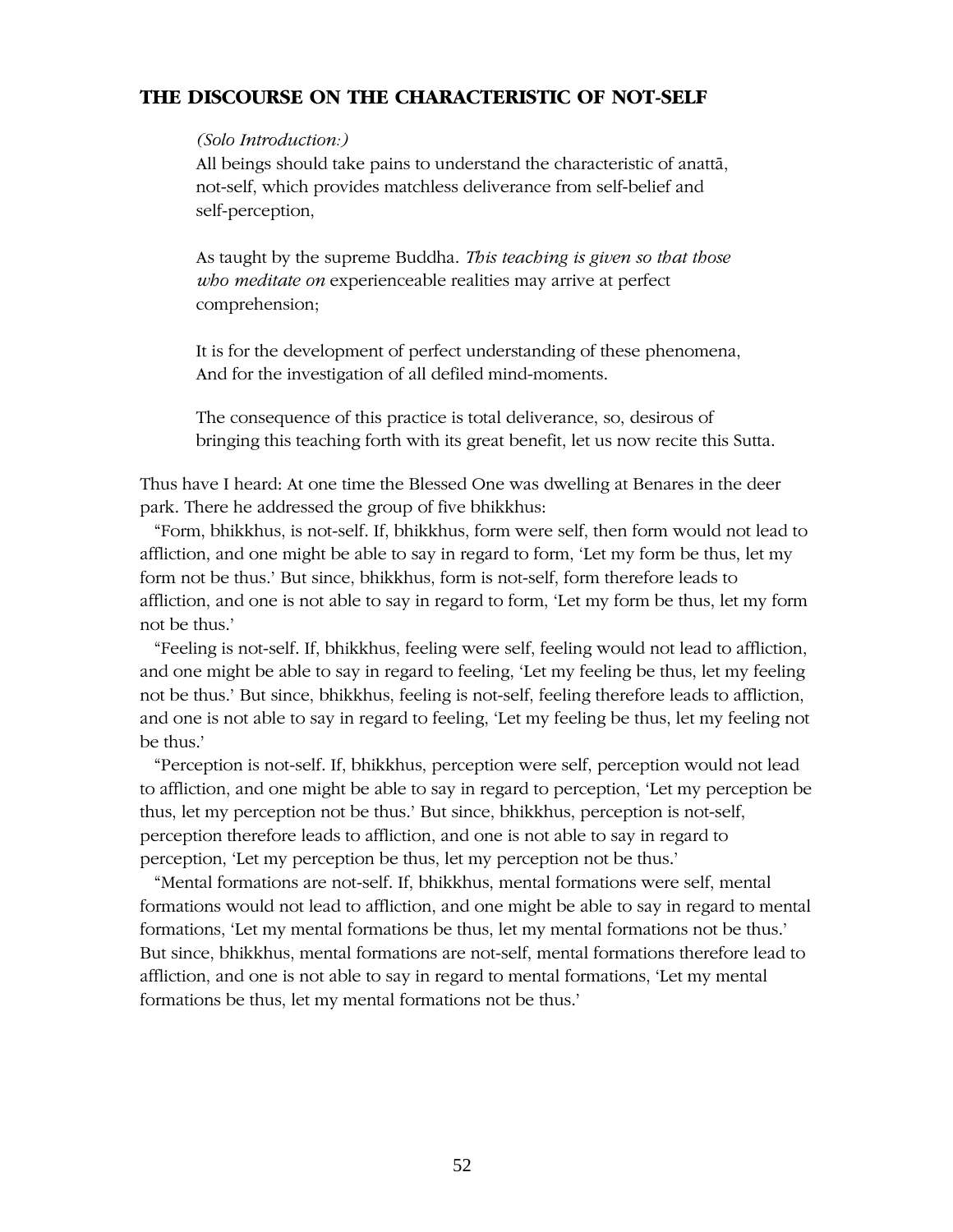## THE DISCOURSE ON THE CHARACTERISTIC OF NOT-SELF

*(Solo Introduction:)*

All beings should take pains to understand the characteristic of anattā, not-self, which provides matchless deliverance from self-belief and self-perception,

As taught by the supreme Buddha. *This teaching is given so that those who meditate on* experienceable realities may arrive at perfect comprehension;

It is for the development of perfect understanding of these phenomena,
And for the investigation of all defiled mind-moments.

The consequence of this practice is total deliverance, so, desirous of bringing this teaching forth with its great benefit, let us now recite this Sutta.

Thus have I heard: At one time the Blessed One was dwelling at Benares in the deer park. There he addressed the group of five bhikkhus:

"Form, bhikkhus, is not-self. If, bhikkhus, form were self, then form would not lead to affliction, and one might be able to say in regard to form, 'Let my form be thus, let my form not be thus.' But since, bhikkhus, form is not-self, form therefore leads to affliction, and one is not able to say in regard to form, 'Let my form be thus, let my form not be thus.'

"Feeling is not-self. If, bhikkhus, feeling were self, feeling would not lead to affliction, and one might be able to say in regard to feeling, 'Let my feeling be thus, let my feeling not be thus.' But since, bhikkhus, feeling is not-self, feeling therefore leads to affliction, and one is not able to say in regard to feeling, 'Let my feeling be thus, let my feeling not be thus.'

"Perception is not-self. If, bhikkhus, perception were self, perception would not lead to affliction, and one might be able to say in regard to perception, 'Let my perception be thus, let my perception not be thus.' But since, bhikkhus, perception is not-self, perception therefore leads to affliction, and one is not able to say in regard to perception, 'Let my perception be thus, let my perception not be thus.'

"Mental formations are not-self. If, bhikkhus, mental formations were self, mental formations would not lead to affliction, and one might be able to say in regard to mental formations, 'Let my mental formations be thus, let my mental formations not be thus.' But since, bhikkhus, mental formations are not-self, mental formations therefore lead to affliction, and one is not able to say in regard to mental formations, 'Let my mental formations be thus, let my mental formations not be thus.'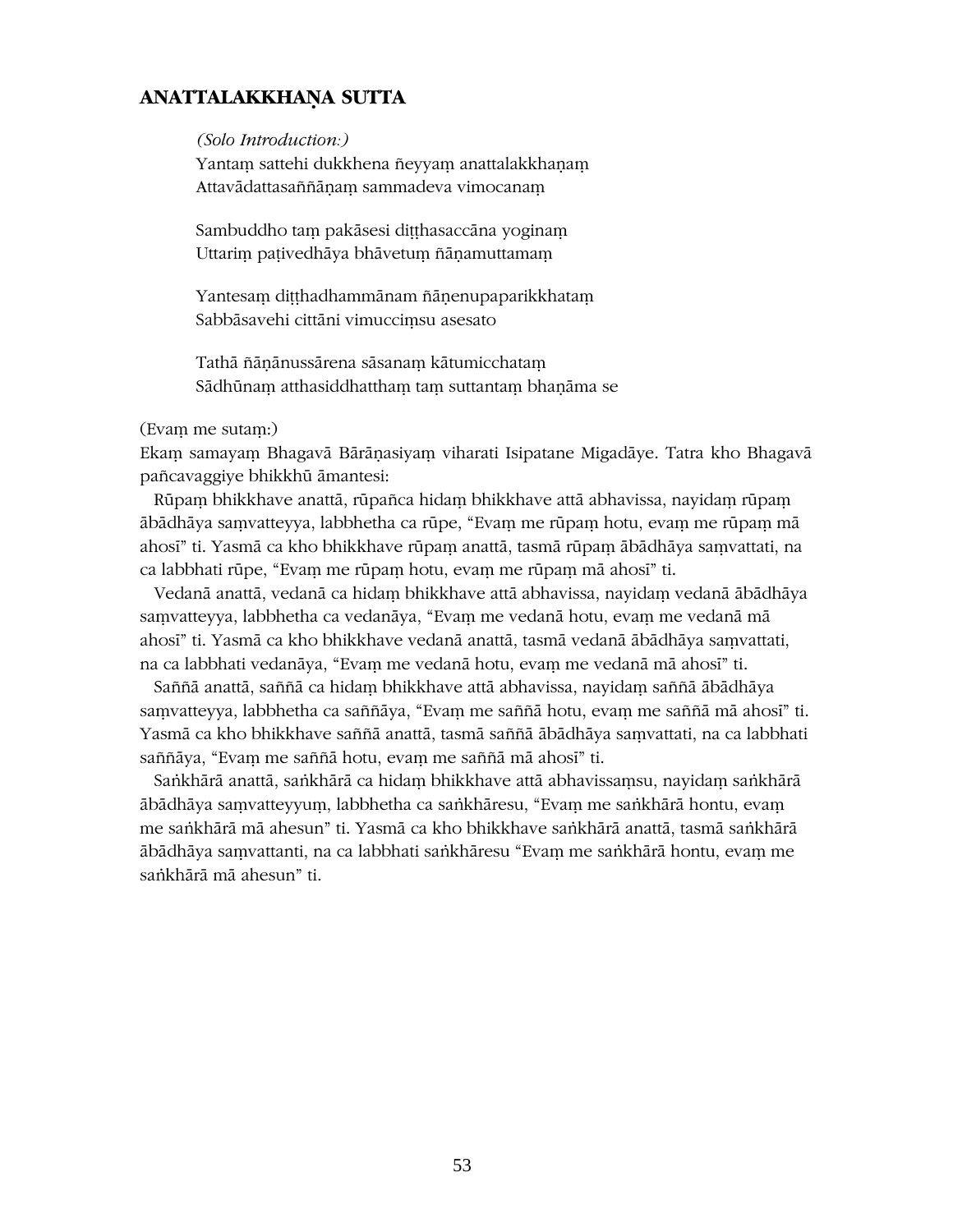## ANATTALAKKHAṆA SUTTA

*(Solo Introduction:)*
Yantaṃ sattehi dukkhena ñeyyaṃ anattalakkhaṇaṃ
Attavādattasaññāṇaṃ sammadeva vimocanaṃ

Sambuddho taṃ pakāsesi diṭṭhasaccāna yoginaṃ
Uttariṃ paṭivedhāya bhāvetuṃ ñāṇamuttamaṃ

Yantesaṃ diṭṭhadhammānam ñāṇenupaparikkhataṃ
Sabbāsavehi cittāni vimucciṃsu asesato

Tathā ñāṇānussārena sāsanaṃ kātumicchataṃ
Sādhūnaṃ atthasiddhatthaṃ taṃ suttantaṃ bhaṇāma se

(Evaṃ me sutaṃ:)
Ekaṃ samayaṃ Bhagavā Bārāṇasiyaṃ viharati Isipatane Migadāye. Tatra kho Bhagavā pañcavaggiye bhikkhū āmantesi:

Rūpaṃ bhikkhave anattā, rūpañca hidaṃ bhikkhave attā abhavissa, nayidaṃ rūpaṃ ābādhāya saṃvatteyya, labbhetha ca rūpe, "Evaṃ me rūpaṃ hotu, evaṃ me rūpaṃ mā ahosī" ti. Yasmā ca kho bhikkhave rūpaṃ anattā, tasmā rūpaṃ ābādhāya saṃvattati, na ca labbhati rūpe, "Evaṃ me rūpaṃ hotu, evaṃ me rūpaṃ mā ahosī" ti.

Vedanā anattā, vedanā ca hidaṃ bhikkhave attā abhavissa, nayidaṃ vedanā ābādhāya saṃvatteyya, labbhetha ca vedanāya, "Evaṃ me vedanā hotu, evaṃ me vedanā mā ahosī" ti. Yasmā ca kho bhikkhave vedanā anattā, tasmā vedanā ābādhāya saṃvattati, na ca labbhati vedanāya, "Evaṃ me vedanā hotu, evaṃ me vedanā mā ahosī" ti.

Saññā anattā, saññā ca hidaṃ bhikkhave attā abhavissa, nayidaṃ saññā ābādhāya saṃvatteyya, labbhetha ca saññāya, "Evaṃ me saññā hotu, evaṃ me saññā mā ahosī" ti. Yasmā ca kho bhikkhave saññā anattā, tasmā saññā ābādhāya saṃvattati, na ca labbhati saññāya, "Evaṃ me saññā hotu, evaṃ me saññā mā ahosī" ti.

Saṅkhārā anattā, saṅkhārā ca hidaṃ bhikkhave attā abhavissaṃsu, nayidaṃ saṅkhārā ābādhāya saṃvatteyyuṃ, labbhetha ca saṅkhāresu, "Evaṃ me saṅkhārā hontu, evaṃ me saṅkhārā mā ahesun" ti. Yasmā ca kho bhikkhave saṅkhārā anattā, tasmā saṅkhārā ābādhāya saṃvattanti, na ca labbhati saṅkhāresu "Evaṃ me saṅkhārā hontu, evaṃ me saṅkhārā mā ahesun" ti.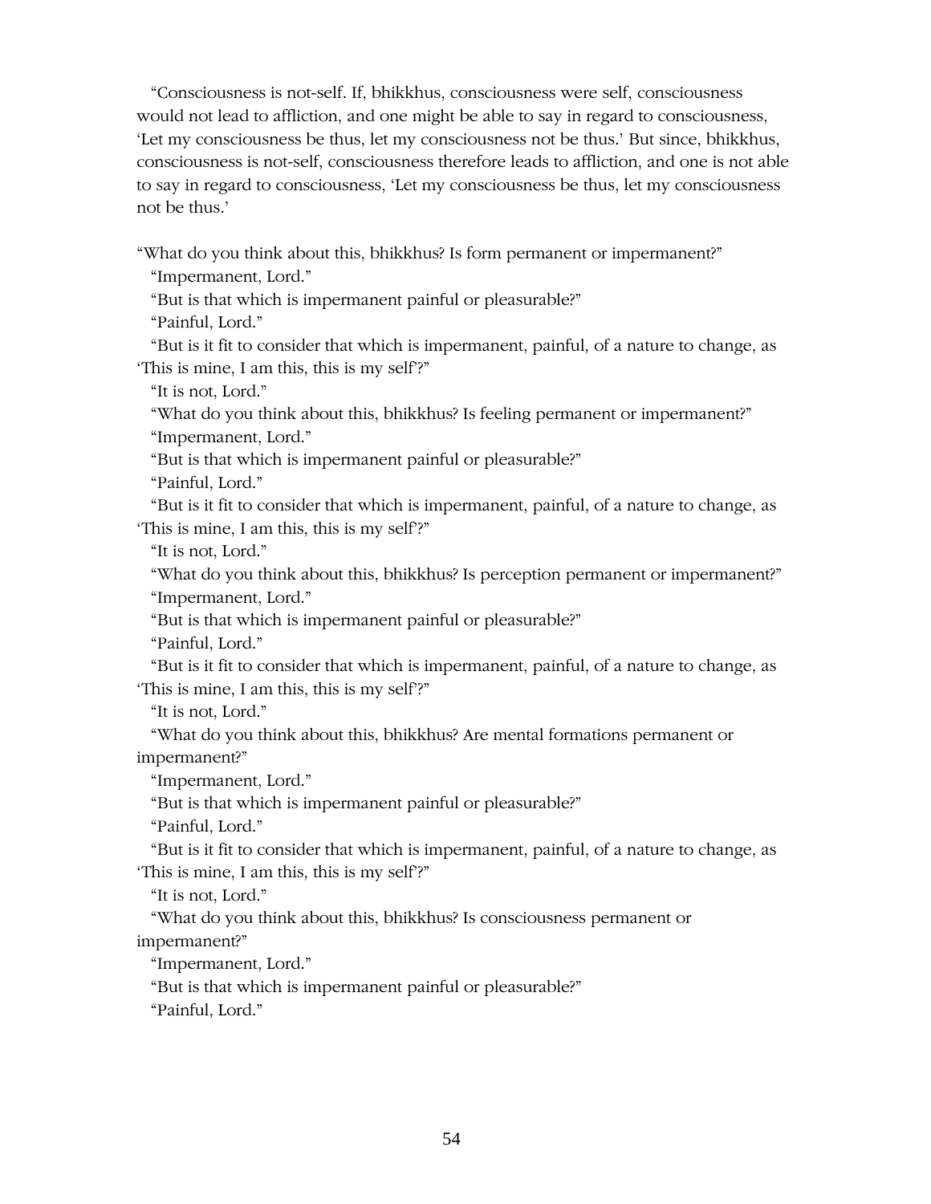"Consciousness is not-self. If, bhikkhus, consciousness were self, consciousness would not lead to affliction, and one might be able to say in regard to consciousness, 'Let my consciousness be thus, let my consciousness not be thus.' But since, bhikkhus, consciousness is not-self, consciousness therefore leads to affliction, and one is not able to say in regard to consciousness, 'Let my consciousness be thus, let my consciousness not be thus.'

"What do you think about this, bhikkhus? Is form permanent or impermanent?"

"Impermanent, Lord."

"But is that which is impermanent painful or pleasurable?"

"Painful, Lord."

"But is it fit to consider that which is impermanent, painful, of a nature to change, as 'This is mine, I am this, this is my self'?"

"It is not, Lord."

"What do you think about this, bhikkhus? Is feeling permanent or impermanent?"

"Impermanent, Lord."

"But is that which is impermanent painful or pleasurable?"

"Painful, Lord."

"But is it fit to consider that which is impermanent, painful, of a nature to change, as 'This is mine, I am this, this is my self'?"

"It is not, Lord."

"What do you think about this, bhikkhus? Is perception permanent or impermanent?"

"Impermanent, Lord."

"But is that which is impermanent painful or pleasurable?"

"Painful, Lord."

"But is it fit to consider that which is impermanent, painful, of a nature to change, as 'This is mine, I am this, this is my self'?"

"It is not, Lord."

"What do you think about this, bhikkhus? Are mental formations permanent or impermanent?"

"Impermanent, Lord."

"But is that which is impermanent painful or pleasurable?"

"Painful, Lord."

"But is it fit to consider that which is impermanent, painful, of a nature to change, as 'This is mine, I am this, this is my self'?"

"It is not, Lord."

"What do you think about this, bhikkhus? Is consciousness permanent or impermanent?"

"Impermanent, Lord."

"But is that which is impermanent painful or pleasurable?"

"Painful, Lord."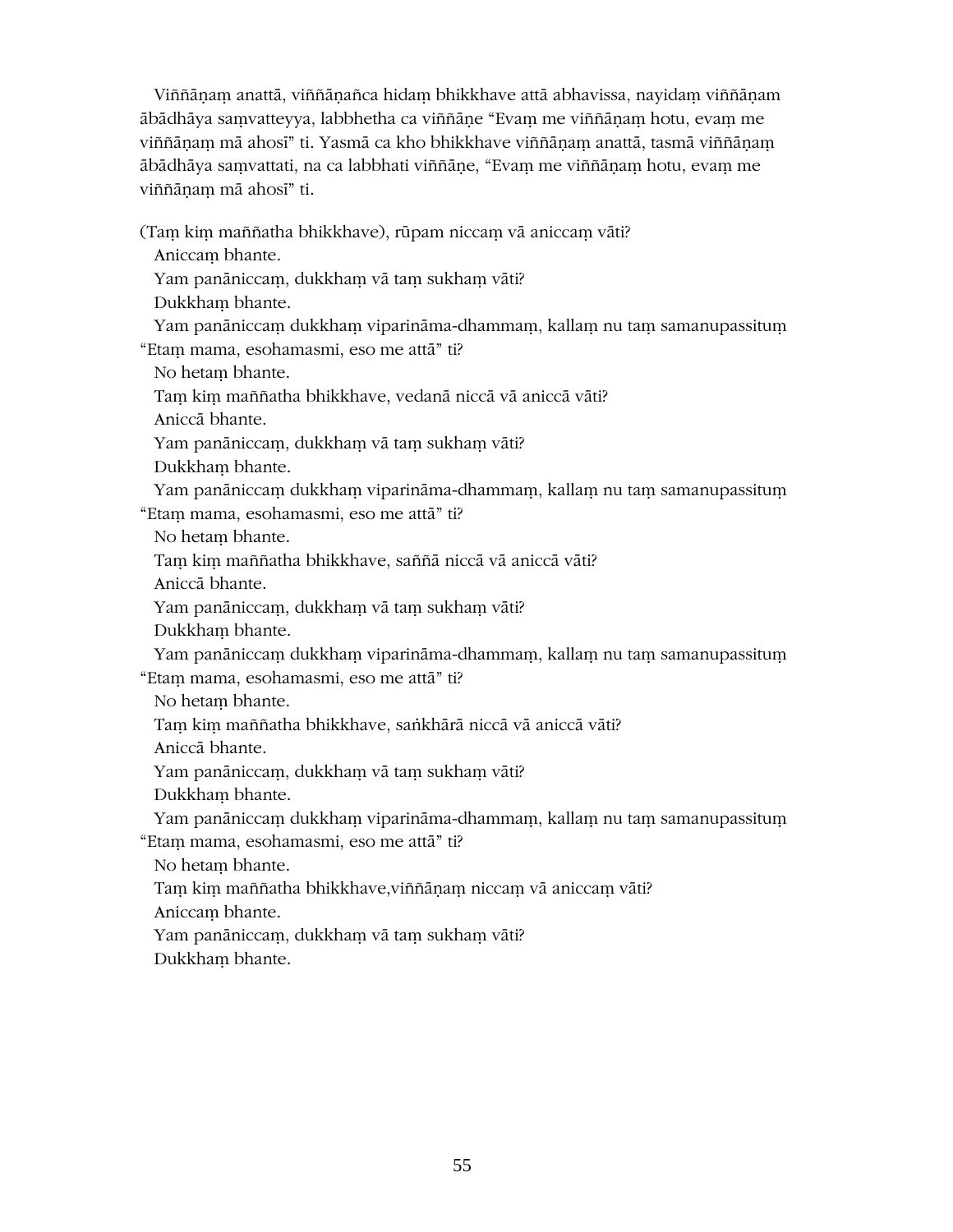Viññāṇaṃ anattā, viññāṇañca hidaṃ bhikkhave attā abhavissa, nayidaṃ viññāṇam ābādhāya saṃvatteyya, labbhetha ca viññāṇe "Evaṃ me viññāṇaṃ hotu, evaṃ me viññāṇaṃ mā ahosī" ti. Yasmā ca kho bhikkhave viññāṇaṃ anattā, tasmā viññāṇaṃ ābādhāya saṃvattati, na ca labbhati viññāṇe, "Evaṃ me viññāṇaṃ hotu, evaṃ me viññāṇaṃ mā ahosī" ti.

(Taṃ kiṃ maññatha bhikkhave), rūpam niccaṃ vā aniccaṃ vāti?

Aniccaṃ bhante.

Yam panāniccaṃ, dukkhaṃ vā taṃ sukhaṃ vāti?

Dukkhaṃ bhante.

Yam panāniccaṃ dukkhaṃ viparināma-dhammaṃ, kallaṃ nu taṃ samanupassituṃ "Etaṃ mama, esohamasmi, eso me attā" ti?

No hetaṃ bhante.

Taṃ kiṃ maññatha bhikkhave, vedanā niccā vā aniccā vāti?

Aniccā bhante.

Yam panāniccaṃ, dukkhaṃ vā taṃ sukhaṃ vāti?

Dukkhaṃ bhante.

Yam panāniccaṃ dukkhaṃ viparināma-dhammaṃ, kallaṃ nu taṃ samanupassituṃ "Etaṃ mama, esohamasmi, eso me attā" ti?

No hetaṃ bhante.

Taṃ kiṃ maññatha bhikkhave, saññā niccā vā aniccā vāti?

Aniccā bhante.

Yam panāniccaṃ, dukkhaṃ vā taṃ sukhaṃ vāti?

Dukkhaṃ bhante.

Yam panāniccaṃ dukkhaṃ viparināma-dhammaṃ, kallaṃ nu taṃ samanupassituṃ "Etaṃ mama, esohamasmi, eso me attā" ti?

No hetaṃ bhante.

Taṃ kiṃ maññatha bhikkhave, saṅkhārā niccā vā aniccā vāti?

Aniccā bhante.

Yam panāniccaṃ, dukkhaṃ vā taṃ sukhaṃ vāti?

Dukkhaṃ bhante.

Yam panāniccaṃ dukkhaṃ viparināma-dhammaṃ, kallaṃ nu taṃ samanupassituṃ "Etaṃ mama, esohamasmi, eso me attā" ti?

No hetaṃ bhante.

Taṃ kiṃ maññatha bhikkhave,viññāṇaṃ niccaṃ vā aniccaṃ vāti?

Aniccaṃ bhante.

Yam panāniccaṃ, dukkhaṃ vā taṃ sukhaṃ vāti?

Dukkhaṃ bhante.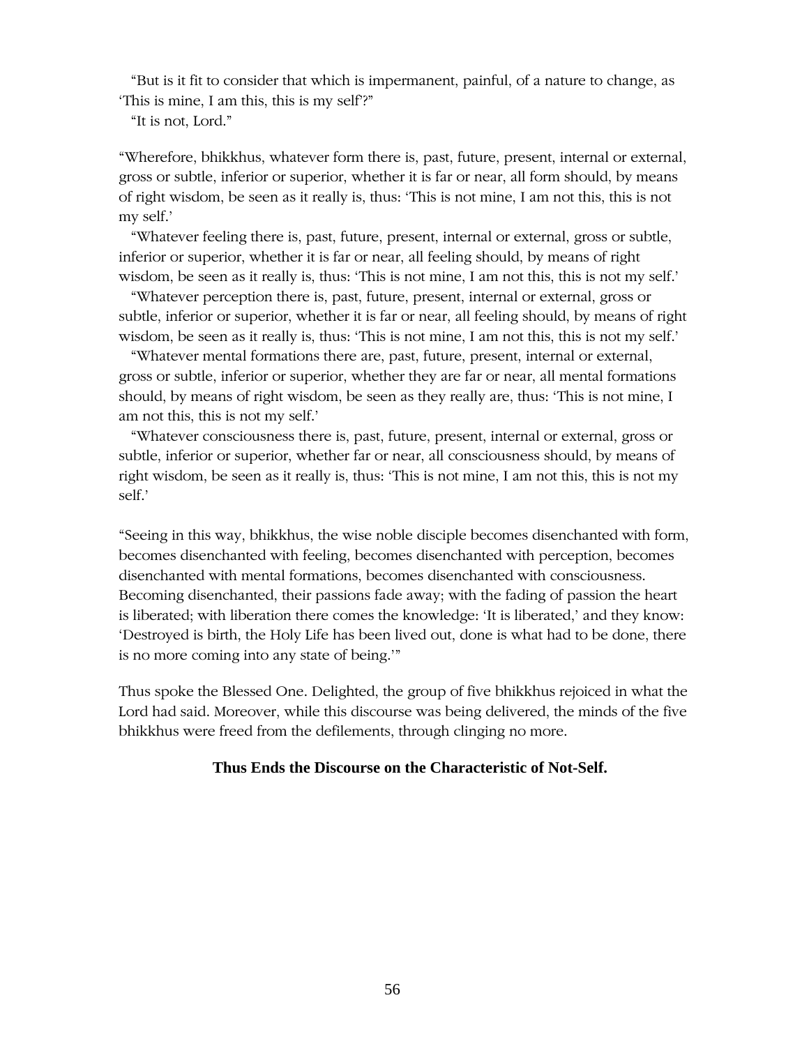"But is it fit to consider that which is impermanent, painful, of a nature to change, as 'This is mine, I am this, this is my self'?"

"It is not, Lord."

"Wherefore, bhikkhus, whatever form there is, past, future, present, internal or external, gross or subtle, inferior or superior, whether it is far or near, all form should, by means of right wisdom, be seen as it really is, thus: 'This is not mine, I am not this, this is not my self.'

"Whatever feeling there is, past, future, present, internal or external, gross or subtle, inferior or superior, whether it is far or near, all feeling should, by means of right wisdom, be seen as it really is, thus: 'This is not mine, I am not this, this is not my self.'

"Whatever perception there is, past, future, present, internal or external, gross or subtle, inferior or superior, whether it is far or near, all feeling should, by means of right wisdom, be seen as it really is, thus: 'This is not mine, I am not this, this is not my self.'

"Whatever mental formations there are, past, future, present, internal or external, gross or subtle, inferior or superior, whether they are far or near, all mental formations should, by means of right wisdom, be seen as they really are, thus: 'This is not mine, I am not this, this is not my self.'

"Whatever consciousness there is, past, future, present, internal or external, gross or subtle, inferior or superior, whether far or near, all consciousness should, by means of right wisdom, be seen as it really is, thus: 'This is not mine, I am not this, this is not my self.'

"Seeing in this way, bhikkhus, the wise noble disciple becomes disenchanted with form, becomes disenchanted with feeling, becomes disenchanted with perception, becomes disenchanted with mental formations, becomes disenchanted with consciousness. Becoming disenchanted, their passions fade away; with the fading of passion the heart is liberated; with liberation there comes the knowledge: 'It is liberated,' and they know: 'Destroyed is birth, the Holy Life has been lived out, done is what had to be done, there is no more coming into any state of being.'"

Thus spoke the Blessed One. Delighted, the group of five bhikkhus rejoiced in what the Lord had said. Moreover, while this discourse was being delivered, the minds of the five bhikkhus were freed from the defilements, through clinging no more.

**Thus Ends the Discourse on the Characteristic of Not-Self.**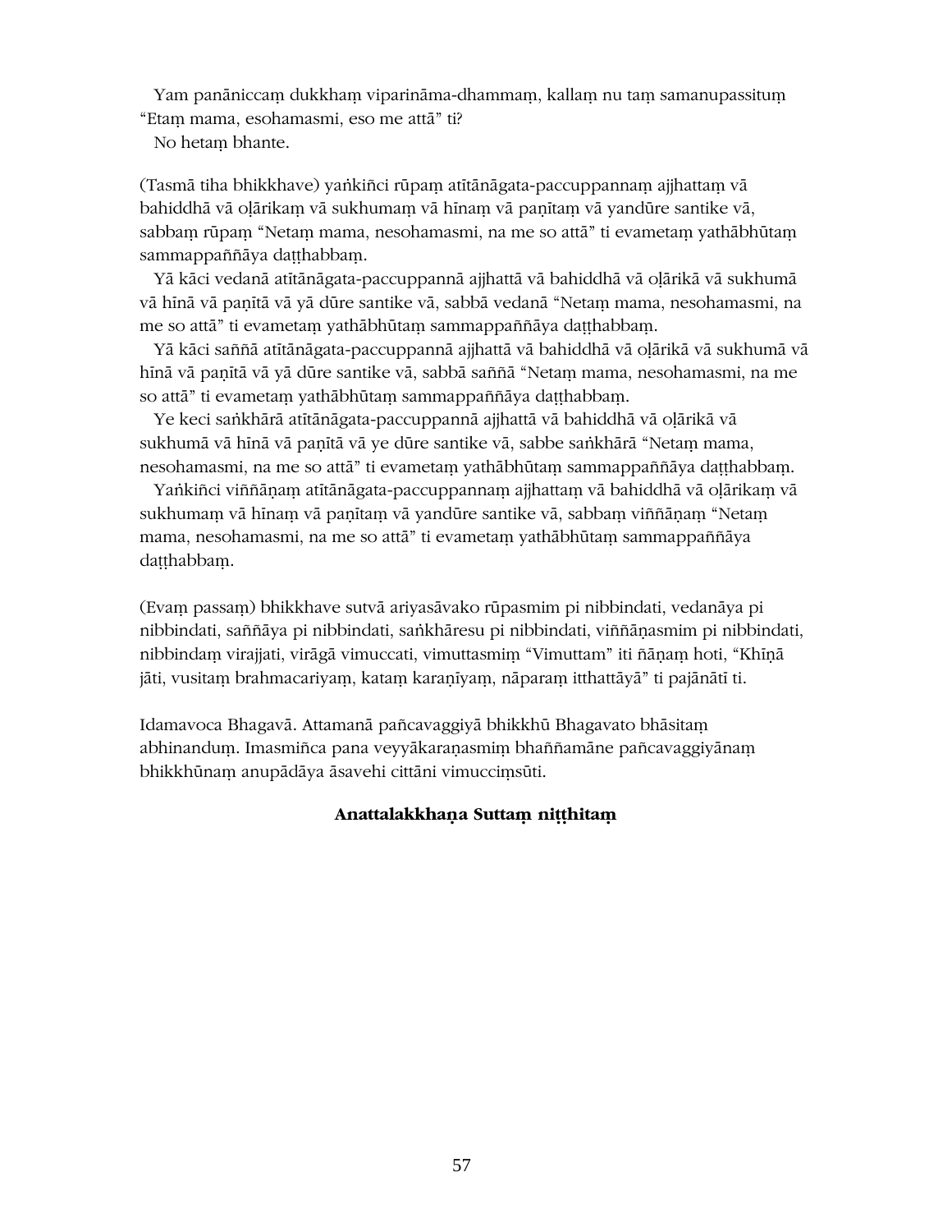Yam panāniccaṃ dukkhaṃ viparināma-dhammaṃ, kallaṃ nu taṃ samanupassituṃ "Etaṃ mama, esohamasmi, eso me attā" ti?
No hetaṃ bhante.

(Tasmā tiha bhikkhave) yaṅkiñci rūpaṃ atītānāgata-paccuppannaṃ ajjhattaṃ vā bahiddhā vā oḷārikaṃ vā sukhumaṃ vā hīnaṃ vā paṇītaṃ vā yandūre santike vā, sabbaṃ rūpaṃ "Netaṃ mama, nesohamasmi, na me so attā" ti evametaṃ yathābhūtaṃ sammappaññāya daṭṭhabbaṃ.

Yā kāci vedanā atītānāgata-paccuppannā ajjhattā vā bahiddhā vā oḷārikā vā sukhumā vā hīnā vā paṇītā vā yā dūre santike vā, sabbā vedanā "Netaṃ mama, nesohamasmi, na me so attā" ti evametaṃ yathābhūtaṃ sammappaññāya daṭṭhabbaṃ.

Yā kāci saññā atītānāgata-paccuppannā ajjhattā vā bahiddhā vā oḷārikā vā sukhumā vā hīnā vā paṇītā vā yā dūre santike vā, sabbā saññā "Netaṃ mama, nesohamasmi, na me so attā" ti evametaṃ yathābhūtaṃ sammappaññāya daṭṭhabbaṃ.

Ye keci saṅkhārā atītānāgata-paccuppannā ajjhattā vā bahiddhā vā oḷārikā vā sukhumā vā hīnā vā paṇītā vā ye dūre santike vā, sabbe saṅkhārā "Netaṃ mama, nesohamasmi, na me so attā" ti evametaṃ yathābhūtaṃ sammappaññāya daṭṭhabbaṃ.

Yaṅkiñci viññāṇaṃ atītānāgata-paccuppannaṃ ajjhattaṃ vā bahiddhā vā oḷārikaṃ vā sukhumaṃ vā hīnaṃ vā paṇītaṃ vā yandūre santike vā, sabbaṃ viññāṇaṃ "Netaṃ mama, nesohamasmi, na me so attā" ti evametaṃ yathābhūtaṃ sammappaññāya daṭṭhabbaṃ.

(Evaṃ passaṃ) bhikkhave sutvā ariyasāvako rūpasmim pi nibbindati, vedanāya pi nibbindati, saññāya pi nibbindati, saṅkhāresu pi nibbindati, viññāṇasmim pi nibbindati, nibbindaṃ virajjati, virāgā vimuccati, vimuttasmiṃ "Vimuttam" iti ñāṇaṃ hoti, "Khīṇā jāti, vusitaṃ brahmacariyaṃ, kataṃ karaṇīyaṃ, nāparaṃ itthattāyā" ti pajānātī ti.

Idamavoca Bhagavā. Attamanā pañcavaggiyā bhikkhū Bhagavato bhāsitaṃ abhinanduṃ. Imasmiñca pana veyyākaraṇasmiṃ bhaññamāne pañcavaggiyānaṃ bhikkhūnaṃ anupādāya āsavehi cittāni vimucciṃsūti.

**Anattalakkhaṇa Suttaṃ niṭṭhitaṃ**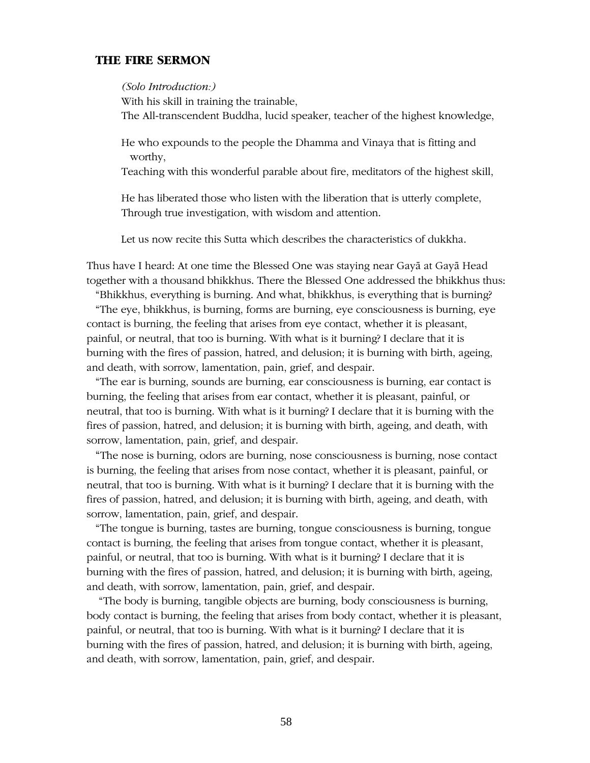## THE FIRE SERMON

*(Solo Introduction:)*
With his skill in training the trainable,
The All-transcendent Buddha, lucid speaker, teacher of the highest knowledge,

He who expounds to the people the Dhamma and Vinaya that is fitting and worthy,
Teaching with this wonderful parable about fire, meditators of the highest skill,

He has liberated those who listen with the liberation that is utterly complete,
Through true investigation, with wisdom and attention.

Let us now recite this Sutta which describes the characteristics of dukkha.

Thus have I heard: At one time the Blessed One was staying near Gayā at Gayā Head together with a thousand bhikkhus. There the Blessed One addressed the bhikkhus thus:

"Bhikkhus, everything is burning. And what, bhikkhus, is everything that is burning?

"The eye, bhikkhus, is burning, forms are burning, eye consciousness is burning, eye contact is burning, the feeling that arises from eye contact, whether it is pleasant, painful, or neutral, that too is burning. With what is it burning? I declare that it is burning with the fires of passion, hatred, and delusion; it is burning with birth, ageing, and death, with sorrow, lamentation, pain, grief, and despair.

"The ear is burning, sounds are burning, ear consciousness is burning, ear contact is burning, the feeling that arises from ear contact, whether it is pleasant, painful, or neutral, that too is burning. With what is it burning? I declare that it is burning with the fires of passion, hatred, and delusion; it is burning with birth, ageing, and death, with sorrow, lamentation, pain, grief, and despair.

"The nose is burning, odors are burning, nose consciousness is burning, nose contact is burning, the feeling that arises from nose contact, whether it is pleasant, painful, or neutral, that too is burning. With what is it burning? I declare that it is burning with the fires of passion, hatred, and delusion; it is burning with birth, ageing, and death, with sorrow, lamentation, pain, grief, and despair.

"The tongue is burning, tastes are burning, tongue consciousness is burning, tongue contact is burning, the feeling that arises from tongue contact, whether it is pleasant, painful, or neutral, that too is burning. With what is it burning? I declare that it is burning with the fires of passion, hatred, and delusion; it is burning with birth, ageing, and death, with sorrow, lamentation, pain, grief, and despair.

"The body is burning, tangible objects are burning, body consciousness is burning, body contact is burning, the feeling that arises from body contact, whether it is pleasant, painful, or neutral, that too is burning. With what is it burning? I declare that it is burning with the fires of passion, hatred, and delusion; it is burning with birth, ageing, and death, with sorrow, lamentation, pain, grief, and despair.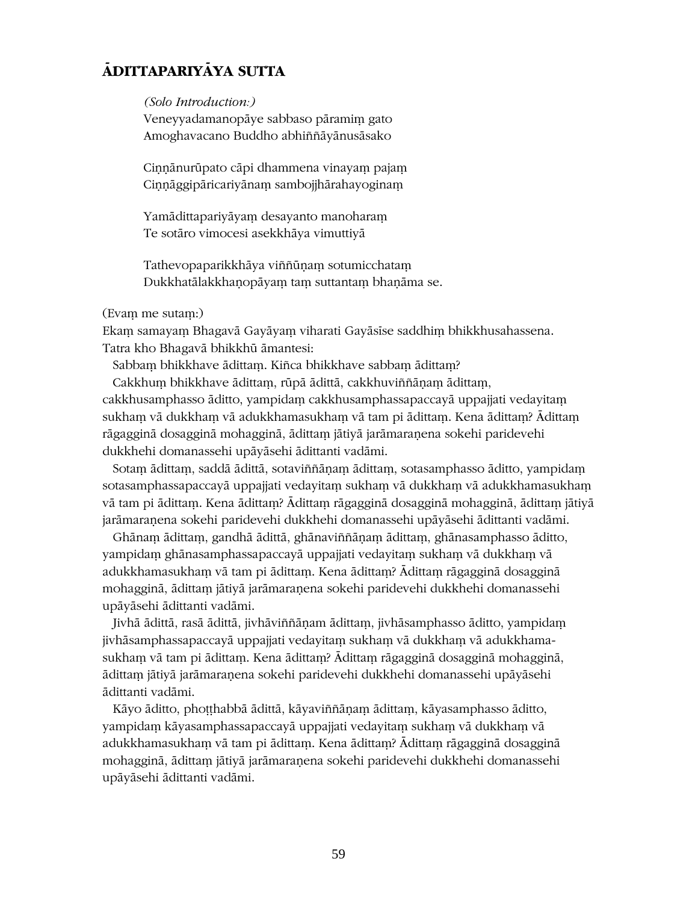## ĀDITTAPARIYĀYA SUTTA

*(Solo Introduction:)*
Veneyyadamanopāye sabbaso pāramiṃ gato
Amoghavacano Buddho abhiññāyānusāsako

Ciṇṇānurūpato cāpi dhammena vinayaṃ pajaṃ
Ciṇṇāggipāricariyānaṃ sambojjhārahayoginaṃ

Yamādittapariyāyaṃ desayanto manoharaṃ
Te sotāro vimocesi asekkhāya vimuttiyā

Tathevopaparikkhāya viññūnaṃ sotumicchataṃ
Dukkhatālakkhaṇopāyaṃ taṃ suttantaṃ bhaṇāma se.

(Evaṃ me sutaṃ:)
Ekaṃ samayaṃ Bhagavā Gayāyaṃ viharati Gayāsīse saddhiṃ bhikkhusahassena. Tatra kho Bhagavā bhikkhū āmantesi:

Sabbaṃ bhikkhave ādittaṃ. Kiñca bhikkhave sabbaṃ ādittaṃ?

Cakkhuṃ bhikkhave ādittaṃ, rūpā ādittā, cakkhuviññāṇaṃ ādittaṃ, cakkhusamphasso āditto, yampidaṃ cakkhusamphassapaccayā uppajjati vedayitaṃ sukhaṃ vā dukkhaṃ vā adukkhamasukhaṃ vā tam pi ādittaṃ. Kena ādittaṃ? Ādittaṃ rāgagginā dosagginā mohagginā, ādittaṃ jātiyā jarāmaraṇena sokehi paridevehi dukkhehi domanassehi upāyāsehi ādittanti vadāmi.

Sotaṃ ādittaṃ, saddā ādittā, sotaviññāṇaṃ ādittaṃ, sotasamphasso āditto, yampidaṃ sotasamphassapaccayā uppajjati vedayitaṃ sukhaṃ vā dukkhaṃ vā adukkhamasukhaṃ vā tam pi ādittaṃ. Kena ādittaṃ? Ādittaṃ rāgagginā dosagginā mohagginā, ādittaṃ jātiyā jarāmaraṇena sokehi paridevehi dukkhehi domanassehi upāyāsehi ādittanti vadāmi.

Ghānaṃ ādittaṃ, gandhā ādittā, ghānaviññāṇaṃ ādittaṃ, ghānasamphasso āditto, yampidaṃ ghānasamphassapaccayā uppajjati vedayitaṃ sukhaṃ vā dukkhaṃ vā adukkhamasukhaṃ vā tam pi ādittaṃ. Kena ādittaṃ? Ādittaṃ rāgagginā dosagginā mohagginā, ādittaṃ jātiyā jarāmaraṇena sokehi paridevehi dukkhehi domanassehi upāyāsehi ādittanti vadāmi.

Jivhā ādittā, rasā ādittā, jivhāviññāṇam ādittaṃ, jivhāsamphasso āditto, yampidaṃ jivhāsamphassapaccayā uppajjati vedayitaṃ sukhaṃ vā dukkhaṃ vā adukkhamasukhaṃ vā tam pi ādittaṃ. Kena ādittaṃ? Ādittaṃ rāgagginā dosagginā mohagginā, ādittaṃ jātiyā jarāmaraṇena sokehi paridevehi dukkhehi domanassehi upāyāsehi ādittanti vadāmi.

Kāyo āditto, phoṭṭhabbā ādittā, kāyaviññāṇaṃ ādittaṃ, kāyasamphasso āditto, yampidaṃ kāyasamphassapaccayā uppajjati vedayitaṃ sukhaṃ vā dukkhaṃ vā adukkhamasukhaṃ vā tam pi ādittaṃ. Kena ādittaṃ? Ādittaṃ rāgagginā dosagginā mohagginā, ādittaṃ jātiyā jarāmaraṇena sokehi paridevehi dukkhehi domanassehi upāyāsehi ādittanti vadāmi.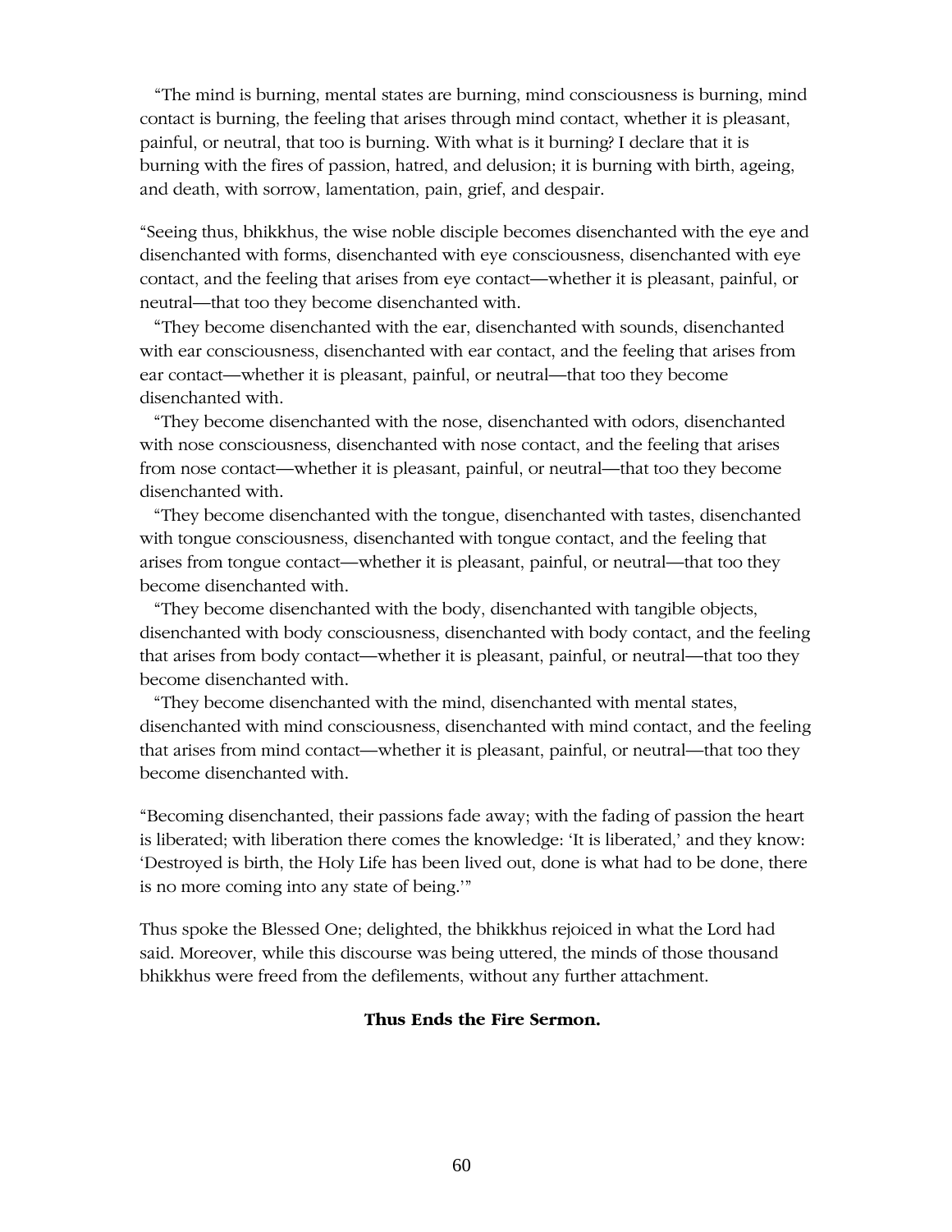"The mind is burning, mental states are burning, mind consciousness is burning, mind contact is burning, the feeling that arises through mind contact, whether it is pleasant, painful, or neutral, that too is burning. With what is it burning? I declare that it is burning with the fires of passion, hatred, and delusion; it is burning with birth, ageing, and death, with sorrow, lamentation, pain, grief, and despair.

"Seeing thus, bhikkhus, the wise noble disciple becomes disenchanted with the eye and disenchanted with forms, disenchanted with eye consciousness, disenchanted with eye contact, and the feeling that arises from eye contact—whether it is pleasant, painful, or neutral—that too they become disenchanted with.

"They become disenchanted with the ear, disenchanted with sounds, disenchanted with ear consciousness, disenchanted with ear contact, and the feeling that arises from ear contact—whether it is pleasant, painful, or neutral—that too they become disenchanted with.

"They become disenchanted with the nose, disenchanted with odors, disenchanted with nose consciousness, disenchanted with nose contact, and the feeling that arises from nose contact—whether it is pleasant, painful, or neutral—that too they become disenchanted with.

"They become disenchanted with the tongue, disenchanted with tastes, disenchanted with tongue consciousness, disenchanted with tongue contact, and the feeling that arises from tongue contact—whether it is pleasant, painful, or neutral—that too they become disenchanted with.

"They become disenchanted with the body, disenchanted with tangible objects, disenchanted with body consciousness, disenchanted with body contact, and the feeling that arises from body contact—whether it is pleasant, painful, or neutral—that too they become disenchanted with.

"They become disenchanted with the mind, disenchanted with mental states, disenchanted with mind consciousness, disenchanted with mind contact, and the feeling that arises from mind contact—whether it is pleasant, painful, or neutral—that too they become disenchanted with.

"Becoming disenchanted, their passions fade away; with the fading of passion the heart is liberated; with liberation there comes the knowledge: 'It is liberated,' and they know: 'Destroyed is birth, the Holy Life has been lived out, done is what had to be done, there is no more coming into any state of being.'"

Thus spoke the Blessed One; delighted, the bhikkhus rejoiced in what the Lord had said. Moreover, while this discourse was being uttered, the minds of those thousand bhikkhus were freed from the defilements, without any further attachment.

**Thus Ends the Fire Sermon.**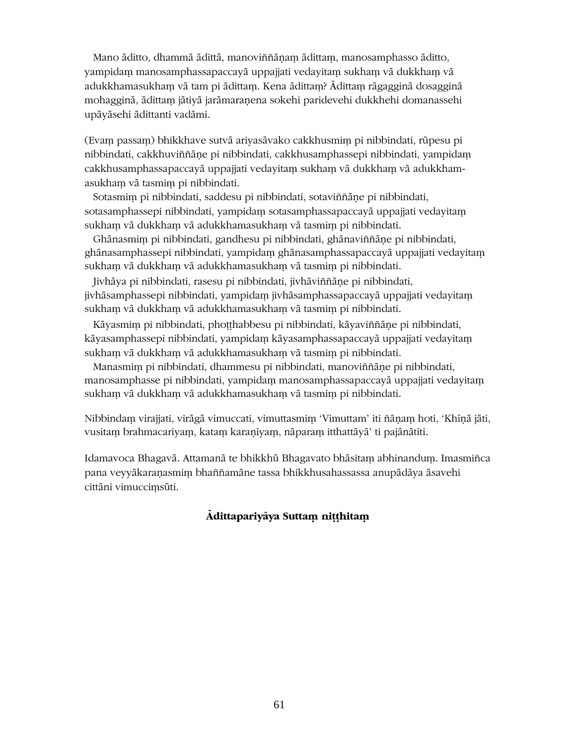Mano āditto, dhammā ādittā, manoviññāṇaṃ ādittaṃ, manosamphasso āditto, yampidaṃ manosamphassapaccayā uppajjati vedayitaṃ sukhaṃ vā dukkhaṃ vā adukkhamasukhaṃ vā tam pi ādittaṃ. Kena ādittaṃ? Ādittaṃ rāgagginā dosagginā mohagginā, ādittaṃ jātiyā jarāmaraṇena sokehi paridevehi dukkhehi domanassehi upāyāsehi ādittanti vadāmi.

(Evaṃ passaṃ) bhikkhave sutvā ariyasāvako cakkhusmiṃ pi nibbindati, rūpesu pi nibbindati, cakkhuviññāṇe pi nibbindati, cakkhusamphassepi nibbindati, yampidaṃ cakkhusamphassapaccayā uppajjati vedayitaṃ sukhaṃ vā dukkhaṃ vā adukkhamasukhaṃ vā tasmiṃ pi nibbindati.

Sotasmiṃ pi nibbindati, saddesu pi nibbindati, sotaviññāṇe pi nibbindati, sotasamphassepi nibbindati, yampidaṃ sotasamphassapaccayā uppajjati vedayitaṃ sukhaṃ vā dukkhaṃ vā adukkhamasukhaṃ vā tasmiṃ pi nibbindati.

Ghānasmiṃ pi nibbindati, gandhesu pi nibbindati, ghānaviññāṇe pi nibbindati, ghānasamphassepi nibbindati, yampidaṃ ghānasamphassapaccayā uppajjati vedayitaṃ sukhaṃ vā dukkhaṃ vā adukkhamasukhaṃ vā tasmiṃ pi nibbindati.

Jivhāya pi nibbindati, rasesu pi nibbindati, jivhāviññāṇe pi nibbindati, jivhāsamphassepi nibbindati, yampidaṃ jivhāsamphassapaccayā uppajjati vedayitaṃ sukhaṃ vā dukkhaṃ vā adukkhamasukhaṃ vā tasmiṃ pi nibbindati.

Kāyasmiṃ pi nibbindati, phoṭṭhabbesu pi nibbindati, kāyaviññāṇe pi nibbindati, kāyasamphassepi nibbindati, yampidaṃ kāyasamphassapaccayā uppajjati vedayitaṃ sukhaṃ vā dukkhaṃ vā adukkhamasukhaṃ vā tasmiṃ pi nibbindati.

Manasmiṃ pi nibbindati, dhammesu pi nibbindati, manoviññāṇe pi nibbindati, manosamphasse pi nibbindati, yampidaṃ manosamphassapaccayā uppajjati vedayitaṃ sukhaṃ vā dukkhaṃ vā adukkhamasukhaṃ vā tasmiṃ pi nibbindati.

Nibbindaṃ virajjati, virāgā vimuccati, vimuttasmiṃ 'Vimuttam' iti ñāṇaṃ hoti, 'Khīṇā jāti, vusitaṃ brahmacariyaṃ, kataṃ karaṇīyaṃ, nāparaṃ itthattāyā' ti pajānātīti.

Idamavoca Bhagavā. Attamanā te bhikkhū Bhagavato bhāsitaṃ abhinanduṃ. Imasmiñca pana veyyākaraṇasmiṃ bhaññamāne tassa bhikkhusahassassa anupādāya āsavehi cittāni vimucciṃsūti.

**Ādittapariyāya Suttaṃ niṭṭhitaṃ**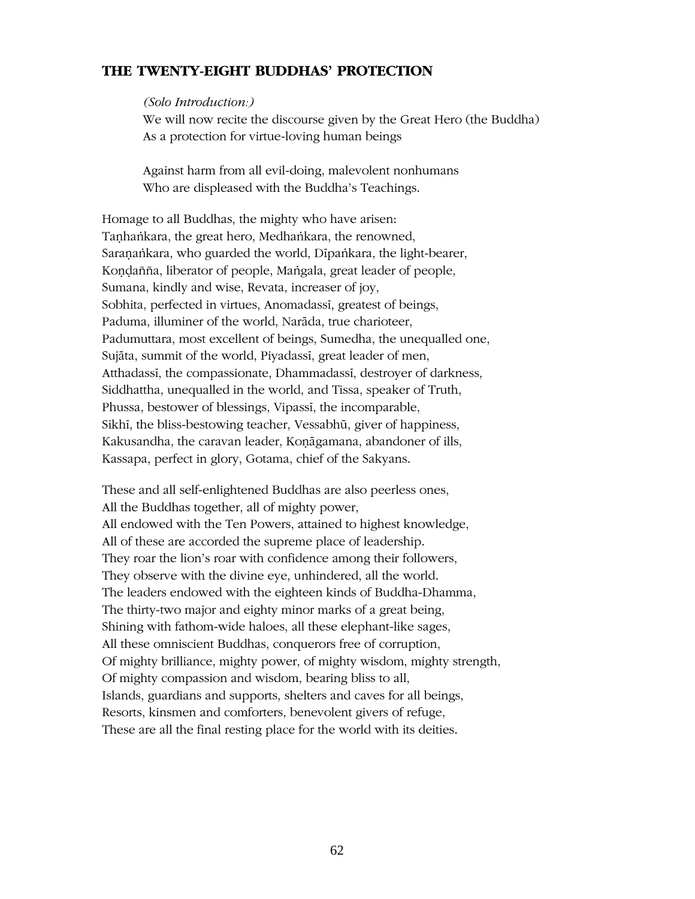## THE TWENTY-EIGHT BUDDHAS' PROTECTION

*(Solo Introduction:)*
We will now recite the discourse given by the Great Hero (the Buddha)
As a protection for virtue-loving human beings

Against harm from all evil-doing, malevolent nonhumans
Who are displeased with the Buddha's Teachings.

Homage to all Buddhas, the mighty who have arisen:
Taṇhaṅkara, the great hero, Medhaṅkara, the renowned,
Saraṇaṅkara, who guarded the world, Dīpaṅkara, the light-bearer,
Koṇḍañña, liberator of people, Maṅgala, great leader of people,
Sumana, kindly and wise, Revata, increaser of joy,
Sobhita, perfected in virtues, Anomadassī, greatest of beings,
Paduma, illuminer of the world, Narāda, true charioteer,
Padumuttara, most excellent of beings, Sumedha, the unequalled one,
Sujāta, summit of the world, Piyadassī, great leader of men,
Atthadassī, the compassionate, Dhammadassī, destroyer of darkness,
Siddhattha, unequalled in the world, and Tissa, speaker of Truth,
Phussa, bestower of blessings, Vipassī, the incomparable,
Sikhī, the bliss-bestowing teacher, Vessabhū, giver of happiness,
Kakusandha, the caravan leader, Koṇāgamana, abandoner of ills,
Kassapa, perfect in glory, Gotama, chief of the Sakyans.

These and all self-enlightened Buddhas are also peerless ones,
All the Buddhas together, all of mighty power,
All endowed with the Ten Powers, attained to highest knowledge,
All of these are accorded the supreme place of leadership.
They roar the lion's roar with confidence among their followers,
They observe with the divine eye, unhindered, all the world.
The leaders endowed with the eighteen kinds of Buddha-Dhamma,
The thirty-two major and eighty minor marks of a great being,
Shining with fathom-wide haloes, all these elephant-like sages,
All these omniscient Buddhas, conquerors free of corruption,
Of mighty brilliance, mighty power, of mighty wisdom, mighty strength,
Of mighty compassion and wisdom, bearing bliss to all,
Islands, guardians and supports, shelters and caves for all beings,
Resorts, kinsmen and comforters, benevolent givers of refuge,
These are all the final resting place for the world with its deities.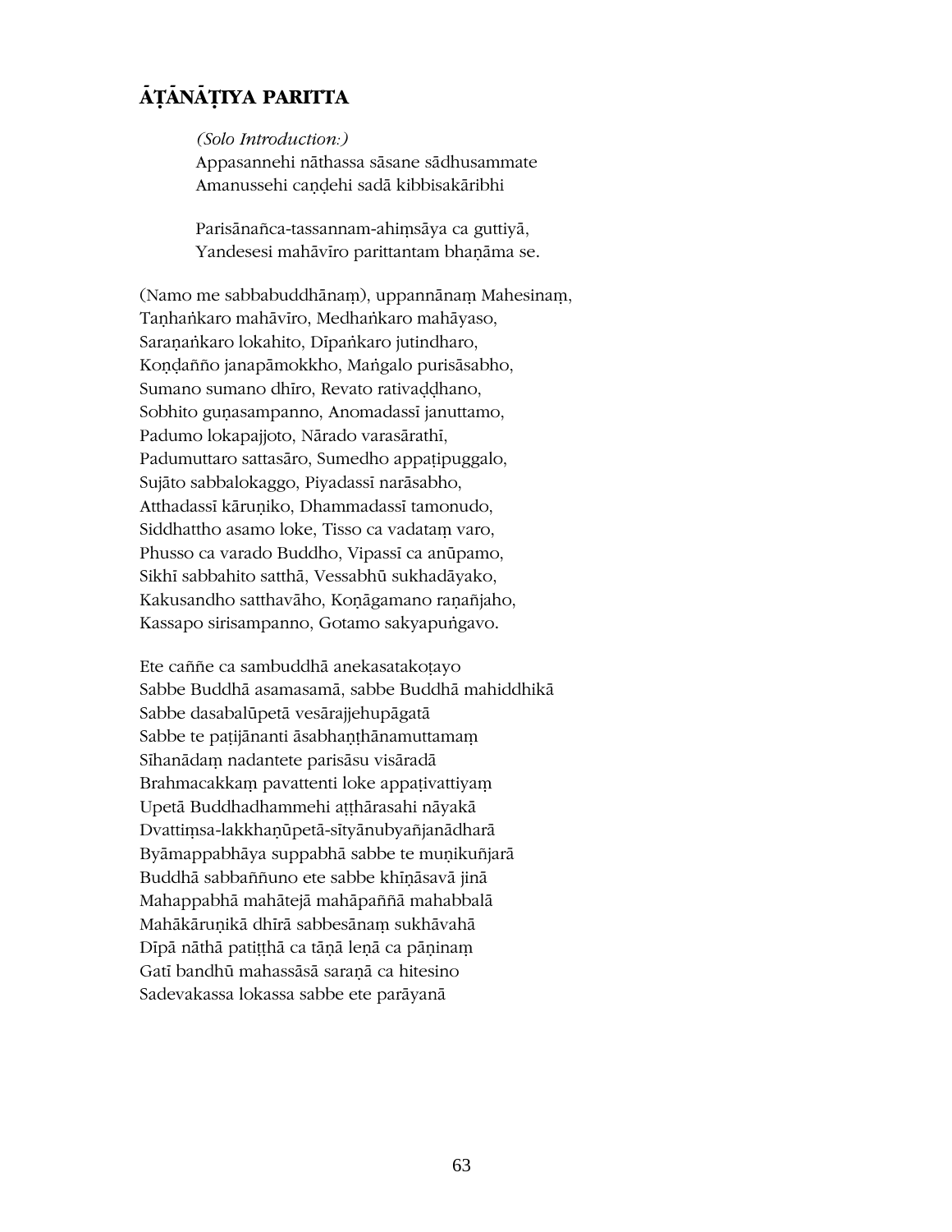## ĀṬĀNĀṬIYA PARITTA

*(Solo Introduction:)*
Appasannehi nāthassa sāsane sādhusammate
Amanussehi caṇḍehi sadā kibbisakāribhi

Parisānañca-tassannam-ahiṃsāya ca guttiyā,
Yandesesi mahāvīro parittantam bhaṇāma se.

(Namo me sabbabuddhānaṃ), uppannānaṃ Mahesinaṃ,
Taṇhaṅkaro mahāvīro, Medhaṅkaro mahāyaso,
Saraṇaṅkaro lokahito, Dīpaṅkaro jutindharo,
Koṇḍañño janapāmokkho, Maṅgalo purisāsabho,
Sumano sumano dhīro, Revato rativaḍḍhano,
Sobhito guṇasampanno, Anomadassī januttamo,
Padumo lokapajjoto, Nārado varasārathī,
Padumuttaro sattasāro, Sumedho appaṭipuggalo,
Sujāto sabbalokaggo, Piyadassī narāsabho,
Atthadassī kāruṇiko, Dhammadassī tamonudo,
Siddhattho asamo loke, Tisso ca vadataṃ varo,
Phusso ca varado Buddho, Vipassī ca anūpamo,
Sikhī sabbahito satthā, Vessabhū sukhadāyako,
Kakusandho satthavāho, Koṇāgamano raṇañjaho,
Kassapo sirisampanno, Gotamo sakyapuṅgavo.

Ete caññe ca sambuddhā anekasatakoṭayo
Sabbe Buddhā asamasamā, sabbe Buddhā mahiddhikā
Sabbe dasabalūpetā vesārajjehupāgatā
Sabbe te paṭijānanti āsabhaṇṭhānamuttamaṃ
Sīhanādaṃ nadantete parisāsu visāradā
Brahmacakkaṃ pavattenti loke appaṭivattiyaṃ
Upetā Buddhadhammehi aṭṭhārasahi nāyakā
Dvattiṃsa-lakkhaṇūpetā-sītyānubyañjanādharā
Byāmappabhāya suppabhā sabbe te muṇikuñjarā
Buddhā sabbaññuno ete sabbe khīṇāsavā jinā
Mahappabhā mahātejā mahāpaññā mahabbalā
Mahākāruṇikā dhīrā sabbesānaṃ sukhāvahā
Dīpā nāthā patiṭṭhā ca tāṇā leṇā ca pāṇinaṃ
Gatī bandhū mahassāsā saraṇā ca hitesino
Sadevakassa lokassa sabbe ete parāyanā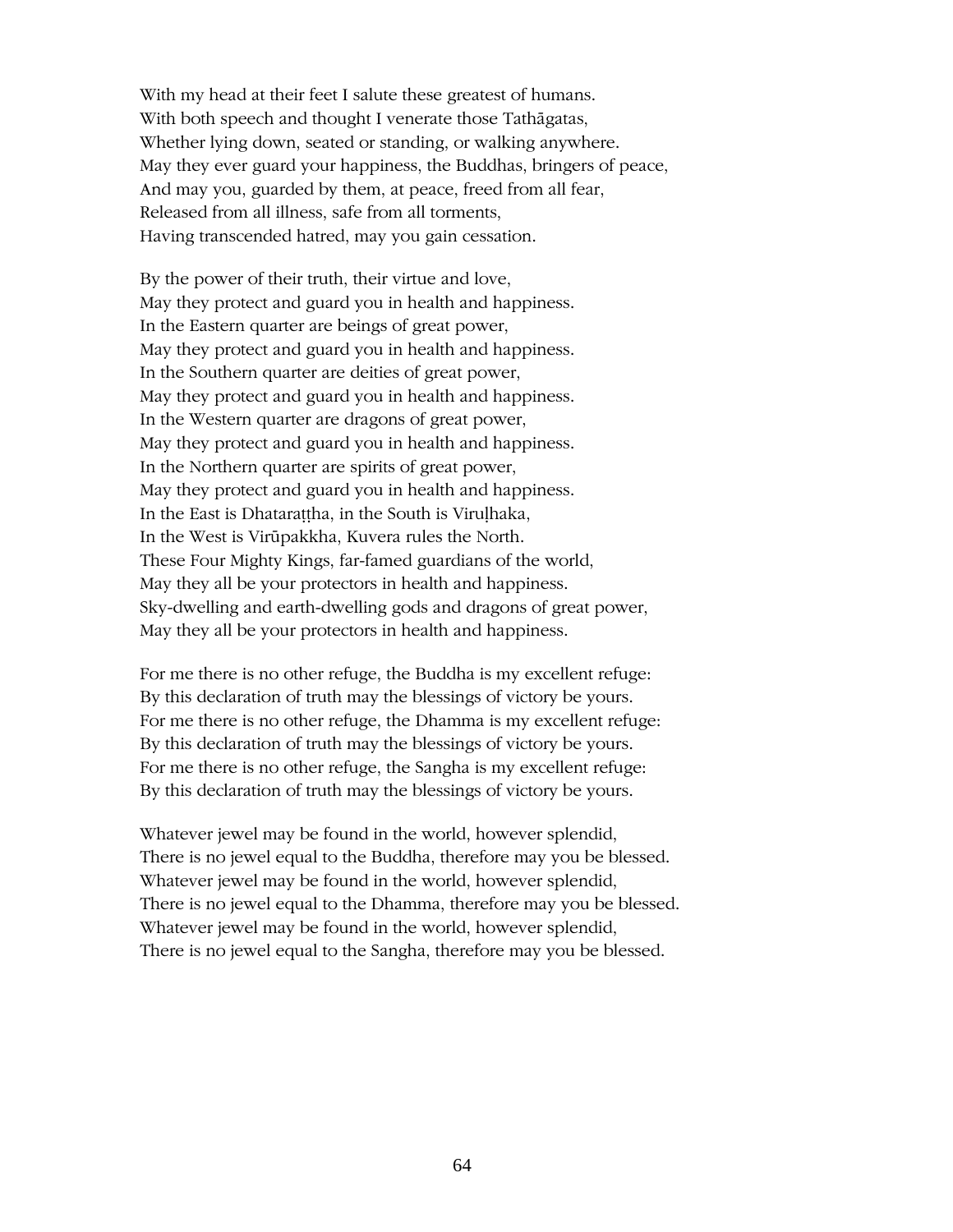With my head at their feet I salute these greatest of humans.
With both speech and thought I venerate those Tathāgatas,
Whether lying down, seated or standing, or walking anywhere.
May they ever guard your happiness, the Buddhas, bringers of peace,
And may you, guarded by them, at peace, freed from all fear,
Released from all illness, safe from all torments,
Having transcended hatred, may you gain cessation.

By the power of their truth, their virtue and love,
May they protect and guard you in health and happiness.
In the Eastern quarter are beings of great power,
May they protect and guard you in health and happiness.
In the Southern quarter are deities of great power,
May they protect and guard you in health and happiness.
In the Western quarter are dragons of great power,
May they protect and guard you in health and happiness.
In the Northern quarter are spirits of great power,
May they protect and guard you in health and happiness.
In the East is Dhataraṭṭha, in the South is Viruḷhaka,
In the West is Virūpakkha, Kuvera rules the North.
These Four Mighty Kings, far-famed guardians of the world,
May they all be your protectors in health and happiness.
Sky-dwelling and earth-dwelling gods and dragons of great power,
May they all be your protectors in health and happiness.

For me there is no other refuge, the Buddha is my excellent refuge:
By this declaration of truth may the blessings of victory be yours.
For me there is no other refuge, the Dhamma is my excellent refuge:
By this declaration of truth may the blessings of victory be yours.
For me there is no other refuge, the Sangha is my excellent refuge:
By this declaration of truth may the blessings of victory be yours.

Whatever jewel may be found in the world, however splendid,
There is no jewel equal to the Buddha, therefore may you be blessed.
Whatever jewel may be found in the world, however splendid,
There is no jewel equal to the Dhamma, therefore may you be blessed.
Whatever jewel may be found in the world, however splendid,
There is no jewel equal to the Sangha, therefore may you be blessed.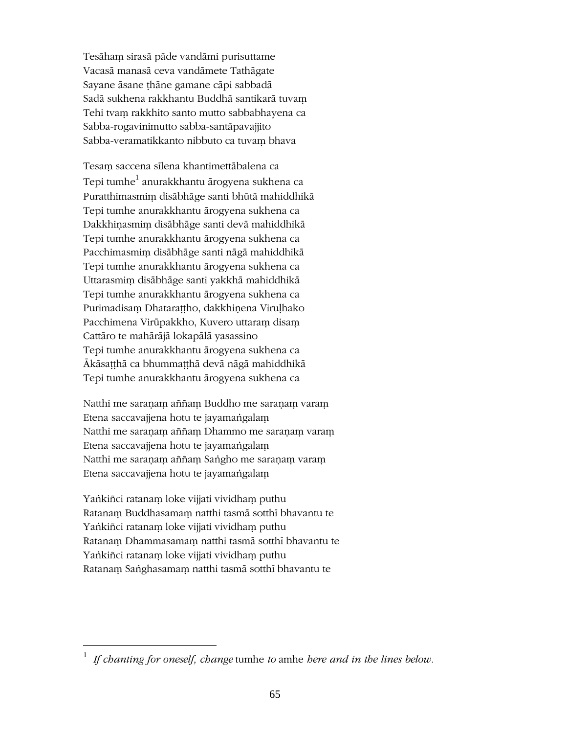Tesāhaṃ sirasā pāde vandāmi purisuttame
Vacasā manasā ceva vandāmete Tathāgate
Sayane āsane ṭhāne gamane cāpi sabbadā
Sadā sukhena rakkhantu Buddhā santikarā tuvaṃ
Tehi tvaṃ rakkhito santo mutto sabbabhayena ca
Sabba-rogavinimutto sabba-santāpavajjito
Sabba-veramatikkanto nibbuto ca tuvaṃ bhava

Tesaṃ saccena sīlena khantimettābalena ca
Tepi tumhe[1] anurakkhantu ārogyena sukhena ca
Puratthimasmiṃ disābhāge santi bhūtā mahiddhikā
Tepi tumhe anurakkhantu ārogyena sukhena ca
Dakkhiṇasmiṃ disābhāge santi devā mahiddhikā
Tepi tumhe anurakkhantu ārogyena sukhena ca
Pacchimasmiṃ disābhāge santi nāgā mahiddhikā
Tepi tumhe anurakkhantu ārogyena sukhena ca
Uttarasmiṃ disābhāge santi yakkhā mahiddhikā
Tepi tumhe anurakkhantu ārogyena sukhena ca
Purimadisaṃ Dhataraṭṭho, dakkhiṇena Viruḷhako
Pacchimena Virūpakkho, Kuvero uttaraṃ disaṃ
Cattāro te mahārājā lokapālā yasassino
Tepi tumhe anurakkhantu ārogyena sukhena ca
Ākāsaṭṭhā ca bhummaṭṭhā devā nāgā mahiddhikā
Tepi tumhe anurakkhantu ārogyena sukhena ca

Natthi me saraṇaṃ aññaṃ Buddho me saraṇaṃ varaṃ
Etena saccavajjena hotu te jayamaṅgalaṃ
Natthi me saraṇaṃ aññaṃ Dhammo me saraṇaṃ varaṃ
Etena saccavajjena hotu te jayamaṅgalaṃ
Natthi me saraṇaṃ aññaṃ Saṅgho me saraṇaṃ varaṃ
Etena saccavajjena hotu te jayamaṅgalaṃ

Yaṅkiñci ratanaṃ loke vijjati vividhaṃ puthu
Ratanaṃ Buddhasamaṃ natthi tasmā sotthī bhavantu te
Yaṅkiñci ratanaṃ loke vijjati vividhaṃ puthu
Ratanaṃ Dhammasamaṃ natthi tasmā sotthī bhavantu te
Yaṅkiñci ratanaṃ loke vijjati vividhaṃ puthu
Ratanaṃ Saṅghasamaṃ natthi tasmā sotthī bhavantu te

---

[1] *If chanting for oneself, change* tumhe *to* amhe *here and in the lines below.*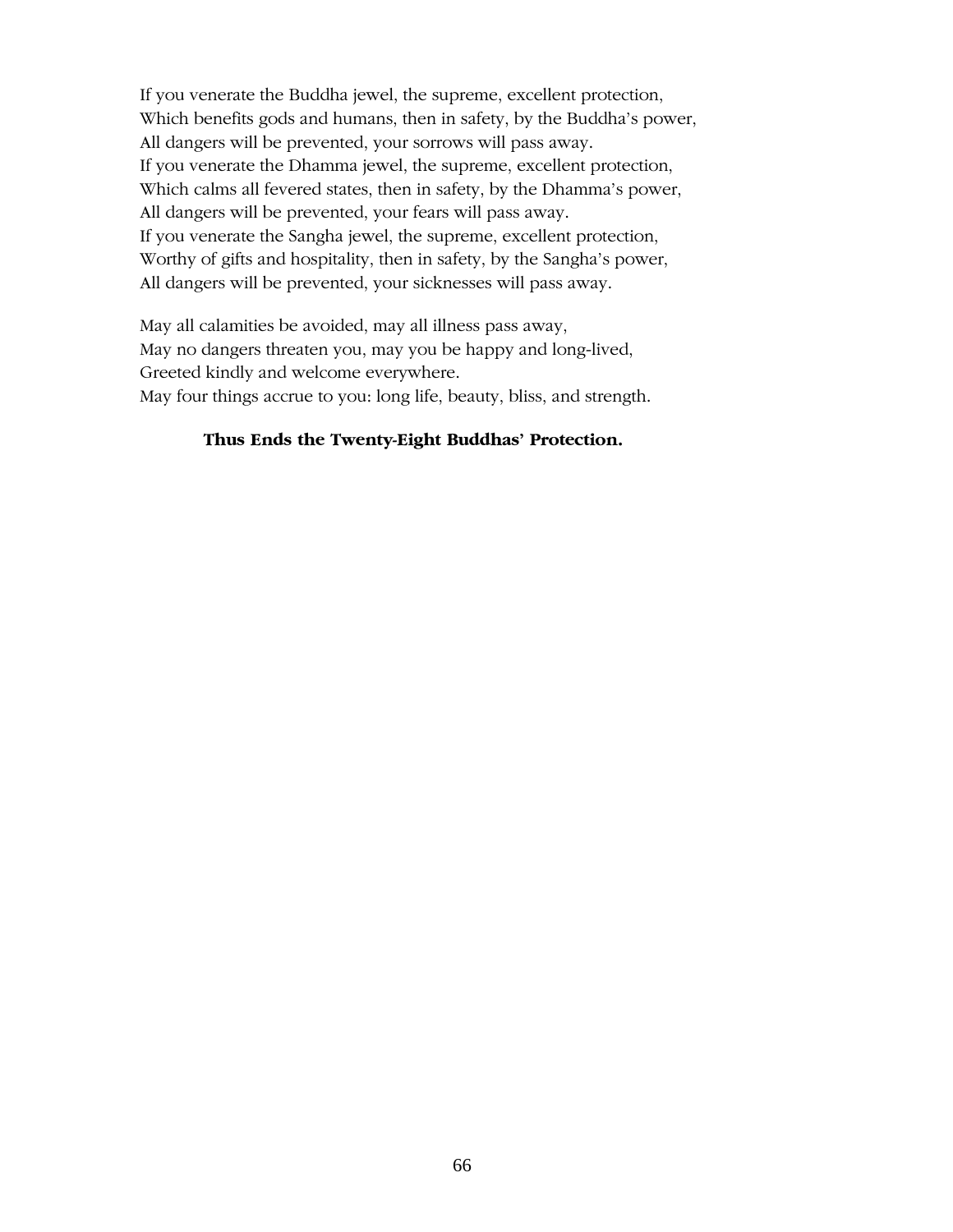If you venerate the Buddha jewel, the supreme, excellent protection,
Which benefits gods and humans, then in safety, by the Buddha's power,
All dangers will be prevented, your sorrows will pass away.
If you venerate the Dhamma jewel, the supreme, excellent protection,
Which calms all fevered states, then in safety, by the Dhamma's power,
All dangers will be prevented, your fears will pass away.
If you venerate the Sangha jewel, the supreme, excellent protection,
Worthy of gifts and hospitality, then in safety, by the Sangha's power,
All dangers will be prevented, your sicknesses will pass away.

May all calamities be avoided, may all illness pass away,
May no dangers threaten you, may you be happy and long-lived,
Greeted kindly and welcome everywhere.
May four things accrue to you: long life, beauty, bliss, and strength.

**Thus Ends the Twenty-Eight Buddhas' Protection.**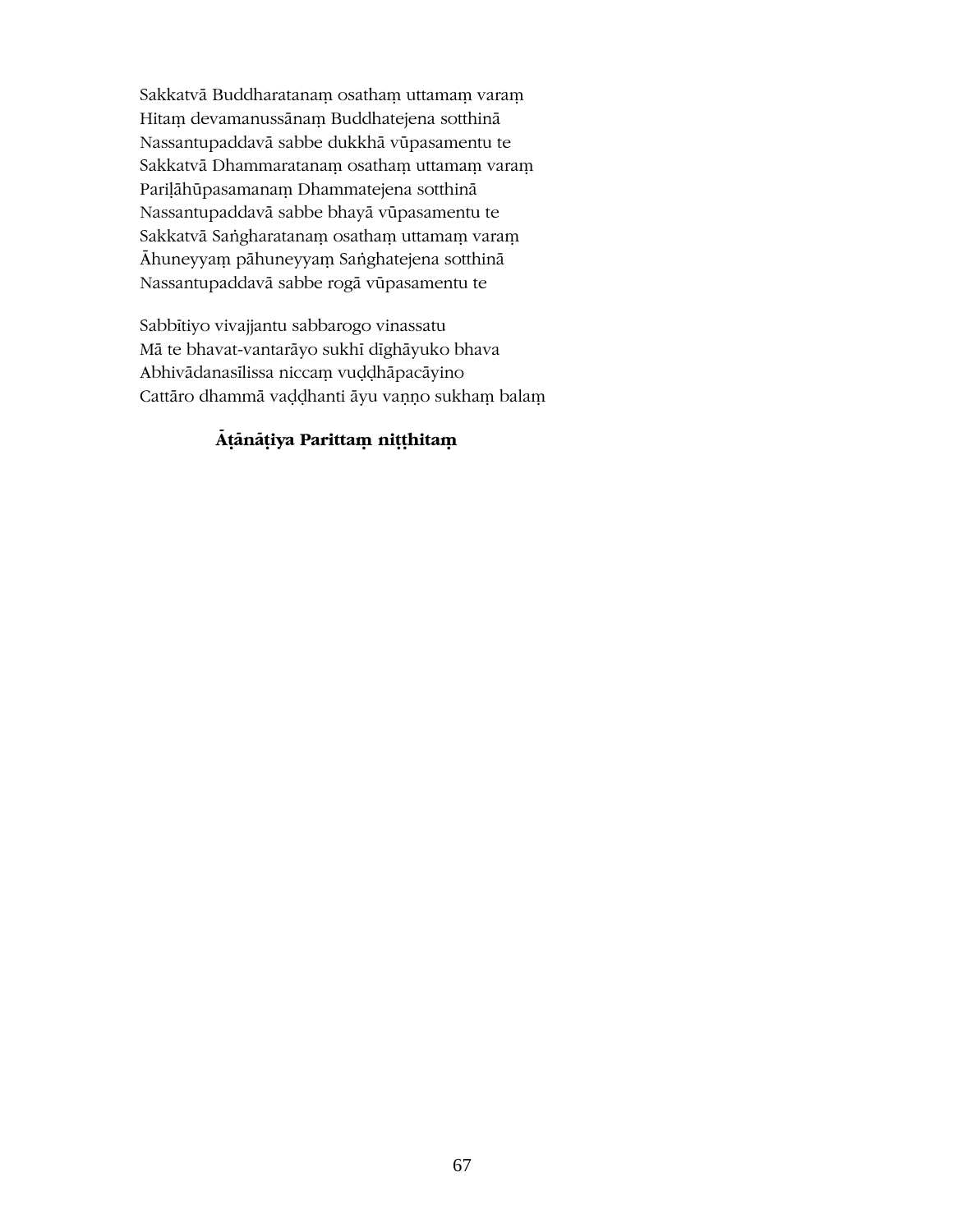Sakkatvā Buddharatanaṃ osathaṃ uttamaṃ varaṃ
Hitaṃ devamanussānaṃ Buddhatejena sotthinā
Nassantupaddavā sabbe dukkhā vūpasamentu te
Sakkatvā Dhammaratanaṃ osathaṃ uttamaṃ varaṃ
Pariḷāhūpasamanaṃ Dhammatejena sotthinā
Nassantupaddavā sabbe bhayā vūpasamentu te
Sakkatvā Saṅgharatanaṃ osathaṃ uttamaṃ varaṃ
Āhuneyyaṃ pāhuneyyaṃ Saṅghatejena sotthinā
Nassantupaddavā sabbe rogā vūpasamentu te

Sabbītiyo vivajjantu sabbarogo vinassatu
Mā te bhavat-vantarāyo sukhī dīghāyuko bhava
Abhivādanasīlissa niccaṃ vuḍḍhāpacāyino
Cattāro dhammā vaḍḍhanti āyu vaṇṇo sukhaṃ balaṃ

**Āṭānāṭiya Parittaṃ niṭṭhitaṃ**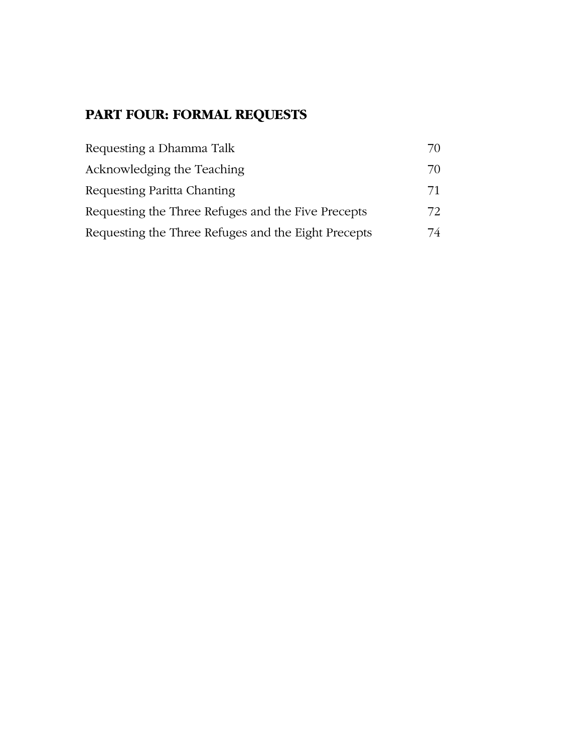## PART FOUR: FORMAL REQUESTS

| | |
|---|---|
| Requesting a Dhamma Talk | 70 |
| Acknowledging the Teaching | 70 |
| Requesting Paritta Chanting | 71 |
| Requesting the Three Refuges and the Five Precepts | 72 |
| Requesting the Three Refuges and the Eight Precepts | 74 |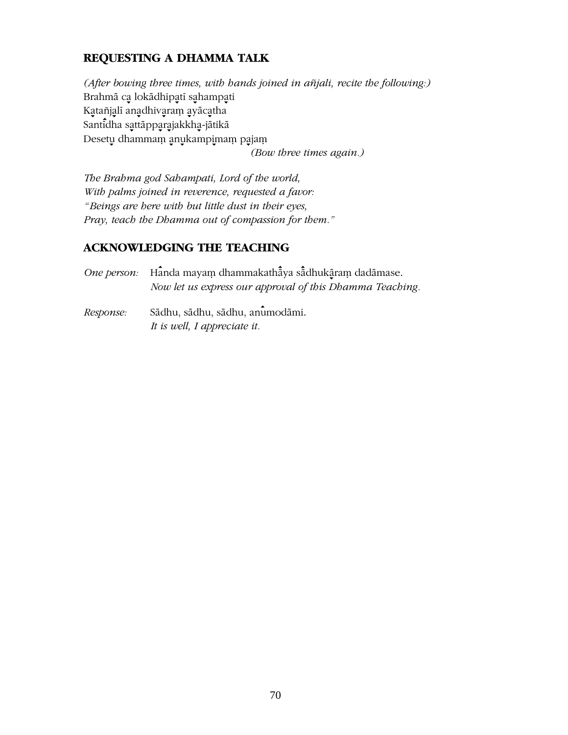## REQUESTING A DHAMMA TALK

*(After bowing three times, with hands joined in añjali, recite the following:)*
Brahmā ca lokādhipatī sahampati
Katañjalī anadhivaram ayācatha
Santīdha sattāpparajakkha-jātikā
Desetu dhammaṃ anukampimaṃ pajaṃ
*(Bow three times again.)*

*The Brahma god Sahampati, Lord of the world,*
*With palms joined in reverence, requested a favor:*
*"Beings are here with but little dust in their eyes,*
*Pray, teach the Dhamma out of compassion for them."*

## ACKNOWLEDGING THE TEACHING

*One person:* Handa mayaṃ dhammakathāya sādhukāraṃ dadāmase.
*Now let us express our approval of this Dhamma Teaching.*

*Response:* Sādhu, sādhu, sādhu, anumodāmi.
*It is well, I appreciate it.*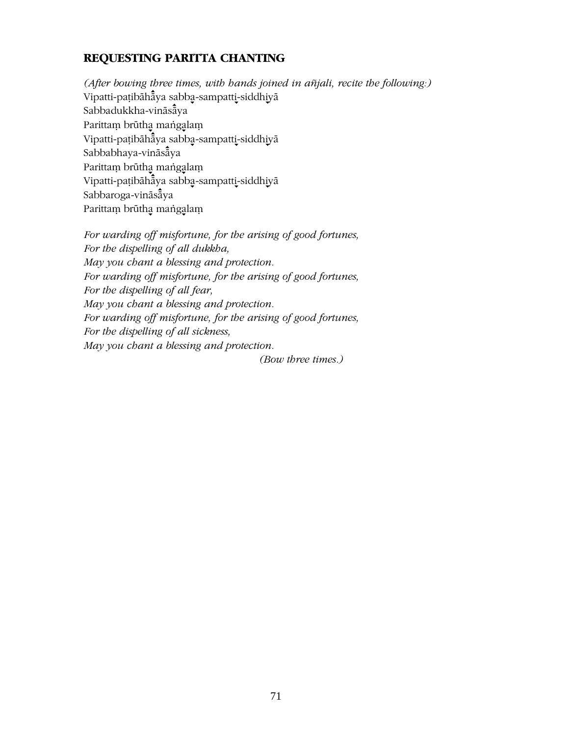## REQUESTING PARITTA CHANTING

*(After bowing three times, with hands joined in añjali, recite the following:)*

Vipatti-paṭibāhāya sabba-sampatti-siddhiyā
Sabbadukkha-vināsāya
Parittaṃ brūtha maṅgalaṃ
Vipatti-paṭibāhāya sabba-sampatti-siddhiyā
Sabbabhaya-vināsāya
Parittaṃ brūtha maṅgalaṃ
Vipatti-paṭibāhāya sabba-sampatti-siddhiyā
Sabbaroga-vināsāya
Parittaṃ brūtha maṅgalaṃ

*For warding off misfortune, for the arising of good fortunes,*
*For the dispelling of all dukkha,*
*May you chant a blessing and protection.*
*For warding off misfortune, for the arising of good fortunes,*
*For the dispelling of all fear,*
*May you chant a blessing and protection.*
*For warding off misfortune, for the arising of good fortunes,*
*For the dispelling of all sickness,*
*May you chant a blessing and protection.*

*(Bow three times.)*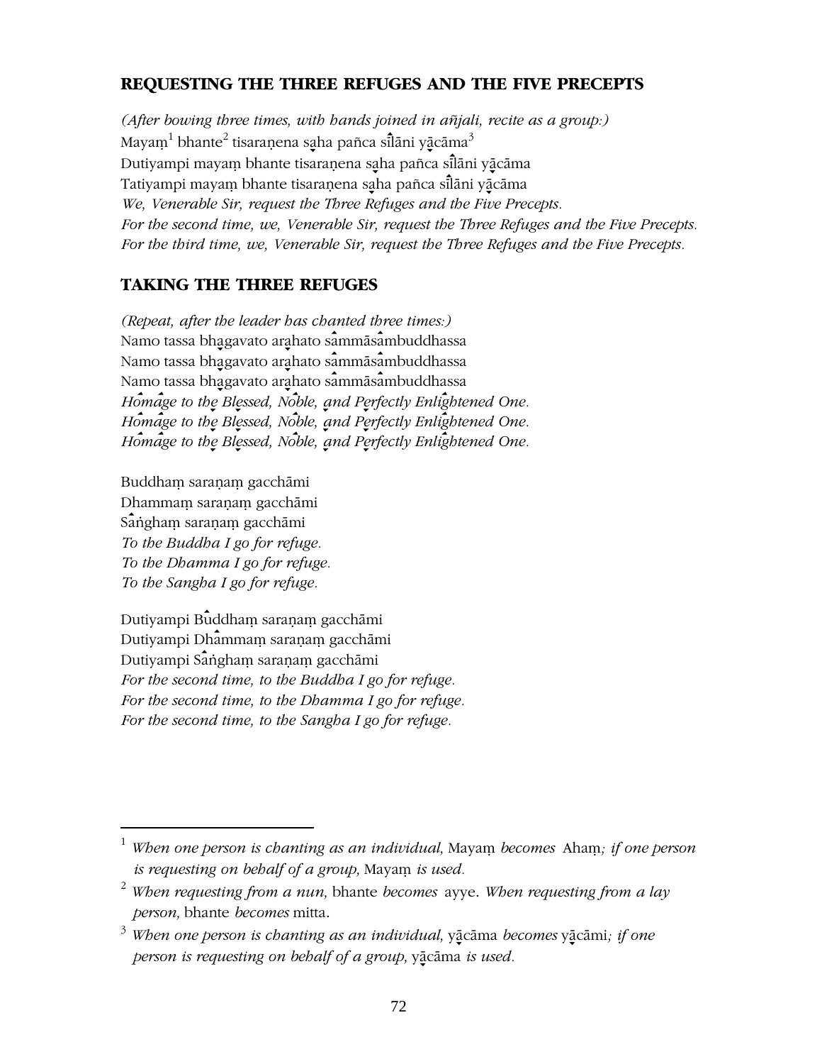## REQUESTING THE THREE REFUGES AND THE FIVE PRECEPTS

*(After bowing three times, with hands joined in añjali, recite as a group:)*

Mayaṃ[1] bhante[2] tisaraṇena saha pañca sīlāni yācāma[3]
Dutiyampi mayaṃ bhante tisaraṇena saha pañca sīlāni yācāma
Tatiyampi mayaṃ bhante tisaraṇena saha pañca sīlāni yācāma
*We, Venerable Sir, request the Three Refuges and the Five Precepts.*
*For the second time, we, Venerable Sir, request the Three Refuges and the Five Precepts.*
*For the third time, we, Venerable Sir, request the Three Refuges and the Five Precepts.*

## TAKING THE THREE REFUGES

*(Repeat, after the leader has chanted three times:)*

Namo tassa bhagavato arahato sammāsambuddhassa
Namo tassa bhagavato arahato sammāsambuddhassa
Namo tassa bhagavato arahato sammāsambuddhassa
*Homage to the Blessed, Noble, and Perfectly Enlightened One.*
*Homage to the Blessed, Noble, and Perfectly Enlightened One.*
*Homage to the Blessed, Noble, and Perfectly Enlightened One.*

Buddhaṃ saraṇaṃ gacchāmi
Dhammaṃ saraṇaṃ gacchāmi
Saṅghaṃ saraṇaṃ gacchāmi
*To the Buddha I go for refuge.*
*To the Dhamma I go for refuge.*
*To the Sangha I go for refuge.*

Dutiyampi Buddhaṃ saraṇaṃ gacchāmi
Dutiyampi Dhammaṃ saraṇaṃ gacchāmi
Dutiyampi Saṅghaṃ saraṇaṃ gacchāmi
*For the second time, to the Buddha I go for refuge.*
*For the second time, to the Dhamma I go for refuge.*
*For the second time, to the Sangha I go for refuge.*

---

[1] *When one person is chanting as an individual,* Mayaṃ *becomes* Ahaṃ*; if one person is requesting on behalf of a group,* Mayaṃ *is used.*

[2] *When requesting from a nun,* bhante *becomes* ayye. *When requesting from a lay person,* bhante *becomes* mitta.

[3] *When one person is chanting as an individual,* yācāma *becomes* yācāmi*; if one person is requesting on behalf of a group,* yācāma *is used.*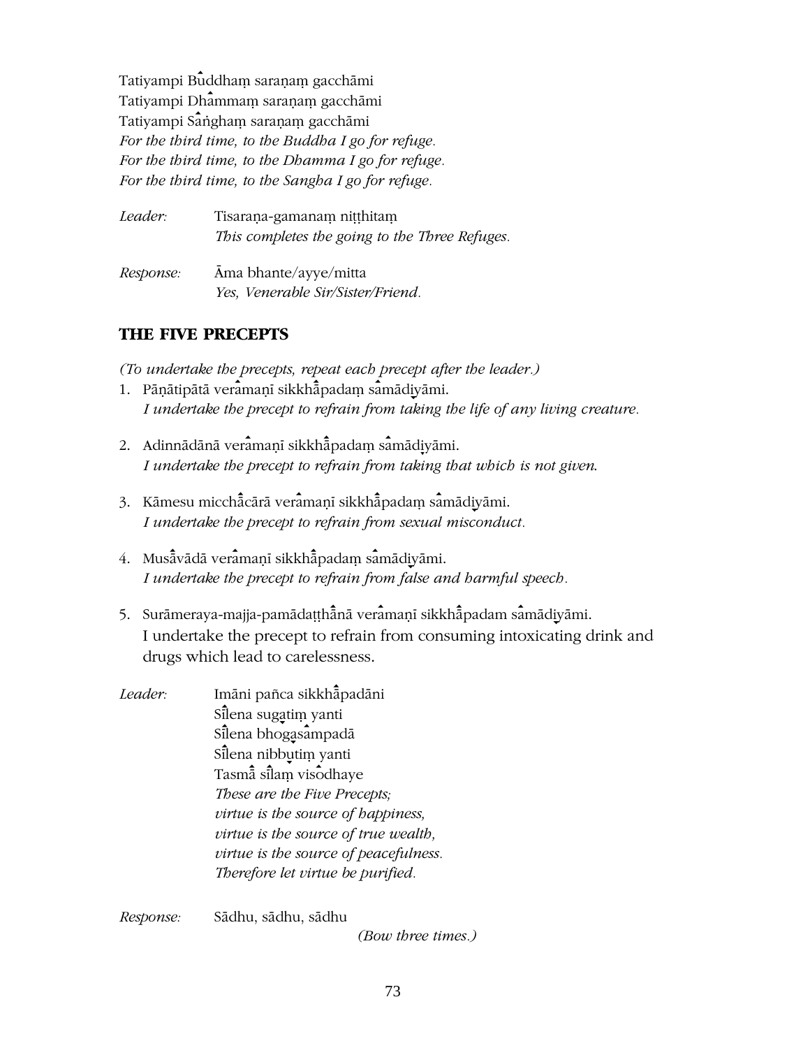Tatiyampi Buddhaṃ saraṇaṃ gacchāmi
Tatiyampi Dhammaṃ saraṇaṃ gacchāmi
Tatiyampi Saṅghaṃ saraṇaṃ gacchāmi
*For the third time, to the Buddha I go for refuge.*
*For the third time, to the Dhamma I go for refuge.*
*For the third time, to the Sangha I go for refuge.*

*Leader:* Tisaraṇa-gamanaṃ niṭṭhitaṃ
*This completes the going to the Three Refuges.*

*Response:* Āma bhante/ayye/mitta
*Yes, Venerable Sir/Sister/Friend.*

## THE FIVE PRECEPTS

*(To undertake the precepts, repeat each precept after the leader.)*

1. Pāṇātipātā veramaṇī sikkhāpadaṃ samādiyāmi.
   *I undertake the precept to refrain from taking the life of any living creature.*

2. Adinnādānā veramaṇī sikkhāpadaṃ samādiyāmi.
   *I undertake the precept to refrain from taking that which is not given.*

3. Kāmesu micchācārā veramaṇī sikkhāpadaṃ samādiyāmi.
   *I undertake the precept to refrain from sexual misconduct.*

4. Musāvādā veramaṇī sikkhāpadaṃ samādiyāmi.
   *I undertake the precept to refrain from false and harmful speech.*

5. Surāmeraya-majja-pamādaṭṭhānā veramaṇī sikkhāpadam samādiyāmi.
   I undertake the precept to refrain from consuming intoxicating drink and drugs which lead to carelessness.

*Leader:* Imāni pañca sikkhāpadāni
Sīlena sugatiṃ yanti
Sīlena bhogasampadā
Sīlena nibbutiṃ yanti
Tasmā sīlaṃ visodhaye
*These are the Five Precepts;*
*virtue is the source of happiness,*
*virtue is the source of true wealth,*
*virtue is the source of peacefulness.*
*Therefore let virtue be purified.*

*Response:* Sādhu, sādhu, sādhu
*(Bow three times.)*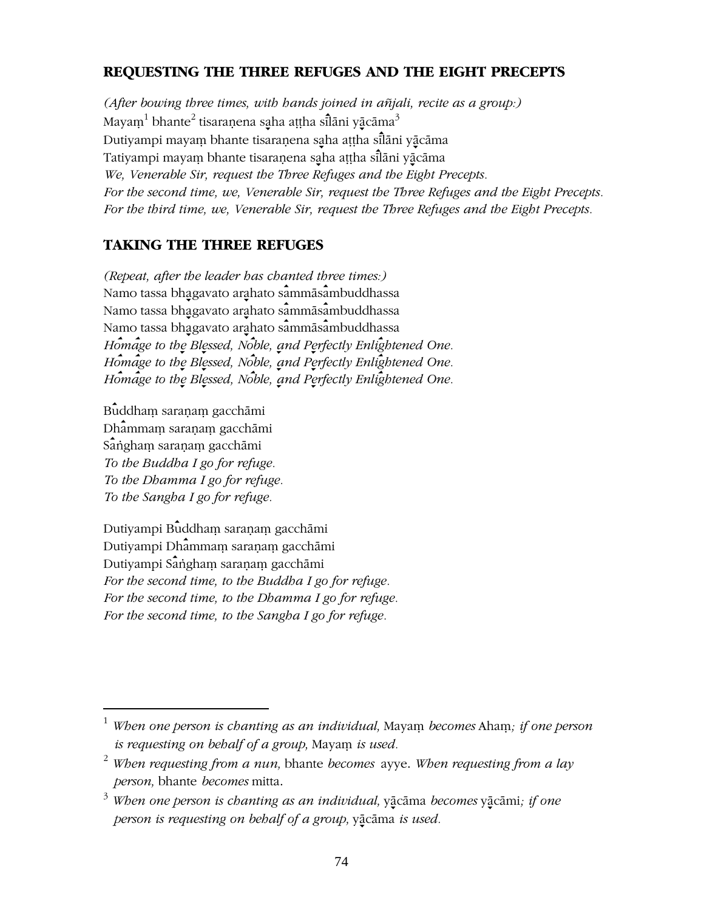## REQUESTING THE THREE REFUGES AND THE EIGHT PRECEPTS

*(After bowing three times, with hands joined in añjali, recite as a group:)*
Mayaṃ[1] bhante[2] tisaraṇena saha aṭṭha sīlāni yācāma[3]
Dutiyampi mayaṃ bhante tisaraṇena saha aṭṭha sīlāni yācāma
Tatiyampi mayaṃ bhante tisaraṇena saha aṭṭha sīlāni yācāma
*We, Venerable Sir, request the Three Refuges and the Eight Precepts.*
*For the second time, we, Venerable Sir, request the Three Refuges and the Eight Precepts.*
*For the third time, we, Venerable Sir, request the Three Refuges and the Eight Precepts.*

## TAKING THE THREE REFUGES

*(Repeat, after the leader has chanted three times:)*
Namo tassa bhagavato arahato sammāsambuddhassa
Namo tassa bhagavato arahato sammāsambuddhassa
Namo tassa bhagavato arahato sammāsambuddhassa
*Homage to the Blessed, Noble, and Perfectly Enlightened One.*
*Homage to the Blessed, Noble, and Perfectly Enlightened One.*
*Homage to the Blessed, Noble, and Perfectly Enlightened One.*

Buddhaṃ saraṇaṃ gacchāmi
Dhammaṃ saraṇaṃ gacchāmi
Saṅghaṃ saraṇaṃ gacchāmi
*To the Buddha I go for refuge.*
*To the Dhamma I go for refuge.*
*To the Sangha I go for refuge.*

Dutiyampi Buddhaṃ saraṇaṃ gacchāmi
Dutiyampi Dhammaṃ saraṇaṃ gacchāmi
Dutiyampi Saṅghaṃ saraṇaṃ gacchāmi
*For the second time, to the Buddha I go for refuge.*
*For the second time, to the Dhamma I go for refuge.*
*For the second time, to the Sangha I go for refuge.*

---

[1] *When one person is chanting as an individual,* Mayaṃ *becomes* Ahaṃ*; if one person is requesting on behalf of a group,* Mayaṃ *is used.*

[2] *When requesting from a nun,* bhante *becomes* ayye. *When requesting from a lay person,* bhante *becomes* mitta.

[3] *When one person is chanting as an individual,* yācāma *becomes* yācāmi*; if one person is requesting on behalf of a group,* yācāma *is used.*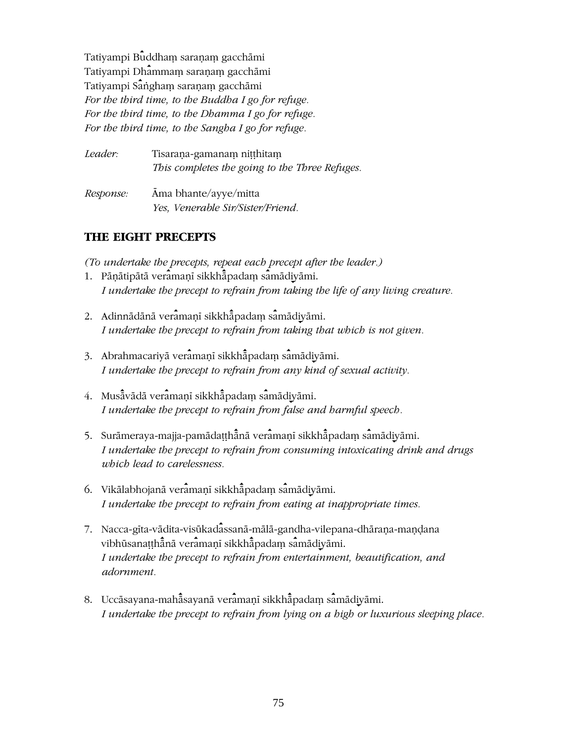Tatiyampi Buddhaṃ saraṇaṃ gacchāmi  
Tatiyampi Dhammaṃ saraṇaṃ gacchāmi  
Tatiyampi Saṅghaṃ saraṇaṃ gacchāmi  
*For the third time, to the Buddha I go for refuge.*  
*For the third time, to the Dhamma I go for refuge.*  
*For the third time, to the Sangha I go for refuge.*

*Leader:* Tisaraṇa-gamanaṃ niṭṭhitaṃ  
*This completes the going to the Three Refuges.*

*Response:* Āma bhante/ayye/mitta  
*Yes, Venerable Sir/Sister/Friend.*

## THE EIGHT PRECEPTS

*(To undertake the precepts, repeat each precept after the leader.)*

1. Pāṇātipātā veramaṇī sikkhāpadaṃ samādiyāmi.  
   *I undertake the precept to refrain from taking the life of any living creature.*

2. Adinnādānā veramaṇī sikkhāpadaṃ samādiyāmi.  
   *I undertake the precept to refrain from taking that which is not given.*

3. Abrahmacariyā veramaṇī sikkhāpadaṃ samādiyāmi.  
   *I undertake the precept to refrain from any kind of sexual activity.*

4. Musāvādā veramaṇī sikkhāpadaṃ samādiyāmi.  
   *I undertake the precept to refrain from false and harmful speech.*

5. Surāmeraya-majja-pamādaṭṭhānā veramaṇī sikkhāpadaṃ samādiyāmi.  
   *I undertake the precept to refrain from consuming intoxicating drink and drugs which lead to carelessness.*

6. Vikālabhojanā veramaṇī sikkhāpadaṃ samādiyāmi.  
   *I undertake the precept to refrain from eating at inappropriate times.*

7. Nacca-gīta-vādita-visūkadassanā-mālā-gandha-vilepana-dhāraṇa-maṇḍana vibhūsanaṭṭhānā veramaṇī sikkhāpadaṃ samādiyāmi.  
   *I undertake the precept to refrain from entertainment, beautification, and adornment.*

8. Uccāsayana-mahāsayanā veramaṇī sikkhāpadaṃ samādiyāmi.  
   *I undertake the precept to refrain from lying on a high or luxurious sleeping place.*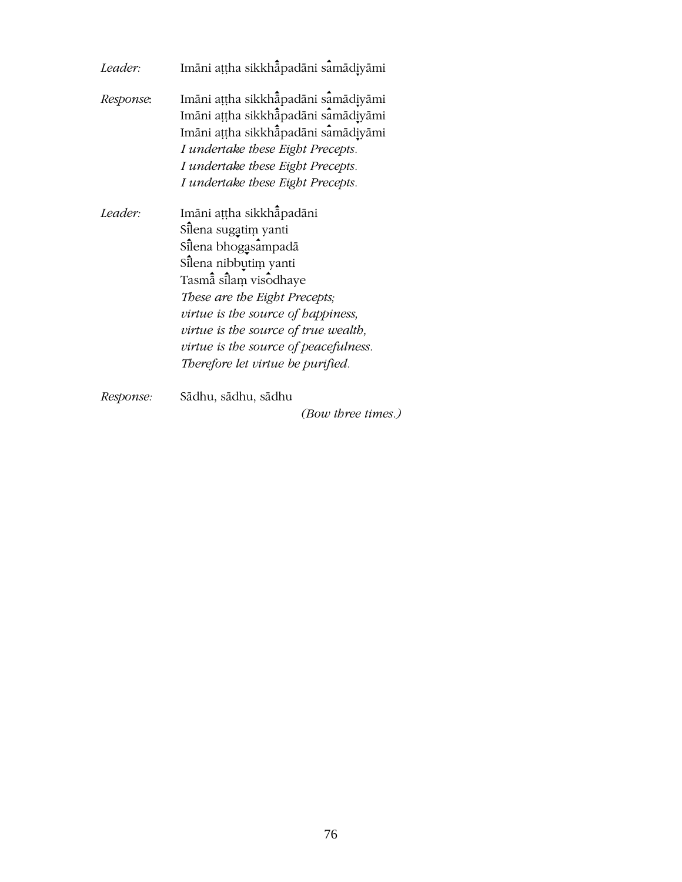*Leader:* Imāni aṭṭha sikkhāpadāni samādiyāmi

*Response:* Imāni aṭṭha sikkhāpadāni samādiyāmi
Imāni aṭṭha sikkhāpadāni samādiyāmi
Imāni aṭṭha sikkhāpadāni samādiyāmi
*I undertake these Eight Precepts.*
*I undertake these Eight Precepts.*
*I undertake these Eight Precepts.*

*Leader:* Imāni aṭṭha sikkhāpadāni
Sīlena sugatiṃ yanti
Sīlena bhogasampadā
Sīlena nibbutiṃ yanti
Tasmā sīlaṃ visodhaye
*These are the Eight Precepts;*
*virtue is the source of happiness,*
*virtue is the source of true wealth,*
*virtue is the source of peacefulness.*
*Therefore let virtue be purified.*

*Response:* Sādhu, sādhu, sādhu
*(Bow three times.)*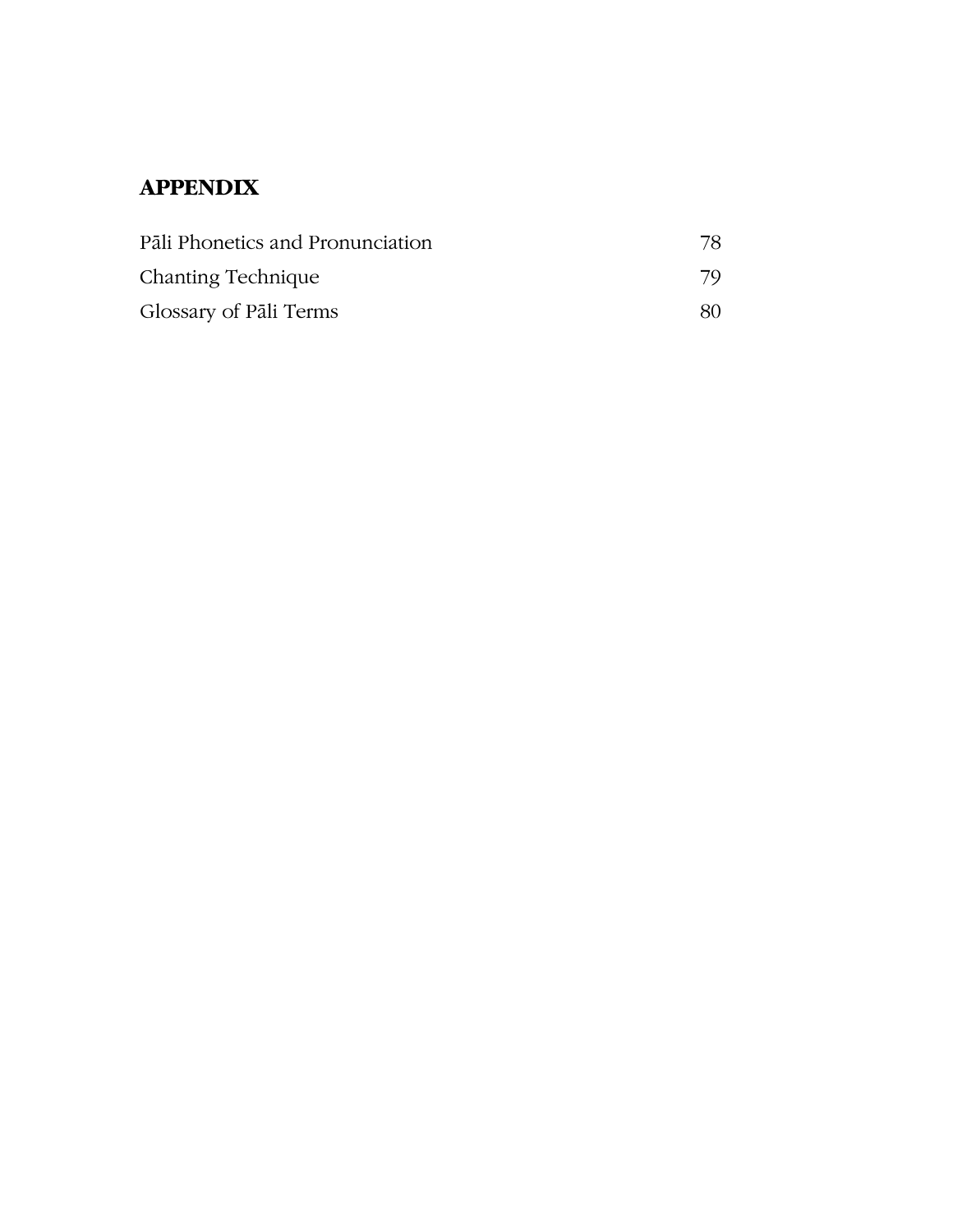# APPENDIX

| | |
|---|---|
| Pāli Phonetics and Pronunciation | 78 |
| Chanting Technique | 79 |
| Glossary of Pāli Terms | 80 |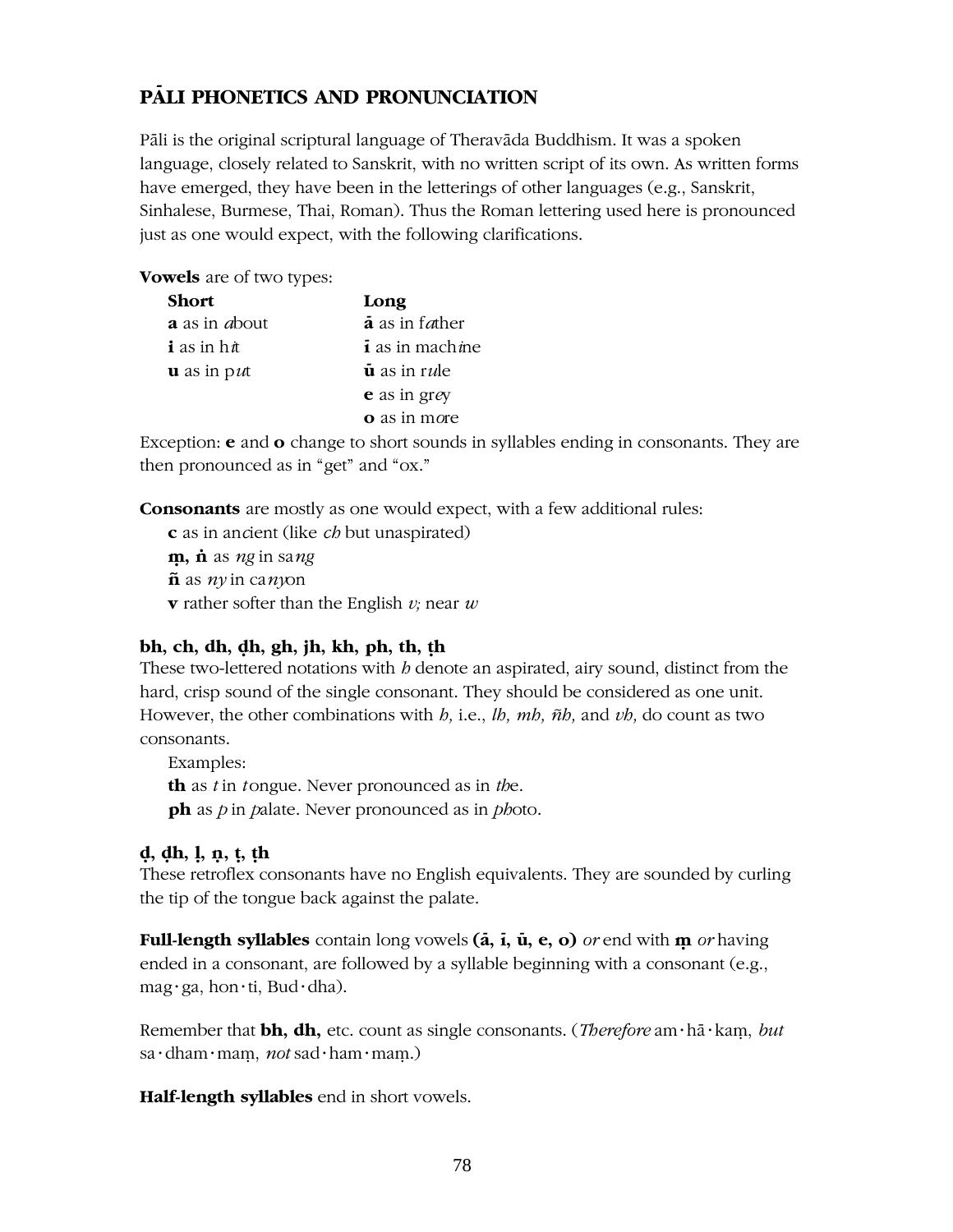## PĀLI PHONETICS AND PRONUNCIATION

Pāli is the original scriptural language of Theravāda Buddhism. It was a spoken language, closely related to Sanskrit, with no written script of its own. As written forms have emerged, they have been in the letterings of other languages (e.g., Sanskrit, Sinhalese, Burmese, Thai, Roman). Thus the Roman lettering used here is pronounced just as one would expect, with the following clarifications.

**Vowels** are of two types:

| **Short** | **Long** |
|---|---|
| **a** as in *a*bout | **ā** as in f*a*ther |
| **i** as in h*i*t | **ī** as in mach*i*ne |
| **u** as in p*u*t | **ū** as in r*u*le |
| | **e** as in gr*e*y |
| | **o** as in m*o*re |

Exception: **e** and **o** change to short sounds in syllables ending in consonants. They are then pronounced as in "get" and "ox."

**Consonants** are mostly as one would expect, with a few additional rules:

**c** as in an*c*ient (like *ch* but unaspirated)
**ṃ, ṅ** as *ng* in sa*ng*
**ñ** as *ny* in ca*ny*on
**v** rather softer than the English *v;* near *w*

**bh, ch, dh, ḍh, gh, jh, kh, ph, th, ṭh**
These two-lettered notations with *h* denote an aspirated, airy sound, distinct from the hard, crisp sound of the single consonant. They should be considered as one unit. However, the other combinations with *h,* i.e., *lh, mh, ñh,* and *vh,* do count as two consonants.

Examples:
**th** as *t* in *t*ongue. Never pronounced as in *th*e.
**ph** as *p* in *p*alate. Never pronounced as in *ph*oto.

**ḍ, ḍh, ḷ, ṇ, ṭ, ṭh**
These retroflex consonants have no English equivalents. They are sounded by curling the tip of the tongue back against the palate.

**Full-length syllables** contain long vowels **(ā, ī, ū, e, o)** *or* end with **ṃ** *or* having ended in a consonant, are followed by a syllable beginning with a consonant (e.g., mag·ga, hon·ti, Bud·dha).

Remember that **bh, dh,** etc. count as single consonants. (*Therefore* am·hā·kaṃ, *but* sa·dham·maṃ, *not* sad·ham·maṃ.)

**Half-length syllables** end in short vowels.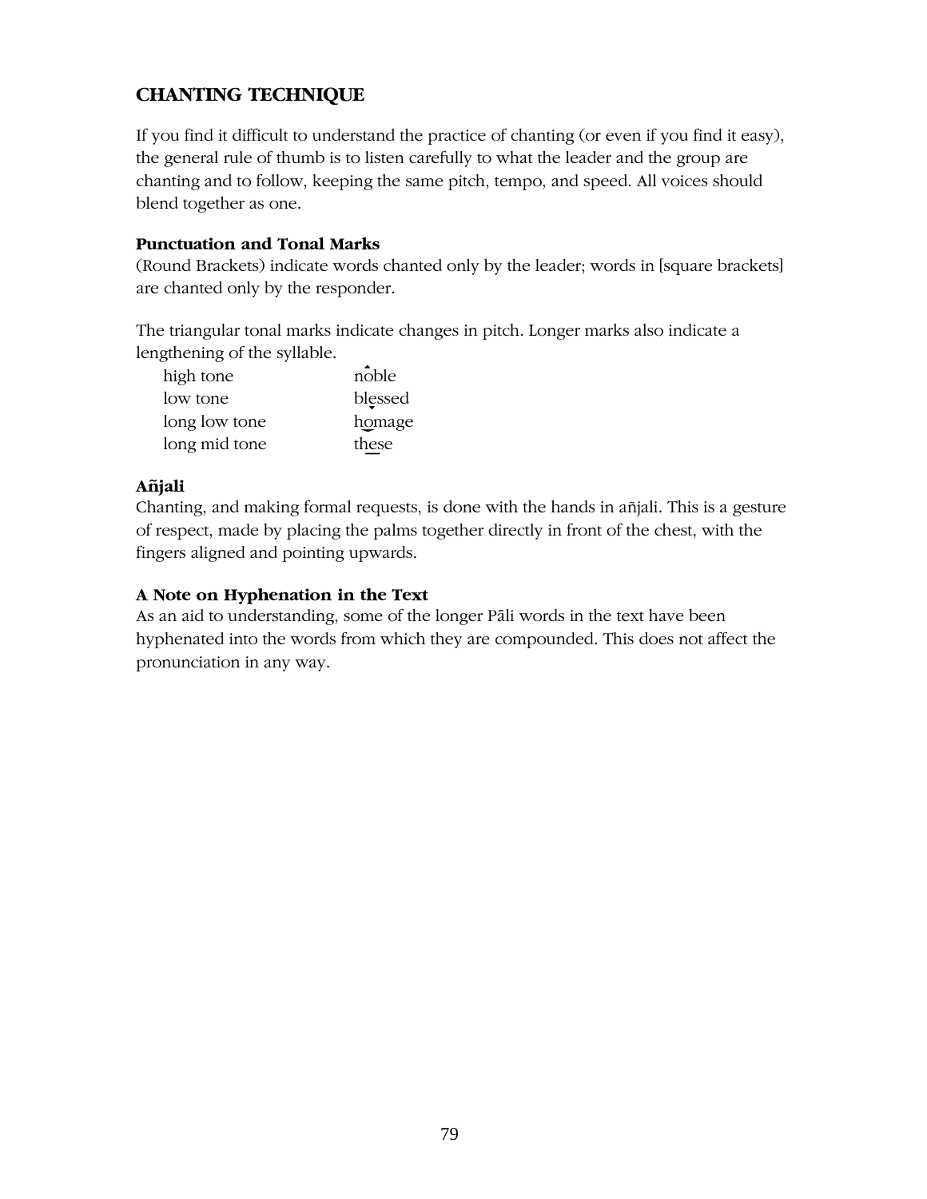## CHANTING TECHNIQUE

If you find it difficult to understand the practice of chanting (or even if you find it easy), the general rule of thumb is to listen carefully to what the leader and the group are chanting and to follow, keeping the same pitch, tempo, and speed. All voices should blend together as one.

### Punctuation and Tonal Marks

(Round Brackets) indicate words chanted only by the leader; words in [square brackets] are chanted only by the responder.

The triangular tonal marks indicate changes in pitch. Longer marks also indicate a lengthening of the syllable.

| | |
|---|---|
| high tone | nôble |
| low tone | blessed |
| long low tone | homage |
| long mid tone | these |

### Añjali

Chanting, and making formal requests, is done with the hands in añjali. This is a gesture of respect, made by placing the palms together directly in front of the chest, with the fingers aligned and pointing upwards.

### A Note on Hyphenation in the Text

As an aid to understanding, some of the longer Pāli words in the text have been hyphenated into the words from which they are compounded. This does not affect the pronunciation in any way.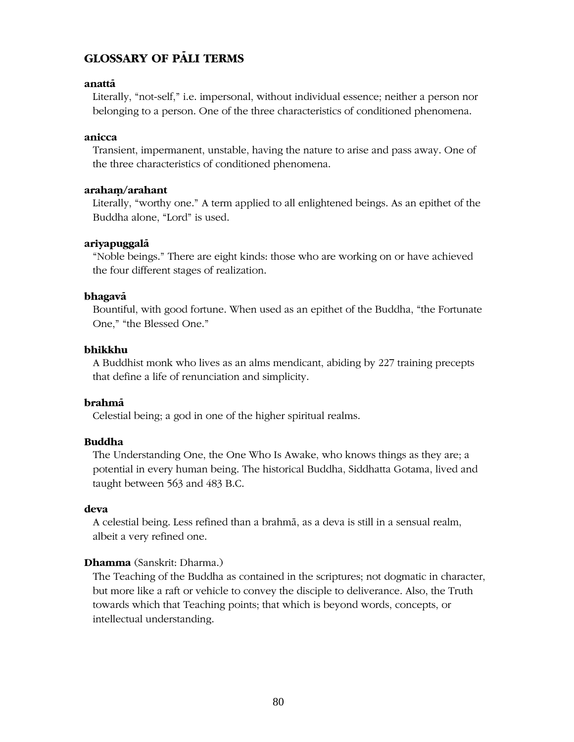## GLOSSARY OF PĀLI TERMS

**anattā**

Literally, "not-self," i.e. impersonal, without individual essence; neither a person nor belonging to a person. One of the three characteristics of conditioned phenomena.

**anicca**

Transient, impermanent, unstable, having the nature to arise and pass away. One of the three characteristics of conditioned phenomena.

**arahaṃ/arahant**

Literally, "worthy one." A term applied to all enlightened beings. As an epithet of the Buddha alone, "Lord" is used.

**ariyapuggalā**

"Noble beings." There are eight kinds: those who are working on or have achieved the four different stages of realization.

**bhagavā**

Bountiful, with good fortune. When used as an epithet of the Buddha, "the Fortunate One," "the Blessed One."

**bhikkhu**

A Buddhist monk who lives as an alms mendicant, abiding by 227 training precepts that define a life of renunciation and simplicity.

**brahmā**

Celestial being; a god in one of the higher spiritual realms.

**Buddha**

The Understanding One, the One Who Is Awake, who knows things as they are; a potential in every human being. The historical Buddha, Siddhatta Gotama, lived and taught between 563 and 483 B.C.

**deva**

A celestial being. Less refined than a brahmā, as a deva is still in a sensual realm, albeit a very refined one.

**Dhamma** (Sanskrit: Dharma.)

The Teaching of the Buddha as contained in the scriptures; not dogmatic in character, but more like a raft or vehicle to convey the disciple to deliverance. Also, the Truth towards which that Teaching points; that which is beyond words, concepts, or intellectual understanding.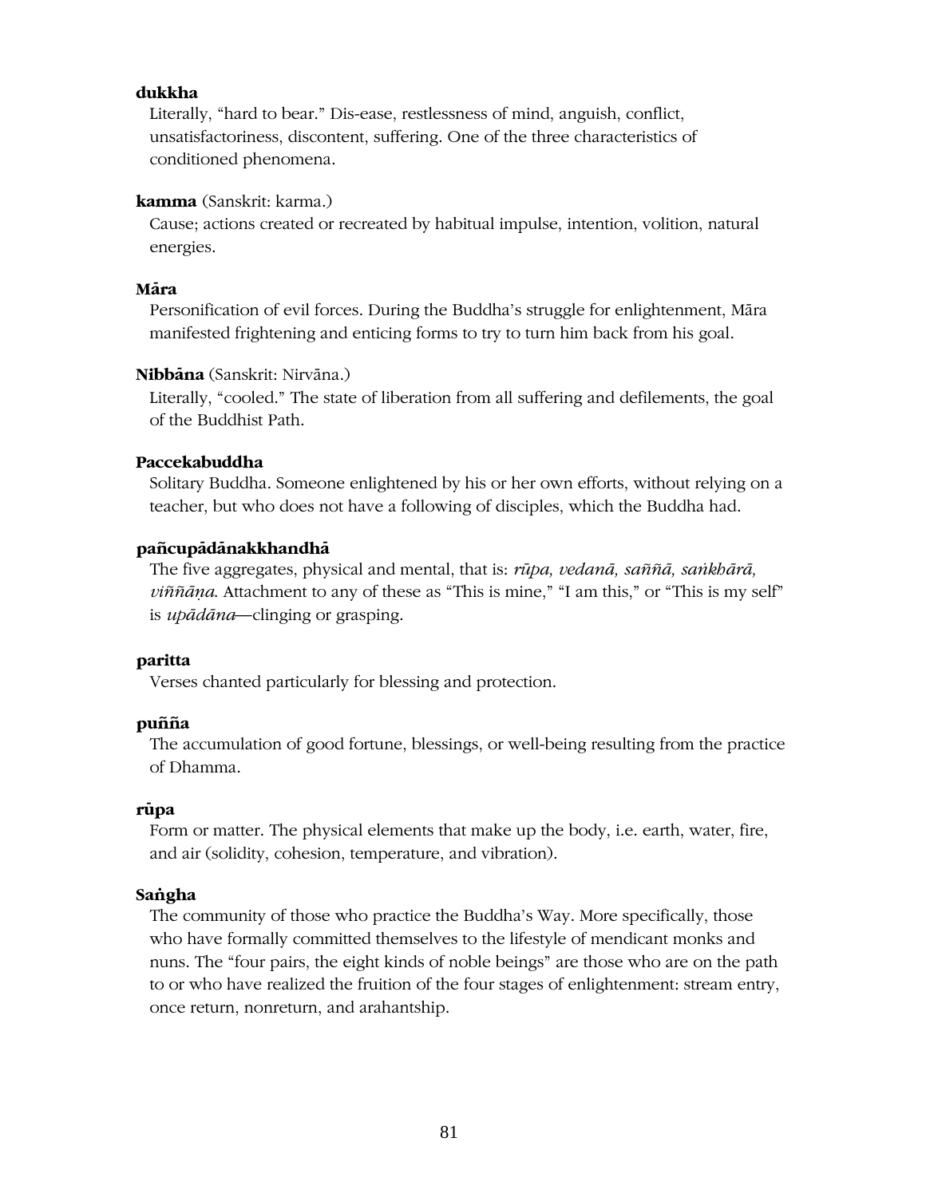**dukkha**
Literally, "hard to bear." Dis-ease, restlessness of mind, anguish, conflict, unsatisfactoriness, discontent, suffering. One of the three characteristics of conditioned phenomena.

**kamma** (Sanskrit: karma.)
Cause; actions created or recreated by habitual impulse, intention, volition, natural energies.

**Māra**
Personification of evil forces. During the Buddha's struggle for enlightenment, Māra manifested frightening and enticing forms to try to turn him back from his goal.

**Nibbāna** (Sanskrit: Nirvāna.)
Literally, "cooled." The state of liberation from all suffering and defilements, the goal of the Buddhist Path.

**Paccekabuddha**
Solitary Buddha. Someone enlightened by his or her own efforts, without relying on a teacher, but who does not have a following of disciples, which the Buddha had.

**pañcupādānakkhandhā**
The five aggregates, physical and mental, that is: *rūpa, vedanā, saññā, saṅkhārā, viññāṇa*. Attachment to any of these as "This is mine," "I am this," or "This is my self" is *upādāna*—clinging or grasping.

**paritta**
Verses chanted particularly for blessing and protection.

**puñña**
The accumulation of good fortune, blessings, or well-being resulting from the practice of Dhamma.

**rūpa**
Form or matter. The physical elements that make up the body, i.e. earth, water, fire, and air (solidity, cohesion, temperature, and vibration).

**Saṅgha**
The community of those who practice the Buddha's Way. More specifically, those who have formally committed themselves to the lifestyle of mendicant monks and nuns. The "four pairs, the eight kinds of noble beings" are those who are on the path to or who have realized the fruition of the four stages of enlightenment: stream entry, once return, nonreturn, and arahantship.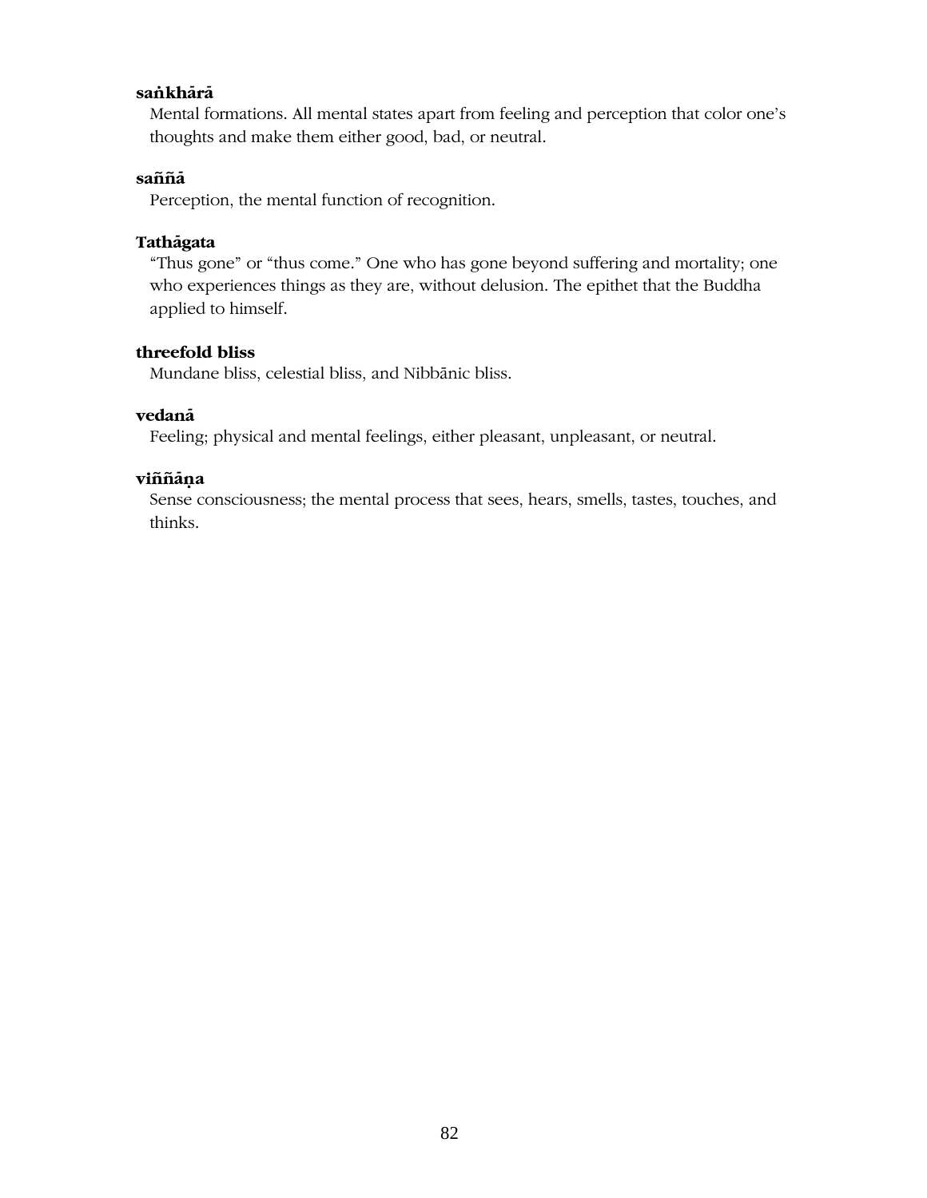**saṅkhārā**
Mental formations. All mental states apart from feeling and perception that color one's thoughts and make them either good, bad, or neutral.

**saññā**
Perception, the mental function of recognition.

**Tathāgata**
"Thus gone" or "thus come." One who has gone beyond suffering and mortality; one who experiences things as they are, without delusion. The epithet that the Buddha applied to himself.

**threefold bliss**
Mundane bliss, celestial bliss, and Nibbānic bliss.

**vedanā**
Feeling; physical and mental feelings, either pleasant, unpleasant, or neutral.

**viññāṇa**
Sense consciousness; the mental process that sees, hears, smells, tastes, touches, and thinks.